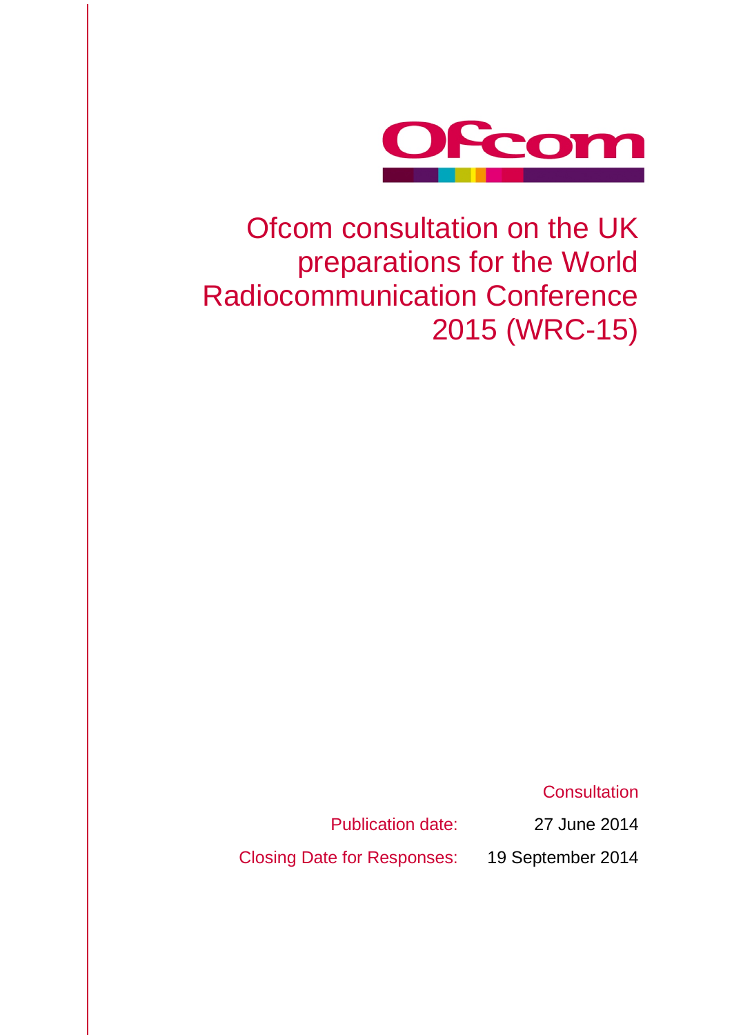# Ofcom consultation on the UK preparations for the World Radiocommunication Conference 2015 (WRC-15)

Consultation

Publication date: 27 June 2014

Closing Date for Responses: 19 September 2014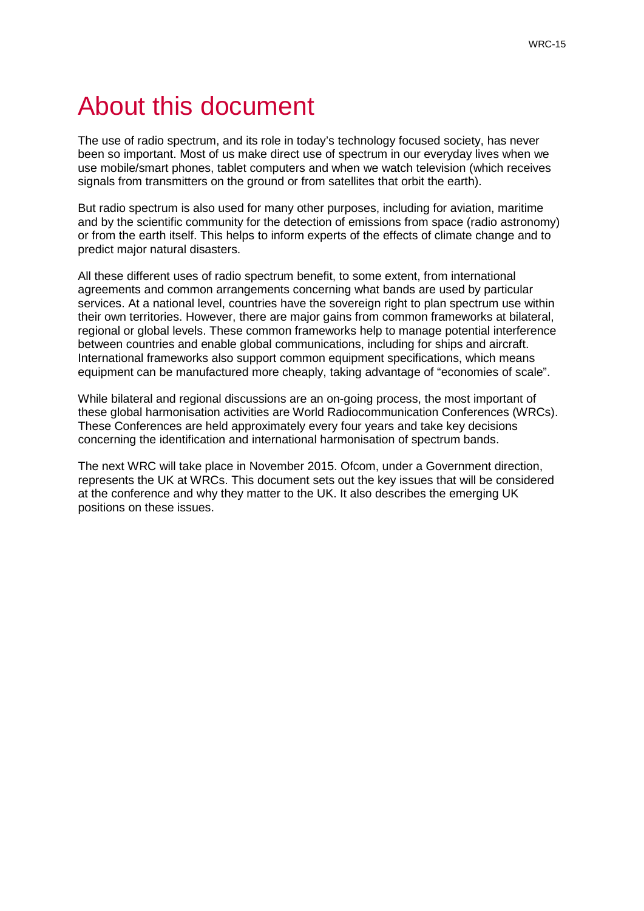# About this document

The use of radio spectrum, and its role in today's technology focused society, has never been so important. Most of us make direct use of spectrum in our everyday lives when we use mobile/smart phones, tablet computers and when we watch television (which receives signals from transmitters on the ground or from satellites that orbit the earth).

But radio spectrum is also used for many other purposes, including for aviation, maritime and by the scientific community for the detection of emissions from space (radio astronomy) or from the earth itself. This helps to inform experts of the effects of climate change and to predict major natural disasters.

All these different uses of radio spectrum benefit, to some extent, from international agreements and common arrangements concerning what bands are used by particular services. At a national level, countries have the sovereign right to plan spectrum use within their own territories. However, there are major gains from common frameworks at bilateral, regional or global levels. These common frameworks help to manage potential interference between countries and enable global communications, including for ships and aircraft. International frameworks also support common equipment specifications, which means equipment can be manufactured more cheaply, taking advantage of "economies of scale".

While bilateral and regional discussions are an on-going process, the most important of these global harmonisation activities are World Radiocommunication Conferences (WRCs). These Conferences are held approximately every four years and take key decisions concerning the identification and international harmonisation of spectrum bands.

The next WRC will take place in November 2015. Ofcom, under a Government direction, represents the UK at WRCs. This document sets out the key issues that will be considered at the conference and why they matter to the UK. It also describes the emerging UK positions on these issues.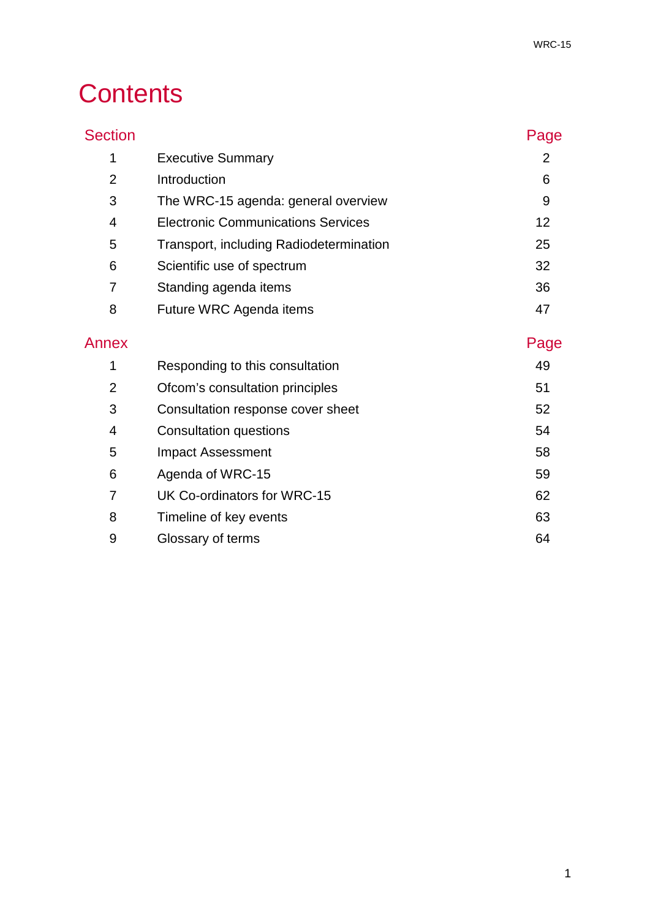# Contents

| Section | | Page |
|---|---|---|
| 1 | Executive Summary | 2 |
| 2 | Introduction | 6 |
| 3 | The WRC-15 agenda: general overview | 9 |
| 4 | Electronic Communications Services | 12 |
| 5 | Transport, including Radiodetermination | 25 |
| 6 | Scientific use of spectrum | 32 |
| 7 | Standing agenda items | 36 |
| 8 | Future WRC Agenda items | 47 |

| Annex | | Page |
|---|---|---|
| 1 | Responding to this consultation | 49 |
| 2 | Ofcom's consultation principles | 51 |
| 3 | Consultation response cover sheet | 52 |
| 4 | Consultation questions | 54 |
| 5 | Impact Assessment | 58 |
| 6 | Agenda of WRC-15 | 59 |
| 7 | UK Co-ordinators for WRC-15 | 62 |
| 8 | Timeline of key events | 63 |
| 9 | Glossary of terms | 64 |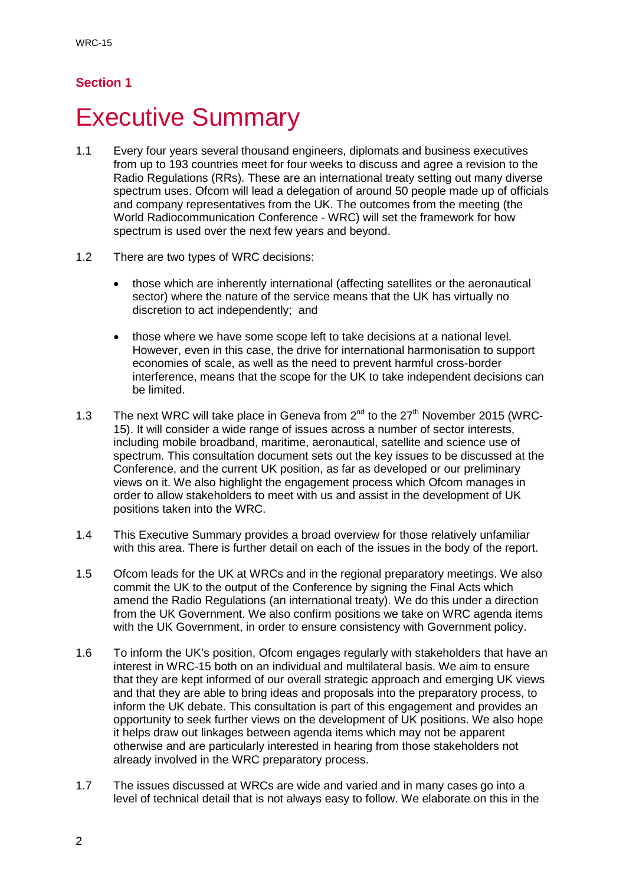## Section 1

# Executive Summary

1.1 Every four years several thousand engineers, diplomats and business executives from up to 193 countries meet for four weeks to discuss and agree a revision to the Radio Regulations (RRs). These are an international treaty setting out many diverse spectrum uses. Ofcom will lead a delegation of around 50 people made up of officials and company representatives from the UK. The outcomes from the meeting (the World Radiocommunication Conference - WRC) will set the framework for how spectrum is used over the next few years and beyond.

1.2 There are two types of WRC decisions:

- those which are inherently international (affecting satellites or the aeronautical sector) where the nature of the service means that the UK has virtually no discretion to act independently; and
- those where we have some scope left to take decisions at a national level. However, even in this case, the drive for international harmonisation to support economies of scale, as well as the need to prevent harmful cross-border interference, means that the scope for the UK to take independent decisions can be limited.

1.3 The next WRC will take place in Geneva from 2nd to the 27th November 2015 (WRC-15). It will consider a wide range of issues across a number of sector interests, including mobile broadband, maritime, aeronautical, satellite and science use of spectrum. This consultation document sets out the key issues to be discussed at the Conference, and the current UK position, as far as developed or our preliminary views on it. We also highlight the engagement process which Ofcom manages in order to allow stakeholders to meet with us and assist in the development of UK positions taken into the WRC.

1.4 This Executive Summary provides a broad overview for those relatively unfamiliar with this area. There is further detail on each of the issues in the body of the report.

1.5 Ofcom leads for the UK at WRCs and in the regional preparatory meetings. We also commit the UK to the output of the Conference by signing the Final Acts which amend the Radio Regulations (an international treaty). We do this under a direction from the UK Government. We also confirm positions we take on WRC agenda items with the UK Government, in order to ensure consistency with Government policy.

1.6 To inform the UK's position, Ofcom engages regularly with stakeholders that have an interest in WRC-15 both on an individual and multilateral basis. We aim to ensure that they are kept informed of our overall strategic approach and emerging UK views and that they are able to bring ideas and proposals into the preparatory process, to inform the UK debate. This consultation is part of this engagement and provides an opportunity to seek further views on the development of UK positions. We also hope it helps draw out linkages between agenda items which may not be apparent otherwise and are particularly interested in hearing from those stakeholders not already involved in the WRC preparatory process.

1.7 The issues discussed at WRCs are wide and varied and in many cases go into a level of technical detail that is not always easy to follow. We elaborate on this in the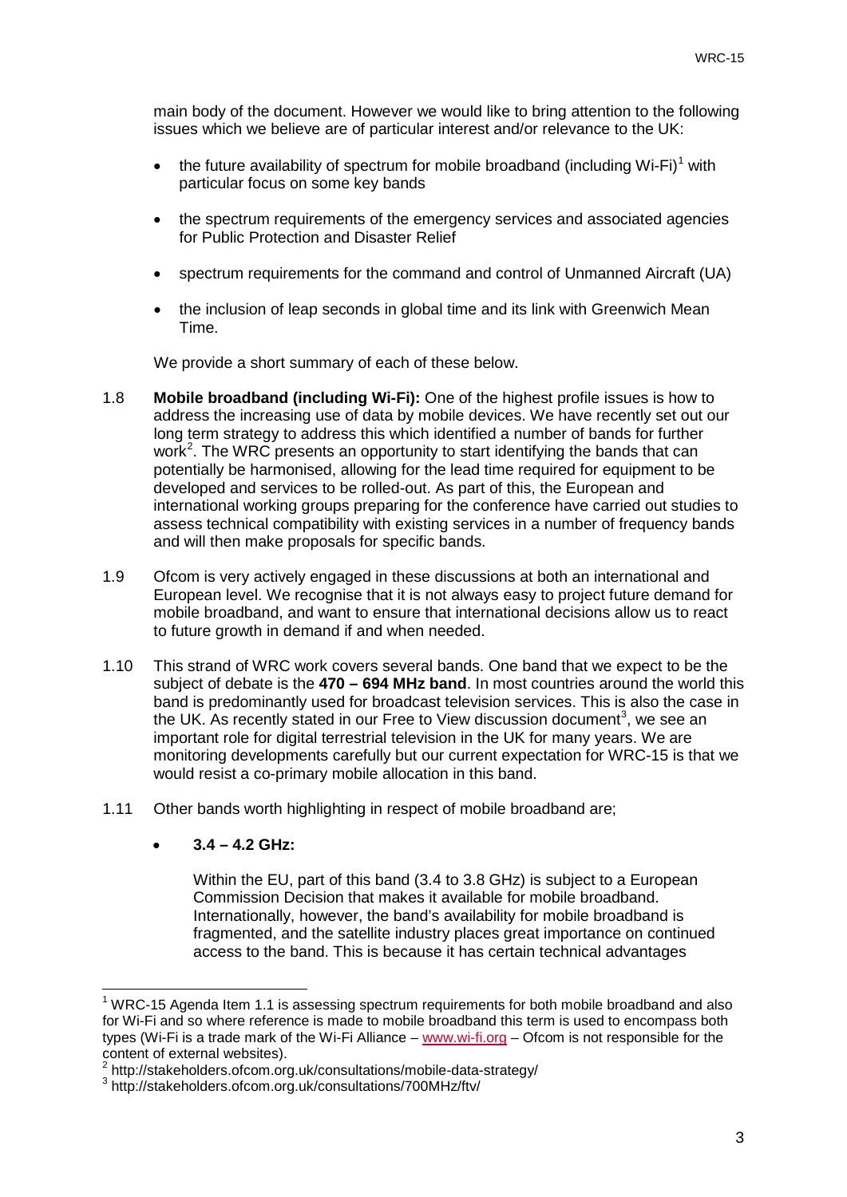main body of the document. However we would like to bring attention to the following issues which we believe are of particular interest and/or relevance to the UK:

- the future availability of spectrum for mobile broadband (including Wi-Fi)[1] with particular focus on some key bands
- the spectrum requirements of the emergency services and associated agencies for Public Protection and Disaster Relief
- spectrum requirements for the command and control of Unmanned Aircraft (UA)
- the inclusion of leap seconds in global time and its link with Greenwich Mean Time.

We provide a short summary of each of these below.

1.8 **Mobile broadband (including Wi-Fi):** One of the highest profile issues is how to address the increasing use of data by mobile devices. We have recently set out our long term strategy to address this which identified a number of bands for further work[2]. The WRC presents an opportunity to start identifying the bands that can potentially be harmonised, allowing for the lead time required for equipment to be developed and services to be rolled-out. As part of this, the European and international working groups preparing for the conference have carried out studies to assess technical compatibility with existing services in a number of frequency bands and will then make proposals for specific bands.

1.9 Ofcom is very actively engaged in these discussions at both an international and European level. We recognise that it is not always easy to project future demand for mobile broadband, and want to ensure that international decisions allow us to react to future growth in demand if and when needed.

1.10 This strand of WRC work covers several bands. One band that we expect to be the subject of debate is the **470 – 694 MHz band**. In most countries around the world this band is predominantly used for broadcast television services. This is also the case in the UK. As recently stated in our Free to View discussion document[3], we see an important role for digital terrestrial television in the UK for many years. We are monitoring developments carefully but our current expectation for WRC-15 is that we would resist a co-primary mobile allocation in this band.

1.11 Other bands worth highlighting in respect of mobile broadband are;

- **3.4 – 4.2 GHz:**

  Within the EU, part of this band (3.4 to 3.8 GHz) is subject to a European Commission Decision that makes it available for mobile broadband. Internationally, however, the band's availability for mobile broadband is fragmented, and the satellite industry places great importance on continued access to the band. This is because it has certain technical advantages

---

[1] WRC-15 Agenda Item 1.1 is assessing spectrum requirements for both mobile broadband and also for Wi-Fi and so where reference is made to mobile broadband this term is used to encompass both types (Wi-Fi is a trade mark of the Wi-Fi Alliance – www.wi-fi.org – Ofcom is not responsible for the content of external websites).

[2] http://stakeholders.ofcom.org.uk/consultations/mobile-data-strategy/

[3] http://stakeholders.ofcom.org.uk/consultations/700MHz/ftv/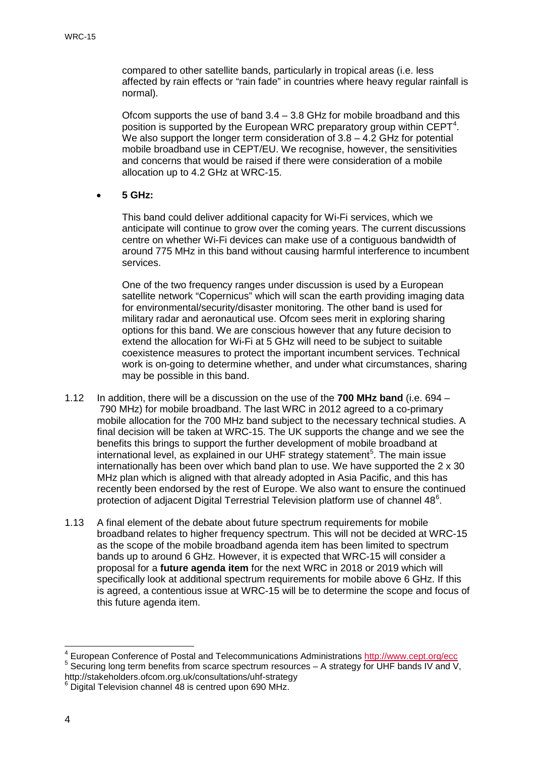compared to other satellite bands, particularly in tropical areas (i.e. less affected by rain effects or "rain fade" in countries where heavy regular rainfall is normal).

Ofcom supports the use of band 3.4 – 3.8 GHz for mobile broadband and this position is supported by the European WRC preparatory group within CEPT[4]. We also support the longer term consideration of 3.8 – 4.2 GHz for potential mobile broadband use in CEPT/EU. We recognise, however, the sensitivities and concerns that would be raised if there were consideration of a mobile allocation up to 4.2 GHz at WRC-15.

- **5 GHz:**

  This band could deliver additional capacity for Wi-Fi services, which we anticipate will continue to grow over the coming years. The current discussions centre on whether Wi-Fi devices can make use of a contiguous bandwidth of around 775 MHz in this band without causing harmful interference to incumbent services.

  One of the two frequency ranges under discussion is used by a European satellite network "Copernicus" which will scan the earth providing imaging data for environmental/security/disaster monitoring. The other band is used for military radar and aeronautical use. Ofcom sees merit in exploring sharing options for this band. We are conscious however that any future decision to extend the allocation for Wi-Fi at 5 GHz will need to be subject to suitable coexistence measures to protect the important incumbent services. Technical work is on-going to determine whether, and under what circumstances, sharing may be possible in this band.

1.12 In addition, there will be a discussion on the use of the **700 MHz band** (i.e. 694 – 790 MHz) for mobile broadband. The last WRC in 2012 agreed to a co-primary mobile allocation for the 700 MHz band subject to the necessary technical studies. A final decision will be taken at WRC-15. The UK supports the change and we see the benefits this brings to support the further development of mobile broadband at international level, as explained in our UHF strategy statement[5]. The main issue internationally has been over which band plan to use. We have supported the 2 x 30 MHz plan which is aligned with that already adopted in Asia Pacific, and this has recently been endorsed by the rest of Europe. We also want to ensure the continued protection of adjacent Digital Terrestrial Television platform use of channel 48[6].

1.13 A final element of the debate about future spectrum requirements for mobile broadband relates to higher frequency spectrum. This will not be decided at WRC-15 as the scope of the mobile broadband agenda item has been limited to spectrum bands up to around 6 GHz. However, it is expected that WRC-15 will consider a proposal for a **future agenda item** for the next WRC in 2018 or 2019 which will specifically look at additional spectrum requirements for mobile above 6 GHz. If this is agreed, a contentious issue at WRC-15 will be to determine the scope and focus of this future agenda item.

---

[4] European Conference of Postal and Telecommunications Administrations http://www.cept.org/ecc

[5] Securing long term benefits from scarce spectrum resources – A strategy for UHF bands IV and V, http://stakeholders.ofcom.org.uk/consultations/uhf-strategy

[6] Digital Television channel 48 is centred upon 690 MHz.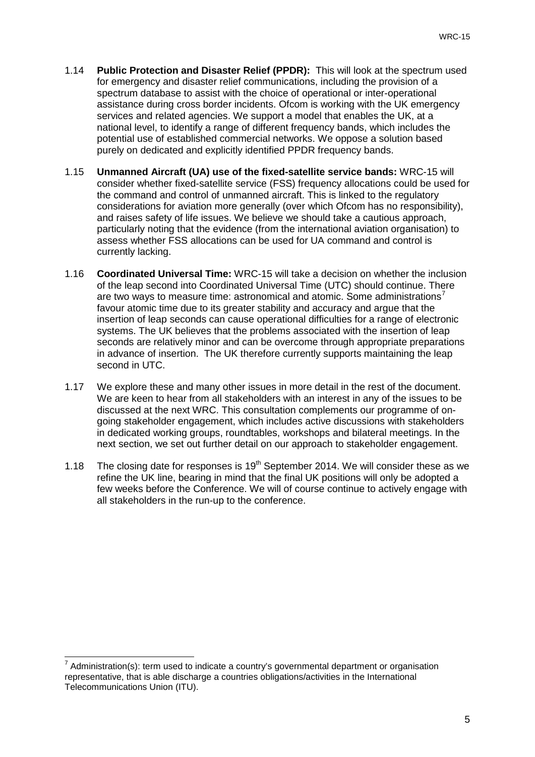1.14 **Public Protection and Disaster Relief (PPDR):** This will look at the spectrum used for emergency and disaster relief communications, including the provision of a spectrum database to assist with the choice of operational or inter-operational assistance during cross border incidents. Ofcom is working with the UK emergency services and related agencies. We support a model that enables the UK, at a national level, to identify a range of different frequency bands, which includes the potential use of established commercial networks. We oppose a solution based purely on dedicated and explicitly identified PPDR frequency bands.

1.15 **Unmanned Aircraft (UA) use of the fixed-satellite service bands:** WRC-15 will consider whether fixed-satellite service (FSS) frequency allocations could be used for the command and control of unmanned aircraft. This is linked to the regulatory considerations for aviation more generally (over which Ofcom has no responsibility), and raises safety of life issues. We believe we should take a cautious approach, particularly noting that the evidence (from the international aviation organisation) to assess whether FSS allocations can be used for UA command and control is currently lacking.

1.16 **Coordinated Universal Time:** WRC-15 will take a decision on whether the inclusion of the leap second into Coordinated Universal Time (UTC) should continue. There are two ways to measure time: astronomical and atomic. Some administrations[7] favour atomic time due to its greater stability and accuracy and argue that the insertion of leap seconds can cause operational difficulties for a range of electronic systems. The UK believes that the problems associated with the insertion of leap seconds are relatively minor and can be overcome through appropriate preparations in advance of insertion. The UK therefore currently supports maintaining the leap second in UTC.

1.17 We explore these and many other issues in more detail in the rest of the document. We are keen to hear from all stakeholders with an interest in any of the issues to be discussed at the next WRC. This consultation complements our programme of on-going stakeholder engagement, which includes active discussions with stakeholders in dedicated working groups, roundtables, workshops and bilateral meetings. In the next section, we set out further detail on our approach to stakeholder engagement.

1.18 The closing date for responses is 19th September 2014. We will consider these as we refine the UK line, bearing in mind that the final UK positions will only be adopted a few weeks before the Conference. We will of course continue to actively engage with all stakeholders in the run-up to the conference.

---

[7] Administration(s): term used to indicate a country's governmental department or organisation representative, that is able discharge a countries obligations/activities in the International Telecommunications Union (ITU).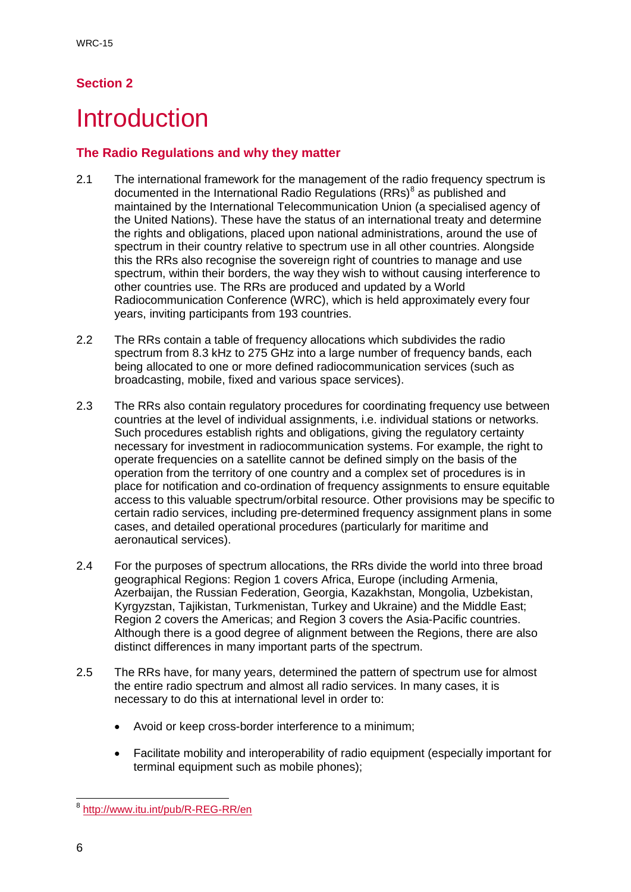## Section 2

# Introduction

### The Radio Regulations and why they matter

2.1 The international framework for the management of the radio frequency spectrum is documented in the International Radio Regulations (RRs)[8] as published and maintained by the International Telecommunication Union (a specialised agency of the United Nations). These have the status of an international treaty and determine the rights and obligations, placed upon national administrations, around the use of spectrum in their country relative to spectrum use in all other countries. Alongside this the RRs also recognise the sovereign right of countries to manage and use spectrum, within their borders, the way they wish to without causing interference to other countries use. The RRs are produced and updated by a World Radiocommunication Conference (WRC), which is held approximately every four years, inviting participants from 193 countries.

2.2 The RRs contain a table of frequency allocations which subdivides the radio spectrum from 8.3 kHz to 275 GHz into a large number of frequency bands, each being allocated to one or more defined radiocommunication services (such as broadcasting, mobile, fixed and various space services).

2.3 The RRs also contain regulatory procedures for coordinating frequency use between countries at the level of individual assignments, i.e. individual stations or networks. Such procedures establish rights and obligations, giving the regulatory certainty necessary for investment in radiocommunication systems. For example, the right to operate frequencies on a satellite cannot be defined simply on the basis of the operation from the territory of one country and a complex set of procedures is in place for notification and co-ordination of frequency assignments to ensure equitable access to this valuable spectrum/orbital resource. Other provisions may be specific to certain radio services, including pre-determined frequency assignment plans in some cases, and detailed operational procedures (particularly for maritime and aeronautical services).

2.4 For the purposes of spectrum allocations, the RRs divide the world into three broad geographical Regions: Region 1 covers Africa, Europe (including Armenia, Azerbaijan, the Russian Federation, Georgia, Kazakhstan, Mongolia, Uzbekistan, Kyrgyzstan, Tajikistan, Turkmenistan, Turkey and Ukraine) and the Middle East; Region 2 covers the Americas; and Region 3 covers the Asia-Pacific countries. Although there is a good degree of alignment between the Regions, there are also distinct differences in many important parts of the spectrum.

2.5 The RRs have, for many years, determined the pattern of spectrum use for almost the entire radio spectrum and almost all radio services. In many cases, it is necessary to do this at international level in order to:

- Avoid or keep cross-border interference to a minimum;
- Facilitate mobility and interoperability of radio equipment (especially important for terminal equipment such as mobile phones);

[8] http://www.itu.int/pub/R-REG-RR/en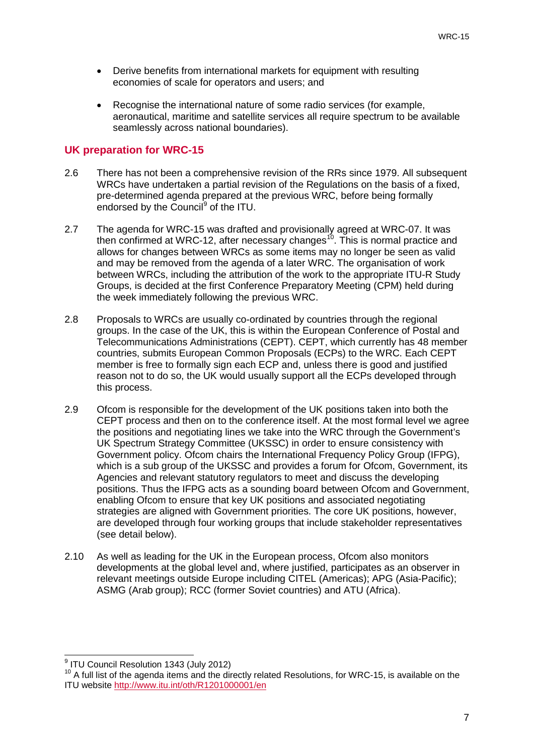- Derive benefits from international markets for equipment with resulting economies of scale for operators and users; and
- Recognise the international nature of some radio services (for example, aeronautical, maritime and satellite services all require spectrum to be available seamlessly across national boundaries).

## UK preparation for WRC-15

2.6 There has not been a comprehensive revision of the RRs since 1979. All subsequent WRCs have undertaken a partial revision of the Regulations on the basis of a fixed, pre-determined agenda prepared at the previous WRC, before being formally endorsed by the Council[9] of the ITU.

2.7 The agenda for WRC-15 was drafted and provisionally agreed at WRC-07. It was then confirmed at WRC-12, after necessary changes[10]. This is normal practice and allows for changes between WRCs as some items may no longer be seen as valid and may be removed from the agenda of a later WRC. The organisation of work between WRCs, including the attribution of the work to the appropriate ITU-R Study Groups, is decided at the first Conference Preparatory Meeting (CPM) held during the week immediately following the previous WRC.

2.8 Proposals to WRCs are usually co-ordinated by countries through the regional groups. In the case of the UK, this is within the European Conference of Postal and Telecommunications Administrations (CEPT). CEPT, which currently has 48 member countries, submits European Common Proposals (ECPs) to the WRC. Each CEPT member is free to formally sign each ECP and, unless there is good and justified reason not to do so, the UK would usually support all the ECPs developed through this process.

2.9 Ofcom is responsible for the development of the UK positions taken into both the CEPT process and then on to the conference itself. At the most formal level we agree the positions and negotiating lines we take into the WRC through the Government's UK Spectrum Strategy Committee (UKSSC) in order to ensure consistency with Government policy. Ofcom chairs the International Frequency Policy Group (IFPG), which is a sub group of the UKSSC and provides a forum for Ofcom, Government, its Agencies and relevant statutory regulators to meet and discuss the developing positions. Thus the IFPG acts as a sounding board between Ofcom and Government, enabling Ofcom to ensure that key UK positions and associated negotiating strategies are aligned with Government priorities. The core UK positions, however, are developed through four working groups that include stakeholder representatives (see detail below).

2.10 As well as leading for the UK in the European process, Ofcom also monitors developments at the global level and, where justified, participates as an observer in relevant meetings outside Europe including CITEL (Americas); APG (Asia-Pacific); ASMG (Arab group); RCC (former Soviet countries) and ATU (Africa).

---

[9] ITU Council Resolution 1343 (July 2012)

[10] A full list of the agenda items and the directly related Resolutions, for WRC-15, is available on the ITU website http://www.itu.int/oth/R1201000001/en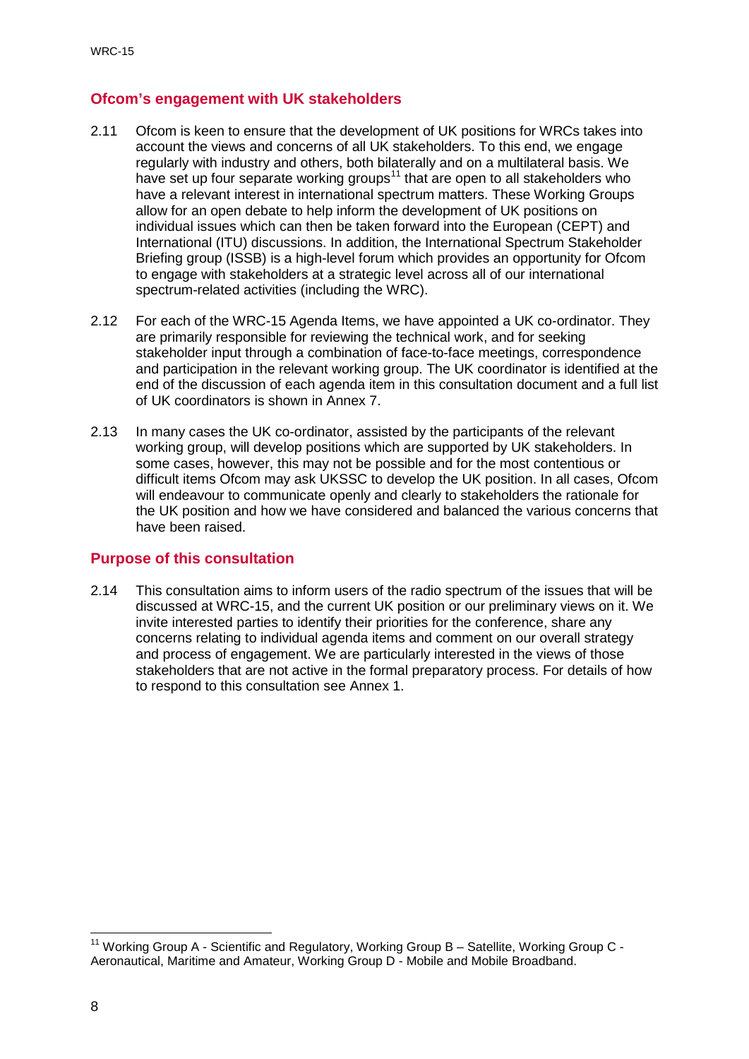## Ofcom's engagement with UK stakeholders

2.11 Ofcom is keen to ensure that the development of UK positions for WRCs takes into account the views and concerns of all UK stakeholders. To this end, we engage regularly with industry and others, both bilaterally and on a multilateral basis. We have set up four separate working groups[11] that are open to all stakeholders who have a relevant interest in international spectrum matters. These Working Groups allow for an open debate to help inform the development of UK positions on individual issues which can then be taken forward into the European (CEPT) and International (ITU) discussions. In addition, the International Spectrum Stakeholder Briefing group (ISSB) is a high-level forum which provides an opportunity for Ofcom to engage with stakeholders at a strategic level across all of our international spectrum-related activities (including the WRC).

2.12 For each of the WRC-15 Agenda Items, we have appointed a UK co-ordinator. They are primarily responsible for reviewing the technical work, and for seeking stakeholder input through a combination of face-to-face meetings, correspondence and participation in the relevant working group. The UK coordinator is identified at the end of the discussion of each agenda item in this consultation document and a full list of UK coordinators is shown in Annex 7.

2.13 In many cases the UK co-ordinator, assisted by the participants of the relevant working group, will develop positions which are supported by UK stakeholders. In some cases, however, this may not be possible and for the most contentious or difficult items Ofcom may ask UKSSC to develop the UK position. In all cases, Ofcom will endeavour to communicate openly and clearly to stakeholders the rationale for the UK position and how we have considered and balanced the various concerns that have been raised.

## Purpose of this consultation

2.14 This consultation aims to inform users of the radio spectrum of the issues that will be discussed at WRC-15, and the current UK position or our preliminary views on it. We invite interested parties to identify their priorities for the conference, share any concerns relating to individual agenda items and comment on our overall strategy and process of engagement. We are particularly interested in the views of those stakeholders that are not active in the formal preparatory process. For details of how to respond to this consultation see Annex 1.

---

[11] Working Group A - Scientific and Regulatory, Working Group B – Satellite, Working Group C - Aeronautical, Maritime and Amateur, Working Group D - Mobile and Mobile Broadband.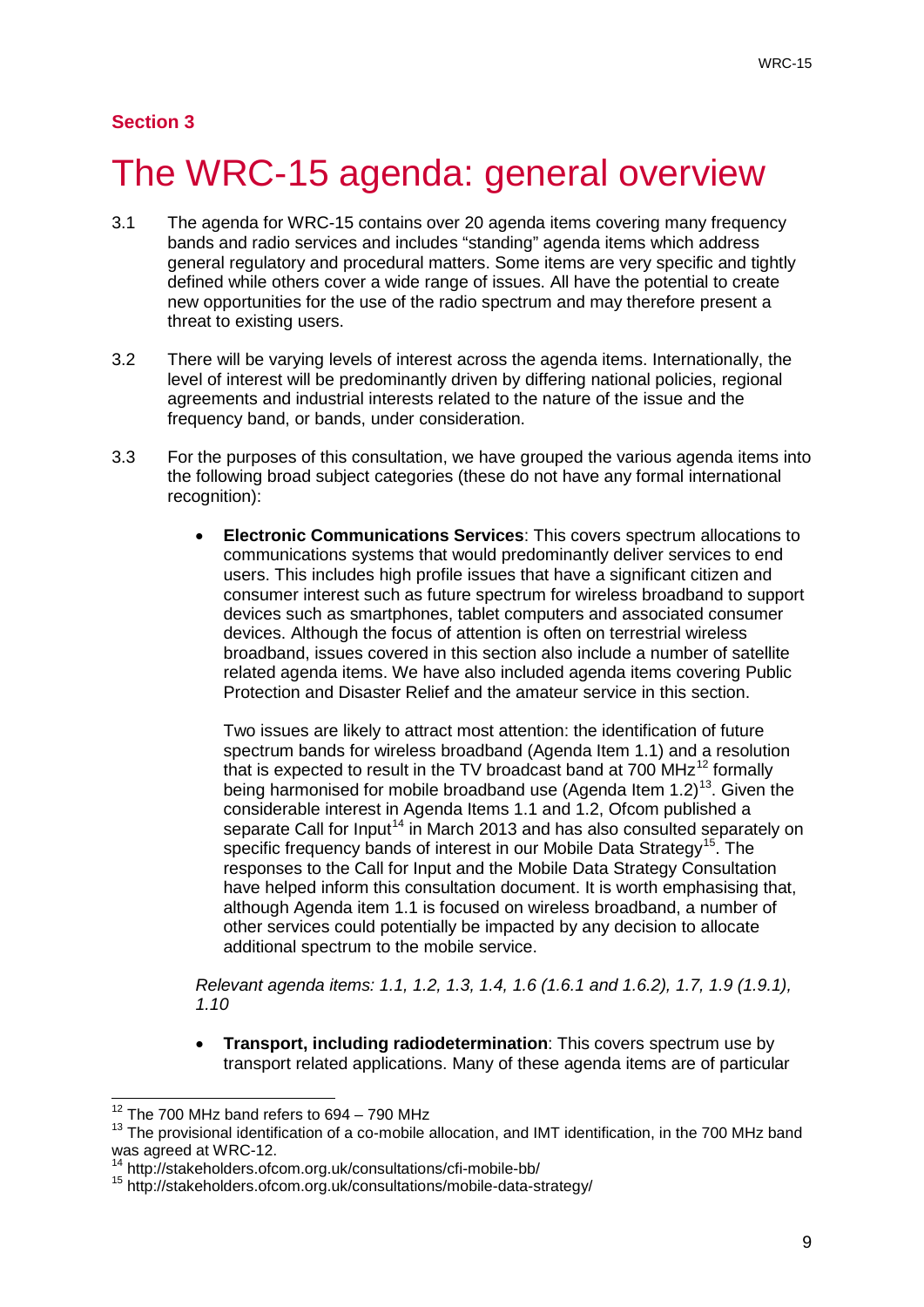**Section 3**

# The WRC-15 agenda: general overview

3.1 The agenda for WRC-15 contains over 20 agenda items covering many frequency bands and radio services and includes "standing" agenda items which address general regulatory and procedural matters. Some items are very specific and tightly defined while others cover a wide range of issues. All have the potential to create new opportunities for the use of the radio spectrum and may therefore present a threat to existing users.

3.2 There will be varying levels of interest across the agenda items. Internationally, the level of interest will be predominantly driven by differing national policies, regional agreements and industrial interests related to the nature of the issue and the frequency band, or bands, under consideration.

3.3 For the purposes of this consultation, we have grouped the various agenda items into the following broad subject categories (these do not have any formal international recognition):

- **Electronic Communications Services**: This covers spectrum allocations to communications systems that would predominantly deliver services to end users. This includes high profile issues that have a significant citizen and consumer interest such as future spectrum for wireless broadband to support devices such as smartphones, tablet computers and associated consumer devices. Although the focus of attention is often on terrestrial wireless broadband, issues covered in this section also include a number of satellite related agenda items. We have also included agenda items covering Public Protection and Disaster Relief and the amateur service in this section.

  Two issues are likely to attract most attention: the identification of future spectrum bands for wireless broadband (Agenda Item 1.1) and a resolution that is expected to result in the TV broadcast band at 700 MHz[12] formally being harmonised for mobile broadband use (Agenda Item 1.2)[13]. Given the considerable interest in Agenda Items 1.1 and 1.2, Ofcom published a separate Call for Input[14] in March 2013 and has also consulted separately on specific frequency bands of interest in our Mobile Data Strategy[15]. The responses to the Call for Input and the Mobile Data Strategy Consultation have helped inform this consultation document. It is worth emphasising that, although Agenda item 1.1 is focused on wireless broadband, a number of other services could potentially be impacted by any decision to allocate additional spectrum to the mobile service.

*Relevant agenda items: 1.1, 1.2, 1.3, 1.4, 1.6 (1.6.1 and 1.6.2), 1.7, 1.9 (1.9.1), 1.10*

- **Transport, including radiodetermination**: This covers spectrum use by transport related applications. Many of these agenda items are of particular

---

[12] The 700 MHz band refers to 694 – 790 MHz

[13] The provisional identification of a co-mobile allocation, and IMT identification, in the 700 MHz band was agreed at WRC-12.

[14] http://stakeholders.ofcom.org.uk/consultations/cfi-mobile-bb/

[15] http://stakeholders.ofcom.org.uk/consultations/mobile-data-strategy/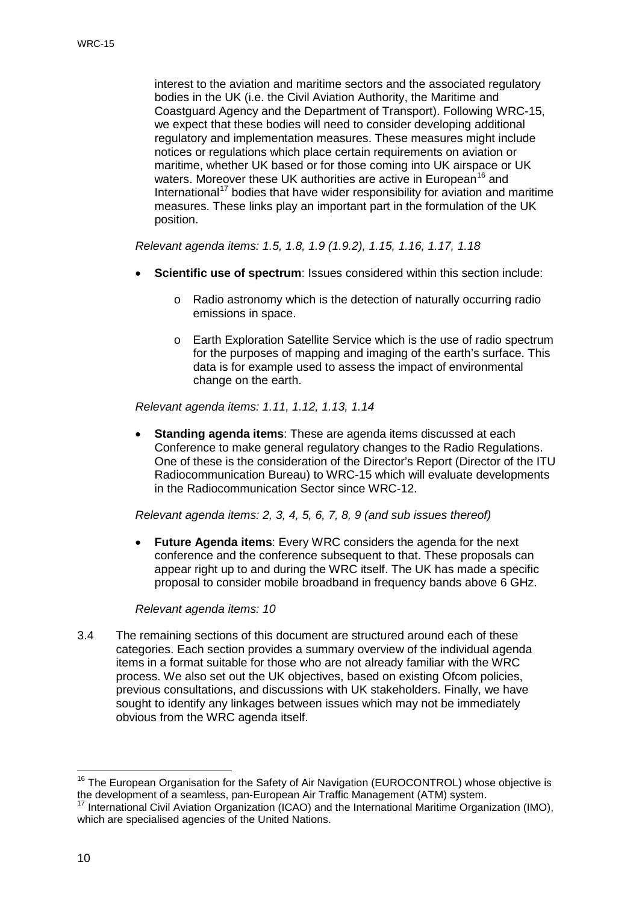interest to the aviation and maritime sectors and the associated regulatory bodies in the UK (i.e. the Civil Aviation Authority, the Maritime and Coastguard Agency and the Department of Transport). Following WRC-15, we expect that these bodies will need to consider developing additional regulatory and implementation measures. These measures might include notices or regulations which place certain requirements on aviation or maritime, whether UK based or for those coming into UK airspace or UK waters. Moreover these UK authorities are active in European[16] and International[17] bodies that have wider responsibility for aviation and maritime measures. These links play an important part in the formulation of the UK position.

*Relevant agenda items: 1.5, 1.8, 1.9 (1.9.2), 1.15, 1.16, 1.17, 1.18*

- **Scientific use of spectrum**: Issues considered within this section include:
  - Radio astronomy which is the detection of naturally occurring radio emissions in space.
  - Earth Exploration Satellite Service which is the use of radio spectrum for the purposes of mapping and imaging of the earth's surface. This data is for example used to assess the impact of environmental change on the earth.

*Relevant agenda items: 1.11, 1.12, 1.13, 1.14*

- **Standing agenda items**: These are agenda items discussed at each Conference to make general regulatory changes to the Radio Regulations. One of these is the consideration of the Director's Report (Director of the ITU Radiocommunication Bureau) to WRC-15 which will evaluate developments in the Radiocommunication Sector since WRC-12.

*Relevant agenda items: 2, 3, 4, 5, 6, 7, 8, 9 (and sub issues thereof)*

- **Future Agenda items**: Every WRC considers the agenda for the next conference and the conference subsequent to that. These proposals can appear right up to and during the WRC itself. The UK has made a specific proposal to consider mobile broadband in frequency bands above 6 GHz.

*Relevant agenda items: 10*

3.4 The remaining sections of this document are structured around each of these categories. Each section provides a summary overview of the individual agenda items in a format suitable for those who are not already familiar with the WRC process. We also set out the UK objectives, based on existing Ofcom policies, previous consultations, and discussions with UK stakeholders. Finally, we have sought to identify any linkages between issues which may not be immediately obvious from the WRC agenda itself.

---

[16] The European Organisation for the Safety of Air Navigation (EUROCONTROL) whose objective is the development of a seamless, pan-European Air Traffic Management (ATM) system.

[17] International Civil Aviation Organization (ICAO) and the International Maritime Organization (IMO), which are specialised agencies of the United Nations.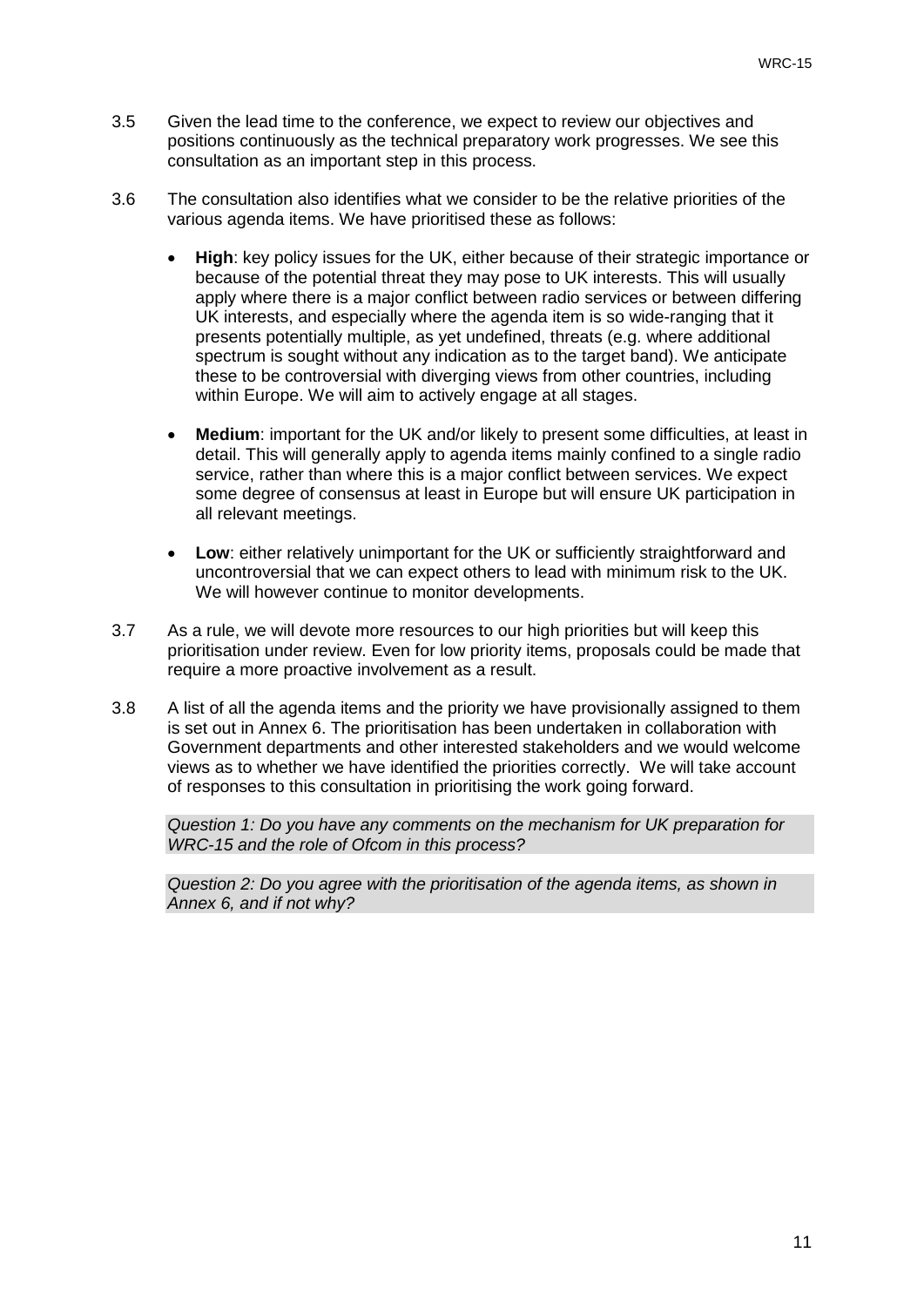3.5 Given the lead time to the conference, we expect to review our objectives and positions continuously as the technical preparatory work progresses. We see this consultation as an important step in this process.

3.6 The consultation also identifies what we consider to be the relative priorities of the various agenda items. We have prioritised these as follows:

- **High**: key policy issues for the UK, either because of their strategic importance or because of the potential threat they may pose to UK interests. This will usually apply where there is a major conflict between radio services or between differing UK interests, and especially where the agenda item is so wide-ranging that it presents potentially multiple, as yet undefined, threats (e.g. where additional spectrum is sought without any indication as to the target band). We anticipate these to be controversial with diverging views from other countries, including within Europe. We will aim to actively engage at all stages.

- **Medium**: important for the UK and/or likely to present some difficulties, at least in detail. This will generally apply to agenda items mainly confined to a single radio service, rather than where this is a major conflict between services. We expect some degree of consensus at least in Europe but will ensure UK participation in all relevant meetings.

- **Low**: either relatively unimportant for the UK or sufficiently straightforward and uncontroversial that we can expect others to lead with minimum risk to the UK. We will however continue to monitor developments.

3.7 As a rule, we will devote more resources to our high priorities but will keep this prioritisation under review. Even for low priority items, proposals could be made that require a more proactive involvement as a result.

3.8 A list of all the agenda items and the priority we have provisionally assigned to them is set out in Annex 6. The prioritisation has been undertaken in collaboration with Government departments and other interested stakeholders and we would welcome views as to whether we have identified the priorities correctly. We will take account of responses to this consultation in prioritising the work going forward.

*Question 1: Do you have any comments on the mechanism for UK preparation for WRC-15 and the role of Ofcom in this process?*

*Question 2: Do you agree with the prioritisation of the agenda items, as shown in Annex 6, and if not why?*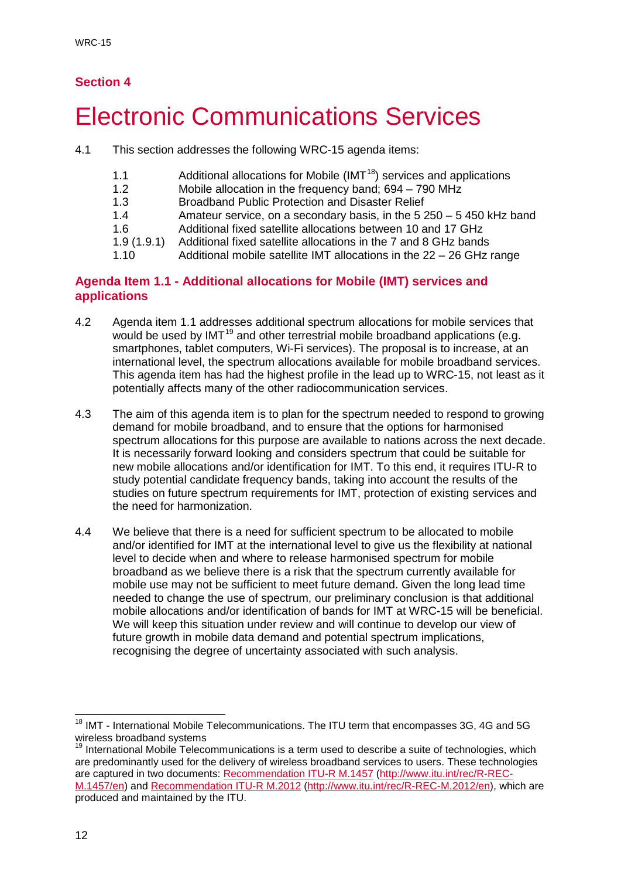## Section 4

# Electronic Communications Services

4.1 This section addresses the following WRC-15 agenda items:

| | |
|---|---|
| 1.1 | Additional allocations for Mobile (IMT[18]) services and applications |
| 1.2 | Mobile allocation in the frequency band; 694 – 790 MHz |
| 1.3 | Broadband Public Protection and Disaster Relief |
| 1.4 | Amateur service, on a secondary basis, in the 5 250 – 5 450 kHz band |
| 1.6 | Additional fixed satellite allocations between 10 and 17 GHz |
| 1.9 (1.9.1) | Additional fixed satellite allocations in the 7 and 8 GHz bands |
| 1.10 | Additional mobile satellite IMT allocations in the 22 – 26 GHz range |

### Agenda Item 1.1 - Additional allocations for Mobile (IMT) services and applications

4.2 Agenda item 1.1 addresses additional spectrum allocations for mobile services that would be used by IMT[19] and other terrestrial mobile broadband applications (e.g. smartphones, tablet computers, Wi-Fi services). The proposal is to increase, at an international level, the spectrum allocations available for mobile broadband services. This agenda item has had the highest profile in the lead up to WRC-15, not least as it potentially affects many of the other radiocommunication services.

4.3 The aim of this agenda item is to plan for the spectrum needed to respond to growing demand for mobile broadband, and to ensure that the options for harmonised spectrum allocations for this purpose are available to nations across the next decade. It is necessarily forward looking and considers spectrum that could be suitable for new mobile allocations and/or identification for IMT. To this end, it requires ITU-R to study potential candidate frequency bands, taking into account the results of the studies on future spectrum requirements for IMT, protection of existing services and the need for harmonization.

4.4 We believe that there is a need for sufficient spectrum to be allocated to mobile and/or identified for IMT at the international level to give us the flexibility at national level to decide when and where to release harmonised spectrum for mobile broadband as we believe there is a risk that the spectrum currently available for mobile use may not be sufficient to meet future demand. Given the long lead time needed to change the use of spectrum, our preliminary conclusion is that additional mobile allocations and/or identification of bands for IMT at WRC-15 will be beneficial. We will keep this situation under review and will continue to develop our view of future growth in mobile data demand and potential spectrum implications, recognising the degree of uncertainty associated with such analysis.

---

[18] IMT - International Mobile Telecommunications. The ITU term that encompasses 3G, 4G and 5G wireless broadband systems

[19] International Mobile Telecommunications is a term used to describe a suite of technologies, which are predominantly used for the delivery of wireless broadband services to users. These technologies are captured in two documents: Recommendation ITU-R M.1457 (http://www.itu.int/rec/R-REC-M.1457/en) and Recommendation ITU-R M.2012 (http://www.itu.int/rec/R-REC-M.2012/en), which are produced and maintained by the ITU.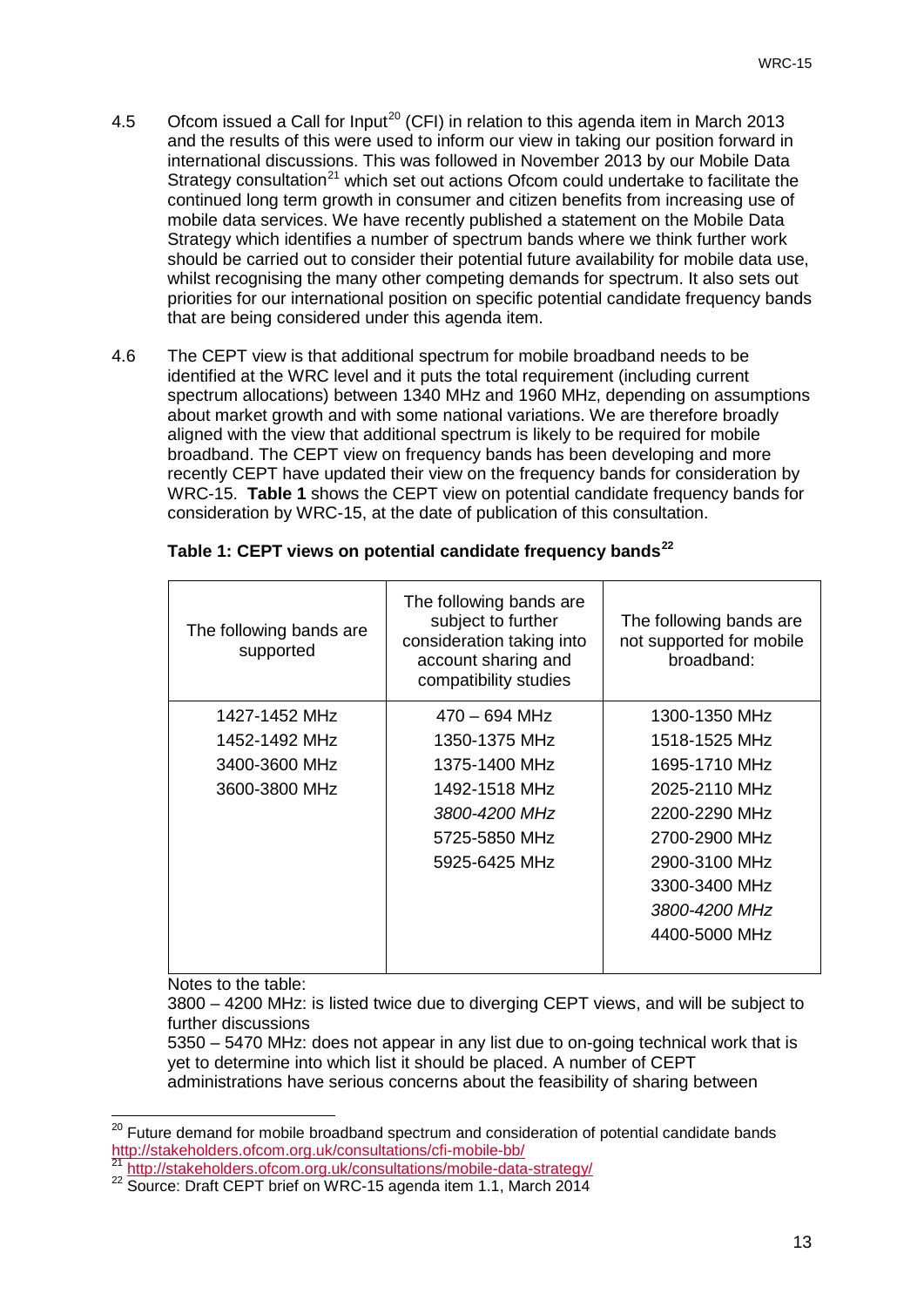4.5 Ofcom issued a Call for Input[20] (CFI) in relation to this agenda item in March 2013 and the results of this were used to inform our view in taking our position forward in international discussions. This was followed in November 2013 by our Mobile Data Strategy consultation[21] which set out actions Ofcom could undertake to facilitate the continued long term growth in consumer and citizen benefits from increasing use of mobile data services. We have recently published a statement on the Mobile Data Strategy which identifies a number of spectrum bands where we think further work should be carried out to consider their potential future availability for mobile data use, whilst recognising the many other competing demands for spectrum. It also sets out priorities for our international position on specific potential candidate frequency bands that are being considered under this agenda item.

4.6 The CEPT view is that additional spectrum for mobile broadband needs to be identified at the WRC level and it puts the total requirement (including current spectrum allocations) between 1340 MHz and 1960 MHz, depending on assumptions about market growth and with some national variations. We are therefore broadly aligned with the view that additional spectrum is likely to be required for mobile broadband. The CEPT view on frequency bands has been developing and more recently CEPT have updated their view on the frequency bands for consideration by WRC-15. **Table 1** shows the CEPT view on potential candidate frequency bands for consideration by WRC-15, at the date of publication of this consultation.

**Table 1: CEPT views on potential candidate frequency bands[22]**

| The following bands are supported | The following bands are subject to further consideration taking into account sharing and compatibility studies | The following bands are not supported for mobile broadband: |
|---|---|---|
| 1427-1452 MHz | 470 – 694 MHz | 1300-1350 MHz |
| 1452-1492 MHz | 1350-1375 MHz | 1518-1525 MHz |
| 3400-3600 MHz | 1375-1400 MHz | 1695-1710 MHz |
| 3600-3800 MHz | 1492-1518 MHz | 2025-2110 MHz |
| | *3800-4200 MHz* | 2200-2290 MHz |
| | 5725-5850 MHz | 2700-2900 MHz |
| | 5925-6425 MHz | 2900-3100 MHz |
| | | 3300-3400 MHz |
| | | *3800-4200 MHz* |
| | | 4400-5000 MHz |

Notes to the table:

3800 – 4200 MHz: is listed twice due to diverging CEPT views, and will be subject to further discussions

5350 – 5470 MHz: does not appear in any list due to on-going technical work that is yet to determine into which list it should be placed. A number of CEPT administrations have serious concerns about the feasibility of sharing between

---

[20] Future demand for mobile broadband spectrum and consideration of potential candidate bands http://stakeholders.ofcom.org.uk/consultations/cfi-mobile-bb/

[21] http://stakeholders.ofcom.org.uk/consultations/mobile-data-strategy/

[22] Source: Draft CEPT brief on WRC-15 agenda item 1.1, March 2014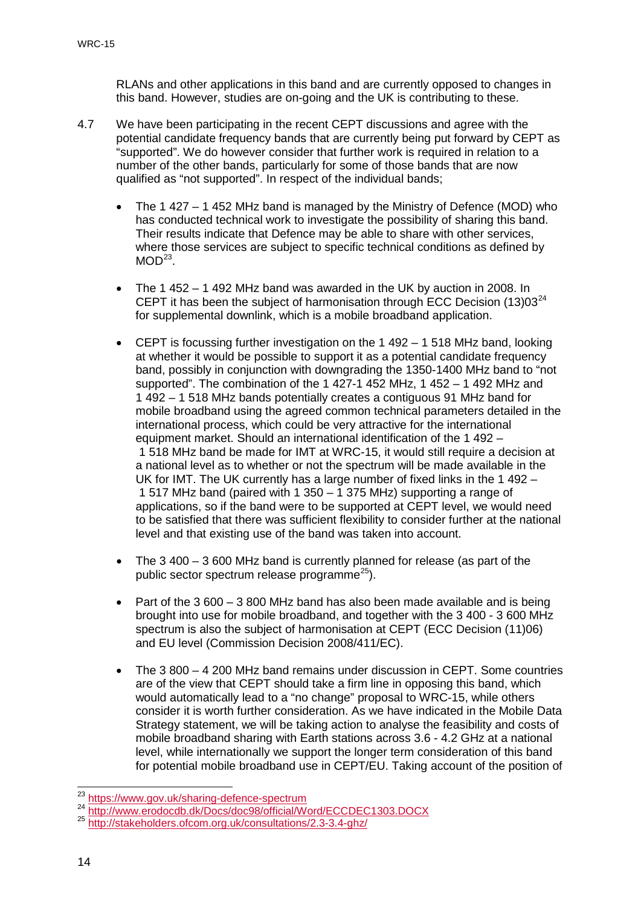RLANs and other applications in this band and are currently opposed to changes in this band. However, studies are on-going and the UK is contributing to these.

4.7 We have been participating in the recent CEPT discussions and agree with the potential candidate frequency bands that are currently being put forward by CEPT as "supported". We do however consider that further work is required in relation to a number of the other bands, particularly for some of those bands that are now qualified as "not supported". In respect of the individual bands;

- The 1 427 – 1 452 MHz band is managed by the Ministry of Defence (MOD) who has conducted technical work to investigate the possibility of sharing this band. Their results indicate that Defence may be able to share with other services, where those services are subject to specific technical conditions as defined by MOD[23].

- The 1 452 – 1 492 MHz band was awarded in the UK by auction in 2008. In CEPT it has been the subject of harmonisation through ECC Decision (13)03[24] for supplemental downlink, which is a mobile broadband application.

- CEPT is focussing further investigation on the 1 492 – 1 518 MHz band, looking at whether it would be possible to support it as a potential candidate frequency band, possibly in conjunction with downgrading the 1350-1400 MHz band to "not supported". The combination of the 1 427-1 452 MHz, 1 452 – 1 492 MHz and 1 492 – 1 518 MHz bands potentially creates a contiguous 91 MHz band for mobile broadband using the agreed common technical parameters detailed in the international process, which could be very attractive for the international equipment market. Should an international identification of the 1 492 – 1 518 MHz band be made for IMT at WRC-15, it would still require a decision at a national level as to whether or not the spectrum will be made available in the UK for IMT. The UK currently has a large number of fixed links in the 1 492 – 1 517 MHz band (paired with 1 350 – 1 375 MHz) supporting a range of applications, so if the band were to be supported at CEPT level, we would need to be satisfied that there was sufficient flexibility to consider further at the national level and that existing use of the band was taken into account.

- The 3 400 – 3 600 MHz band is currently planned for release (as part of the public sector spectrum release programme[25]).

- Part of the 3 600 – 3 800 MHz band has also been made available and is being brought into use for mobile broadband, and together with the 3 400 - 3 600 MHz spectrum is also the subject of harmonisation at CEPT (ECC Decision (11)06) and EU level (Commission Decision 2008/411/EC).

- The 3 800 – 4 200 MHz band remains under discussion in CEPT. Some countries are of the view that CEPT should take a firm line in opposing this band, which would automatically lead to a "no change" proposal to WRC-15, while others consider it is worth further consideration. As we have indicated in the Mobile Data Strategy statement, we will be taking action to analyse the feasibility and costs of mobile broadband sharing with Earth stations across 3.6 - 4.2 GHz at a national level, while internationally we support the longer term consideration of this band for potential mobile broadband use in CEPT/EU. Taking account of the position of

---

[23] https://www.gov.uk/sharing-defence-spectrum

[24] http://www.erodocdb.dk/Docs/doc98/official/Word/ECCDEC1303.DOCX

[25] http://stakeholders.ofcom.org.uk/consultations/2.3-3.4-ghz/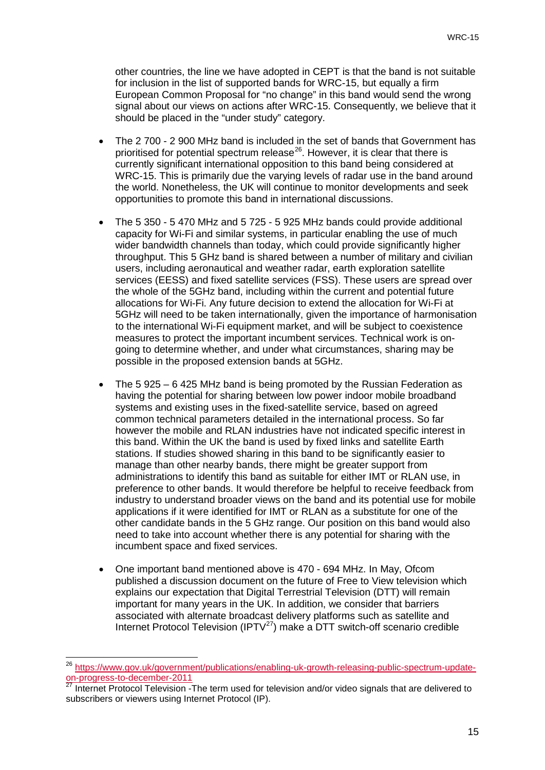other countries, the line we have adopted in CEPT is that the band is not suitable for inclusion in the list of supported bands for WRC-15, but equally a firm European Common Proposal for "no change" in this band would send the wrong signal about our views on actions after WRC-15. Consequently, we believe that it should be placed in the "under study" category.

- The 2 700 - 2 900 MHz band is included in the set of bands that Government has prioritised for potential spectrum release[26]. However, it is clear that there is currently significant international opposition to this band being considered at WRC-15. This is primarily due the varying levels of radar use in the band around the world. Nonetheless, the UK will continue to monitor developments and seek opportunities to promote this band in international discussions.

- The 5 350 - 5 470 MHz and 5 725 - 5 925 MHz bands could provide additional capacity for Wi-Fi and similar systems, in particular enabling the use of much wider bandwidth channels than today, which could provide significantly higher throughput. This 5 GHz band is shared between a number of military and civilian users, including aeronautical and weather radar, earth exploration satellite services (EESS) and fixed satellite services (FSS). These users are spread over the whole of the 5GHz band, including within the current and potential future allocations for Wi-Fi. Any future decision to extend the allocation for Wi-Fi at 5GHz will need to be taken internationally, given the importance of harmonisation to the international Wi-Fi equipment market, and will be subject to coexistence measures to protect the important incumbent services. Technical work is on-going to determine whether, and under what circumstances, sharing may be possible in the proposed extension bands at 5GHz.

- The 5 925 – 6 425 MHz band is being promoted by the Russian Federation as having the potential for sharing between low power indoor mobile broadband systems and existing uses in the fixed-satellite service, based on agreed common technical parameters detailed in the international process. So far however the mobile and RLAN industries have not indicated specific interest in this band. Within the UK the band is used by fixed links and satellite Earth stations. If studies showed sharing in this band to be significantly easier to manage than other nearby bands, there might be greater support from administrations to identify this band as suitable for either IMT or RLAN use, in preference to other bands. It would therefore be helpful to receive feedback from industry to understand broader views on the band and its potential use for mobile applications if it were identified for IMT or RLAN as a substitute for one of the other candidate bands in the 5 GHz range. Our position on this band would also need to take into account whether there is any potential for sharing with the incumbent space and fixed services.

- One important band mentioned above is 470 - 694 MHz. In May, Ofcom published a discussion document on the future of Free to View television which explains our expectation that Digital Terrestrial Television (DTT) will remain important for many years in the UK. In addition, we consider that barriers associated with alternate broadcast delivery platforms such as satellite and Internet Protocol Television (IPTV[27]) make a DTT switch-off scenario credible

---

[26] https://www.gov.uk/government/publications/enabling-uk-growth-releasing-public-spectrum-update-on-progress-to-december-2011

[27] Internet Protocol Television -The term used for television and/or video signals that are delivered to subscribers or viewers using Internet Protocol (IP).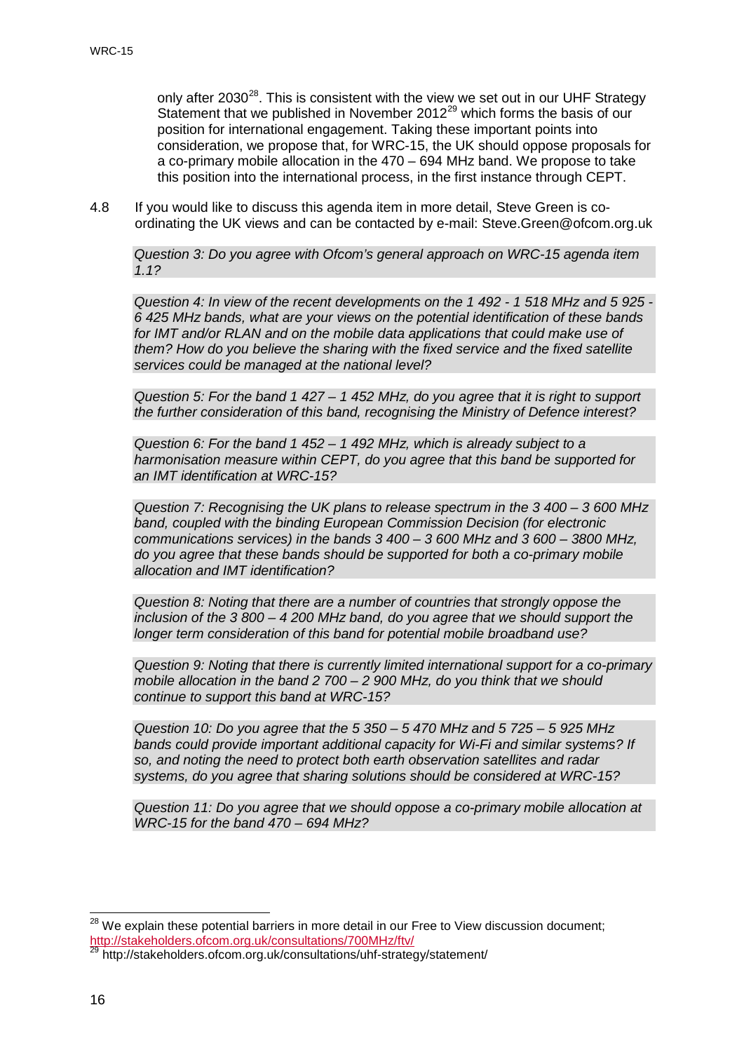only after 2030[28]. This is consistent with the view we set out in our UHF Strategy Statement that we published in November 2012[29] which forms the basis of our position for international engagement. Taking these important points into consideration, we propose that, for WRC-15, the UK should oppose proposals for a co-primary mobile allocation in the 470 – 694 MHz band. We propose to take this position into the international process, in the first instance through CEPT.

4.8 If you would like to discuss this agenda item in more detail, Steve Green is co-ordinating the UK views and can be contacted by e-mail: Steve.Green@ofcom.org.uk

*Question 3: Do you agree with Ofcom's general approach on WRC-15 agenda item 1.1?*

*Question 4: In view of the recent developments on the 1 492 - 1 518 MHz and 5 925 - 6 425 MHz bands, what are your views on the potential identification of these bands for IMT and/or RLAN and on the mobile data applications that could make use of them? How do you believe the sharing with the fixed service and the fixed satellite services could be managed at the national level?*

*Question 5: For the band 1 427 – 1 452 MHz, do you agree that it is right to support the further consideration of this band, recognising the Ministry of Defence interest?*

*Question 6: For the band 1 452 – 1 492 MHz, which is already subject to a harmonisation measure within CEPT, do you agree that this band be supported for an IMT identification at WRC-15?*

*Question 7: Recognising the UK plans to release spectrum in the 3 400 – 3 600 MHz band, coupled with the binding European Commission Decision (for electronic communications services) in the bands 3 400 – 3 600 MHz and 3 600 – 3800 MHz, do you agree that these bands should be supported for both a co-primary mobile allocation and IMT identification?*

*Question 8: Noting that there are a number of countries that strongly oppose the inclusion of the 3 800 – 4 200 MHz band, do you agree that we should support the longer term consideration of this band for potential mobile broadband use?*

*Question 9: Noting that there is currently limited international support for a co-primary mobile allocation in the band 2 700 – 2 900 MHz, do you think that we should continue to support this band at WRC-15?*

*Question 10: Do you agree that the 5 350 – 5 470 MHz and 5 725 – 5 925 MHz bands could provide important additional capacity for Wi-Fi and similar systems? If so, and noting the need to protect both earth observation satellites and radar systems, do you agree that sharing solutions should be considered at WRC-15?*

*Question 11: Do you agree that we should oppose a co-primary mobile allocation at WRC-15 for the band 470 – 694 MHz?*

---

[28] We explain these potential barriers in more detail in our Free to View discussion document; http://stakeholders.ofcom.org.uk/consultations/700MHz/ftv/

[29] http://stakeholders.ofcom.org.uk/consultations/uhf-strategy/statement/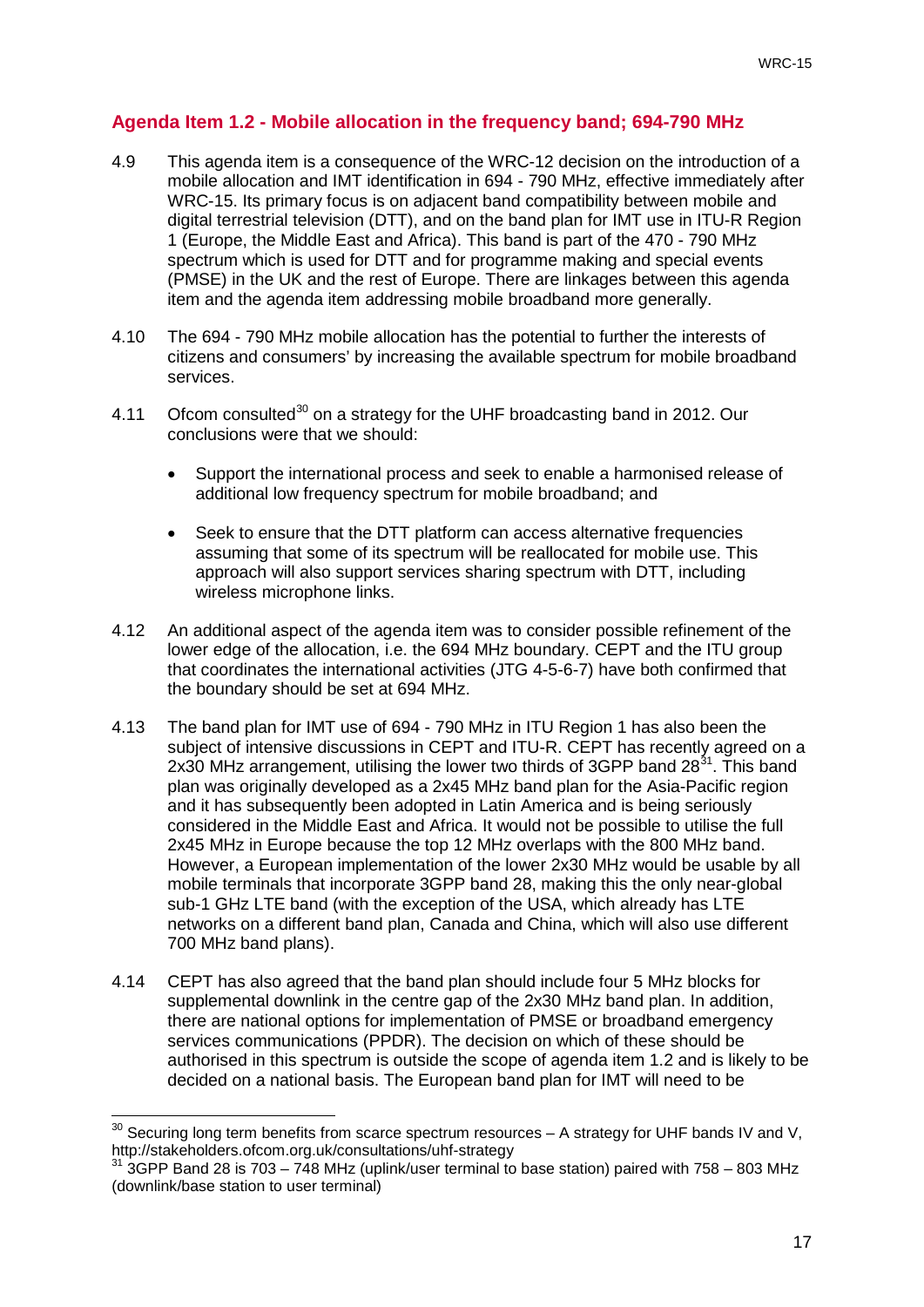## Agenda Item 1.2 - Mobile allocation in the frequency band; 694-790 MHz

4.9 This agenda item is a consequence of the WRC-12 decision on the introduction of a mobile allocation and IMT identification in 694 - 790 MHz, effective immediately after WRC-15. Its primary focus is on adjacent band compatibility between mobile and digital terrestrial television (DTT), and on the band plan for IMT use in ITU-R Region 1 (Europe, the Middle East and Africa). This band is part of the 470 - 790 MHz spectrum which is used for DTT and for programme making and special events (PMSE) in the UK and the rest of Europe. There are linkages between this agenda item and the agenda item addressing mobile broadband more generally.

4.10 The 694 - 790 MHz mobile allocation has the potential to further the interests of citizens and consumers' by increasing the available spectrum for mobile broadband services.

4.11 Ofcom consulted[30] on a strategy for the UHF broadcasting band in 2012. Our conclusions were that we should:

- Support the international process and seek to enable a harmonised release of additional low frequency spectrum for mobile broadband; and
- Seek to ensure that the DTT platform can access alternative frequencies assuming that some of its spectrum will be reallocated for mobile use. This approach will also support services sharing spectrum with DTT, including wireless microphone links.

4.12 An additional aspect of the agenda item was to consider possible refinement of the lower edge of the allocation, i.e. the 694 MHz boundary. CEPT and the ITU group that coordinates the international activities (JTG 4-5-6-7) have both confirmed that the boundary should be set at 694 MHz.

4.13 The band plan for IMT use of 694 - 790 MHz in ITU Region 1 has also been the subject of intensive discussions in CEPT and ITU-R. CEPT has recently agreed on a 2x30 MHz arrangement, utilising the lower two thirds of 3GPP band 28[31]. This band plan was originally developed as a 2x45 MHz band plan for the Asia-Pacific region and it has subsequently been adopted in Latin America and is being seriously considered in the Middle East and Africa. It would not be possible to utilise the full 2x45 MHz in Europe because the top 12 MHz overlaps with the 800 MHz band. However, a European implementation of the lower 2x30 MHz would be usable by all mobile terminals that incorporate 3GPP band 28, making this the only near-global sub-1 GHz LTE band (with the exception of the USA, which already has LTE networks on a different band plan, Canada and China, which will also use different 700 MHz band plans).

4.14 CEPT has also agreed that the band plan should include four 5 MHz blocks for supplemental downlink in the centre gap of the 2x30 MHz band plan. In addition, there are national options for implementation of PMSE or broadband emergency services communications (PPDR). The decision on which of these should be authorised in this spectrum is outside the scope of agenda item 1.2 and is likely to be decided on a national basis. The European band plan for IMT will need to be

[30] Securing long term benefits from scarce spectrum resources – A strategy for UHF bands IV and V, http://stakeholders.ofcom.org.uk/consultations/uhf-strategy

[31] 3GPP Band 28 is 703 – 748 MHz (uplink/user terminal to base station) paired with 758 – 803 MHz (downlink/base station to user terminal)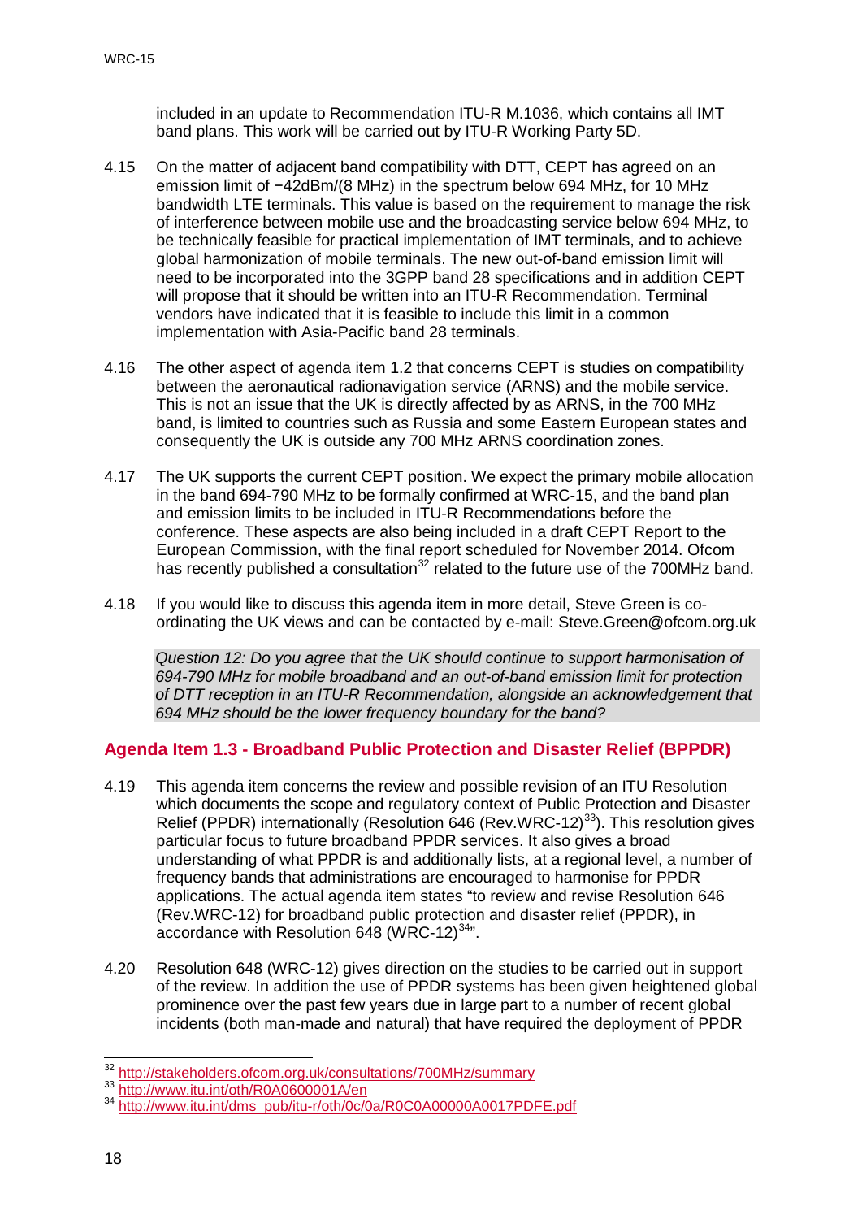included in an update to Recommendation ITU-R M.1036, which contains all IMT band plans. This work will be carried out by ITU-R Working Party 5D.

4.15 On the matter of adjacent band compatibility with DTT, CEPT has agreed on an emission limit of −42dBm/(8 MHz) in the spectrum below 694 MHz, for 10 MHz bandwidth LTE terminals. This value is based on the requirement to manage the risk of interference between mobile use and the broadcasting service below 694 MHz, to be technically feasible for practical implementation of IMT terminals, and to achieve global harmonization of mobile terminals. The new out-of-band emission limit will need to be incorporated into the 3GPP band 28 specifications and in addition CEPT will propose that it should be written into an ITU-R Recommendation. Terminal vendors have indicated that it is feasible to include this limit in a common implementation with Asia-Pacific band 28 terminals.

4.16 The other aspect of agenda item 1.2 that concerns CEPT is studies on compatibility between the aeronautical radionavigation service (ARNS) and the mobile service. This is not an issue that the UK is directly affected by as ARNS, in the 700 MHz band, is limited to countries such as Russia and some Eastern European states and consequently the UK is outside any 700 MHz ARNS coordination zones.

4.17 The UK supports the current CEPT position. We expect the primary mobile allocation in the band 694-790 MHz to be formally confirmed at WRC-15, and the band plan and emission limits to be included in ITU-R Recommendations before the conference. These aspects are also being included in a draft CEPT Report to the European Commission, with the final report scheduled for November 2014. Ofcom has recently published a consultation[32] related to the future use of the 700MHz band.

4.18 If you would like to discuss this agenda item in more detail, Steve Green is co-ordinating the UK views and can be contacted by e-mail: Steve.Green@ofcom.org.uk

*Question 12: Do you agree that the UK should continue to support harmonisation of 694-790 MHz for mobile broadband and an out-of-band emission limit for protection of DTT reception in an ITU-R Recommendation, alongside an acknowledgement that 694 MHz should be the lower frequency boundary for the band?*

## Agenda Item 1.3 - Broadband Public Protection and Disaster Relief (BPPDR)

4.19 This agenda item concerns the review and possible revision of an ITU Resolution which documents the scope and regulatory context of Public Protection and Disaster Relief (PPDR) internationally (Resolution 646 (Rev.WRC-12)[33]). This resolution gives particular focus to future broadband PPDR services. It also gives a broad understanding of what PPDR is and additionally lists, at a regional level, a number of frequency bands that administrations are encouraged to harmonise for PPDR applications. The actual agenda item states "to review and revise Resolution 646 (Rev.WRC-12) for broadband public protection and disaster relief (PPDR), in accordance with Resolution 648 (WRC-12)[34]".

4.20 Resolution 648 (WRC-12) gives direction on the studies to be carried out in support of the review. In addition the use of PPDR systems has been given heightened global prominence over the past few years due in large part to a number of recent global incidents (both man-made and natural) that have required the deployment of PPDR

---

[32] http://stakeholders.ofcom.org.uk/consultations/700MHz/summary

[33] http://www.itu.int/oth/R0A0600001A/en

[34] http://www.itu.int/dms_pub/itu-r/oth/0c/0a/R0C0A00000A0017PDFE.pdf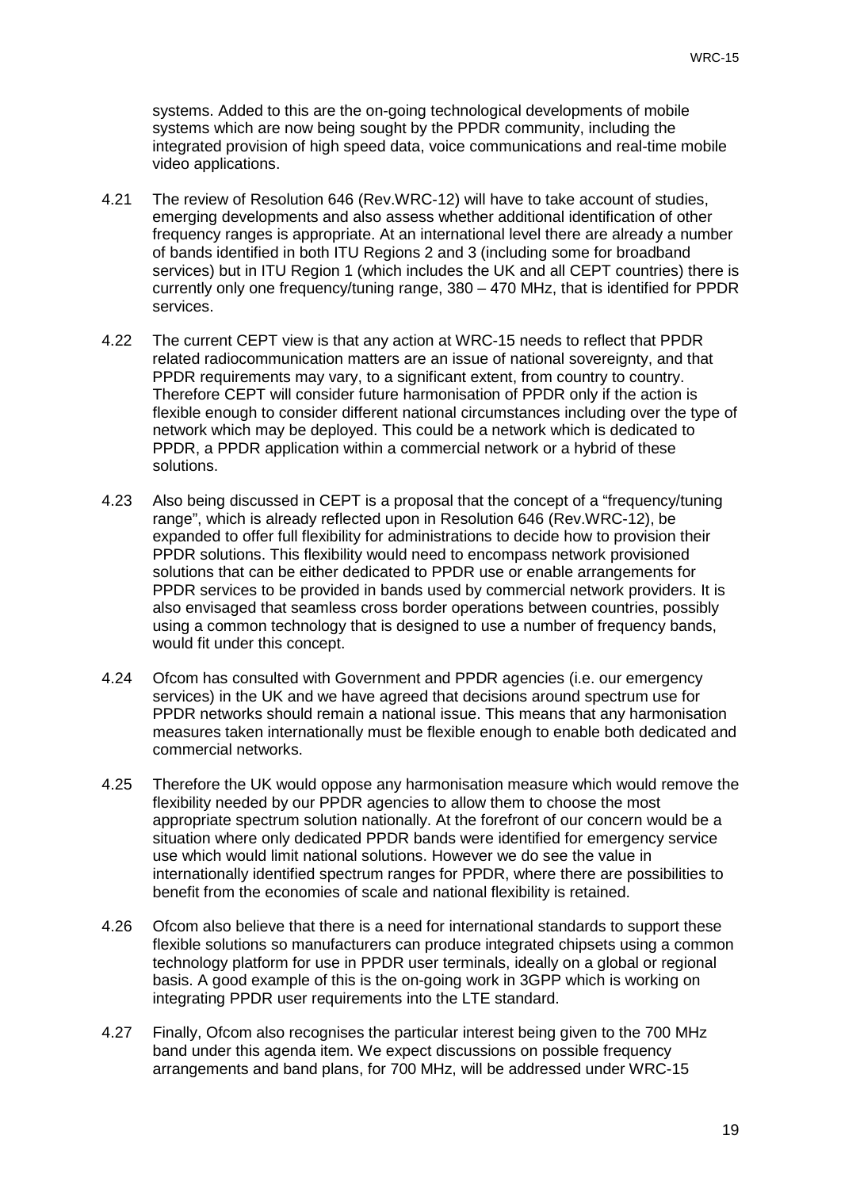systems. Added to this are the on-going technological developments of mobile systems which are now being sought by the PPDR community, including the integrated provision of high speed data, voice communications and real-time mobile video applications.

4.21 The review of Resolution 646 (Rev.WRC-12) will have to take account of studies, emerging developments and also assess whether additional identification of other frequency ranges is appropriate. At an international level there are already a number of bands identified in both ITU Regions 2 and 3 (including some for broadband services) but in ITU Region 1 (which includes the UK and all CEPT countries) there is currently only one frequency/tuning range, 380 – 470 MHz, that is identified for PPDR services.

4.22 The current CEPT view is that any action at WRC-15 needs to reflect that PPDR related radiocommunication matters are an issue of national sovereignty, and that PPDR requirements may vary, to a significant extent, from country to country. Therefore CEPT will consider future harmonisation of PPDR only if the action is flexible enough to consider different national circumstances including over the type of network which may be deployed. This could be a network which is dedicated to PPDR, a PPDR application within a commercial network or a hybrid of these solutions.

4.23 Also being discussed in CEPT is a proposal that the concept of a "frequency/tuning range", which is already reflected upon in Resolution 646 (Rev.WRC-12), be expanded to offer full flexibility for administrations to decide how to provision their PPDR solutions. This flexibility would need to encompass network provisioned solutions that can be either dedicated to PPDR use or enable arrangements for PPDR services to be provided in bands used by commercial network providers. It is also envisaged that seamless cross border operations between countries, possibly using a common technology that is designed to use a number of frequency bands, would fit under this concept.

4.24 Ofcom has consulted with Government and PPDR agencies (i.e. our emergency services) in the UK and we have agreed that decisions around spectrum use for PPDR networks should remain a national issue. This means that any harmonisation measures taken internationally must be flexible enough to enable both dedicated and commercial networks.

4.25 Therefore the UK would oppose any harmonisation measure which would remove the flexibility needed by our PPDR agencies to allow them to choose the most appropriate spectrum solution nationally. At the forefront of our concern would be a situation where only dedicated PPDR bands were identified for emergency service use which would limit national solutions. However we do see the value in internationally identified spectrum ranges for PPDR, where there are possibilities to benefit from the economies of scale and national flexibility is retained.

4.26 Ofcom also believe that there is a need for international standards to support these flexible solutions so manufacturers can produce integrated chipsets using a common technology platform for use in PPDR user terminals, ideally on a global or regional basis. A good example of this is the on-going work in 3GPP which is working on integrating PPDR user requirements into the LTE standard.

4.27 Finally, Ofcom also recognises the particular interest being given to the 700 MHz band under this agenda item. We expect discussions on possible frequency arrangements and band plans, for 700 MHz, will be addressed under WRC-15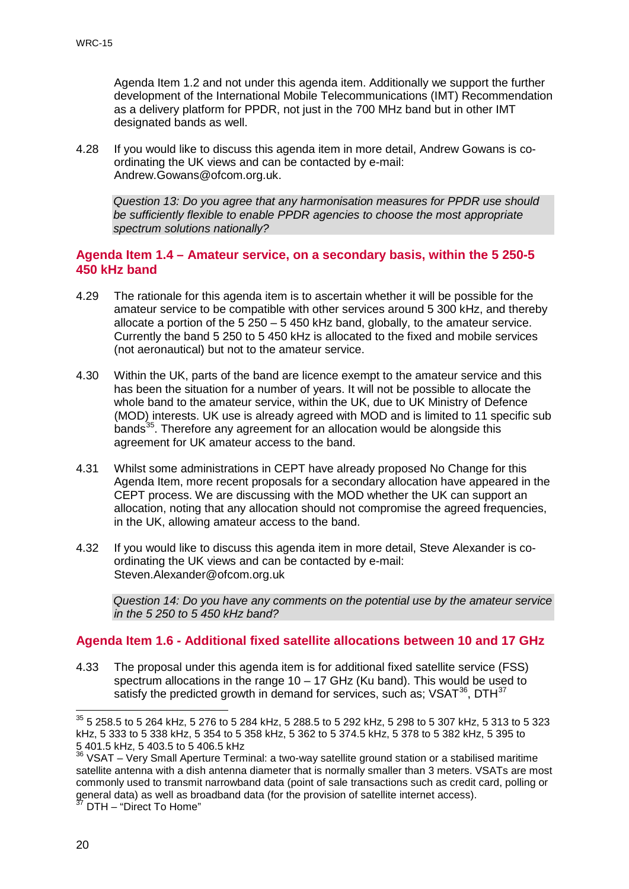Agenda Item 1.2 and not under this agenda item. Additionally we support the further development of the International Mobile Telecommunications (IMT) Recommendation as a delivery platform for PPDR, not just in the 700 MHz band but in other IMT designated bands as well.

4.28 If you would like to discuss this agenda item in more detail, Andrew Gowans is co-ordinating the UK views and can be contacted by e-mail: Andrew.Gowans@ofcom.org.uk.

*Question 13: Do you agree that any harmonisation measures for PPDR use should be sufficiently flexible to enable PPDR agencies to choose the most appropriate spectrum solutions nationally?*

## Agenda Item 1.4 – Amateur service, on a secondary basis, within the 5 250-5 450 kHz band

4.29 The rationale for this agenda item is to ascertain whether it will be possible for the amateur service to be compatible with other services around 5 300 kHz, and thereby allocate a portion of the 5 250 – 5 450 kHz band, globally, to the amateur service. Currently the band 5 250 to 5 450 kHz is allocated to the fixed and mobile services (not aeronautical) but not to the amateur service.

4.30 Within the UK, parts of the band are licence exempt to the amateur service and this has been the situation for a number of years. It will not be possible to allocate the whole band to the amateur service, within the UK, due to UK Ministry of Defence (MOD) interests. UK use is already agreed with MOD and is limited to 11 specific sub bands[35]. Therefore any agreement for an allocation would be alongside this agreement for UK amateur access to the band.

4.31 Whilst some administrations in CEPT have already proposed No Change for this Agenda Item, more recent proposals for a secondary allocation have appeared in the CEPT process. We are discussing with the MOD whether the UK can support an allocation, noting that any allocation should not compromise the agreed frequencies, in the UK, allowing amateur access to the band.

4.32 If you would like to discuss this agenda item in more detail, Steve Alexander is co-ordinating the UK views and can be contacted by e-mail: Steven.Alexander@ofcom.org.uk

*Question 14: Do you have any comments on the potential use by the amateur service in the 5 250 to 5 450 kHz band?*

## Agenda Item 1.6 - Additional fixed satellite allocations between 10 and 17 GHz

4.33 The proposal under this agenda item is for additional fixed satellite service (FSS) spectrum allocations in the range 10 – 17 GHz (Ku band). This would be used to satisfy the predicted growth in demand for services, such as; VSAT[36], DTH[37]

---

[35] 5 258.5 to 5 264 kHz, 5 276 to 5 284 kHz, 5 288.5 to 5 292 kHz, 5 298 to 5 307 kHz, 5 313 to 5 323 kHz, 5 333 to 5 338 kHz, 5 354 to 5 358 kHz, 5 362 to 5 374.5 kHz, 5 378 to 5 382 kHz, 5 395 to 5 401.5 kHz, 5 403.5 to 5 406.5 kHz

[36] VSAT – Very Small Aperture Terminal: a two-way satellite ground station or a stabilised maritime satellite antenna with a dish antenna diameter that is normally smaller than 3 meters. VSATs are most commonly used to transmit narrowband data (point of sale transactions such as credit card, polling or general data) as well as broadband data (for the provision of satellite internet access).

[37] DTH – "Direct To Home"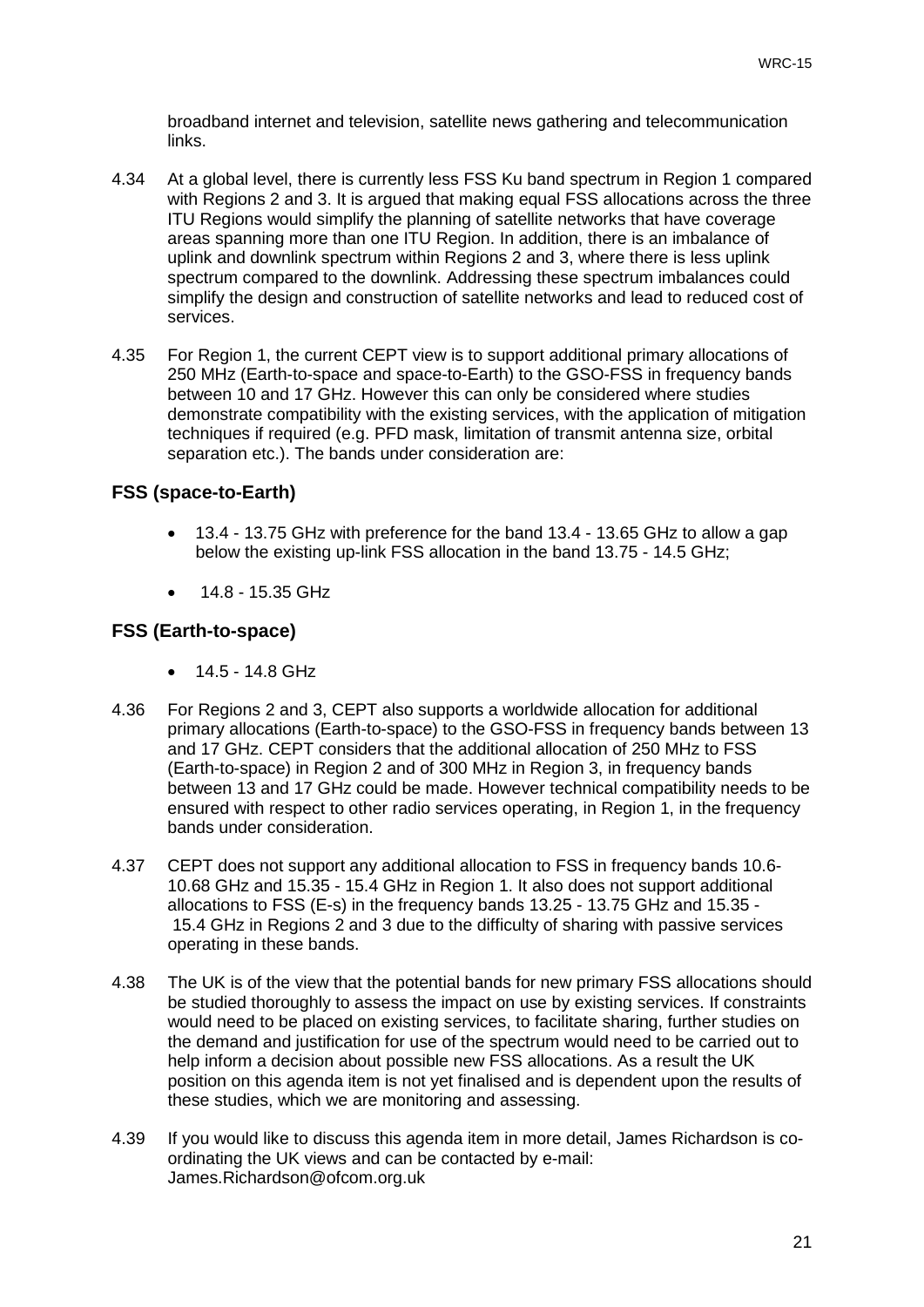broadband internet and television, satellite news gathering and telecommunication links.

4.34 At a global level, there is currently less FSS Ku band spectrum in Region 1 compared with Regions 2 and 3. It is argued that making equal FSS allocations across the three ITU Regions would simplify the planning of satellite networks that have coverage areas spanning more than one ITU Region. In addition, there is an imbalance of uplink and downlink spectrum within Regions 2 and 3, where there is less uplink spectrum compared to the downlink. Addressing these spectrum imbalances could simplify the design and construction of satellite networks and lead to reduced cost of services.

4.35 For Region 1, the current CEPT view is to support additional primary allocations of 250 MHz (Earth-to-space and space-to-Earth) to the GSO-FSS in frequency bands between 10 and 17 GHz. However this can only be considered where studies demonstrate compatibility with the existing services, with the application of mitigation techniques if required (e.g. PFD mask, limitation of transmit antenna size, orbital separation etc.). The bands under consideration are:

### FSS (space-to-Earth)

- 13.4 - 13.75 GHz with preference for the band 13.4 - 13.65 GHz to allow a gap below the existing up-link FSS allocation in the band 13.75 - 14.5 GHz;
- 14.8 - 15.35 GHz

### FSS (Earth-to-space)

- 14.5 - 14.8 GHz

4.36 For Regions 2 and 3, CEPT also supports a worldwide allocation for additional primary allocations (Earth-to-space) to the GSO-FSS in frequency bands between 13 and 17 GHz. CEPT considers that the additional allocation of 250 MHz to FSS (Earth-to-space) in Region 2 and of 300 MHz in Region 3, in frequency bands between 13 and 17 GHz could be made. However technical compatibility needs to be ensured with respect to other radio services operating, in Region 1, in the frequency bands under consideration.

4.37 CEPT does not support any additional allocation to FSS in frequency bands 10.6-10.68 GHz and 15.35 - 15.4 GHz in Region 1. It also does not support additional allocations to FSS (E-s) in the frequency bands 13.25 - 13.75 GHz and 15.35 - 15.4 GHz in Regions 2 and 3 due to the difficulty of sharing with passive services operating in these bands.

4.38 The UK is of the view that the potential bands for new primary FSS allocations should be studied thoroughly to assess the impact on use by existing services. If constraints would need to be placed on existing services, to facilitate sharing, further studies on the demand and justification for use of the spectrum would need to be carried out to help inform a decision about possible new FSS allocations. As a result the UK position on this agenda item is not yet finalised and is dependent upon the results of these studies, which we are monitoring and assessing.

4.39 If you would like to discuss this agenda item in more detail, James Richardson is co-ordinating the UK views and can be contacted by e-mail: James.Richardson@ofcom.org.uk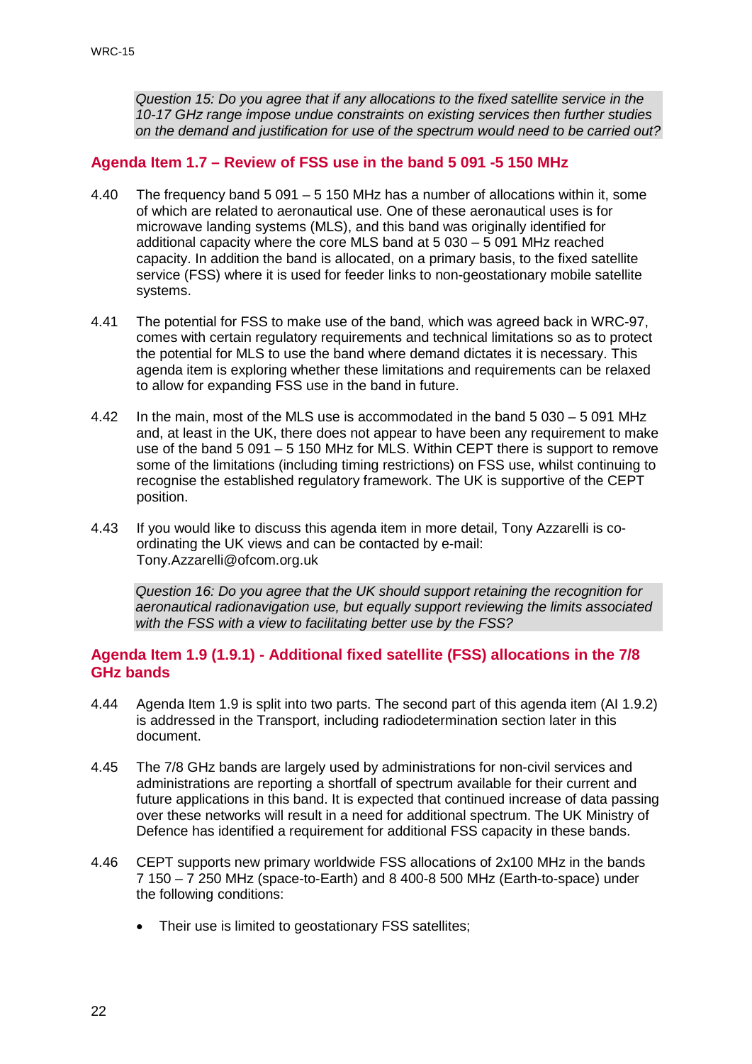*Question 15: Do you agree that if any allocations to the fixed satellite service in the 10-17 GHz range impose undue constraints on existing services then further studies on the demand and justification for use of the spectrum would need to be carried out?*

## Agenda Item 1.7 – Review of FSS use in the band 5 091 -5 150 MHz

4.40 The frequency band 5 091 – 5 150 MHz has a number of allocations within it, some of which are related to aeronautical use. One of these aeronautical uses is for microwave landing systems (MLS), and this band was originally identified for additional capacity where the core MLS band at 5 030 – 5 091 MHz reached capacity. In addition the band is allocated, on a primary basis, to the fixed satellite service (FSS) where it is used for feeder links to non-geostationary mobile satellite systems.

4.41 The potential for FSS to make use of the band, which was agreed back in WRC-97, comes with certain regulatory requirements and technical limitations so as to protect the potential for MLS to use the band where demand dictates it is necessary. This agenda item is exploring whether these limitations and requirements can be relaxed to allow for expanding FSS use in the band in future.

4.42 In the main, most of the MLS use is accommodated in the band 5 030 – 5 091 MHz and, at least in the UK, there does not appear to have been any requirement to make use of the band 5 091 – 5 150 MHz for MLS. Within CEPT there is support to remove some of the limitations (including timing restrictions) on FSS use, whilst continuing to recognise the established regulatory framework. The UK is supportive of the CEPT position.

4.43 If you would like to discuss this agenda item in more detail, Tony Azzarelli is co-ordinating the UK views and can be contacted by e-mail: Tony.Azzarelli@ofcom.org.uk

*Question 16: Do you agree that the UK should support retaining the recognition for aeronautical radionavigation use, but equally support reviewing the limits associated with the FSS with a view to facilitating better use by the FSS?*

## Agenda Item 1.9 (1.9.1) - Additional fixed satellite (FSS) allocations in the 7/8 GHz bands

4.44 Agenda Item 1.9 is split into two parts. The second part of this agenda item (AI 1.9.2) is addressed in the Transport, including radiodetermination section later in this document.

4.45 The 7/8 GHz bands are largely used by administrations for non-civil services and administrations are reporting a shortfall of spectrum available for their current and future applications in this band. It is expected that continued increase of data passing over these networks will result in a need for additional spectrum. The UK Ministry of Defence has identified a requirement for additional FSS capacity in these bands.

4.46 CEPT supports new primary worldwide FSS allocations of 2x100 MHz in the bands 7 150 – 7 250 MHz (space-to-Earth) and 8 400-8 500 MHz (Earth-to-space) under the following conditions:

- Their use is limited to geostationary FSS satellites;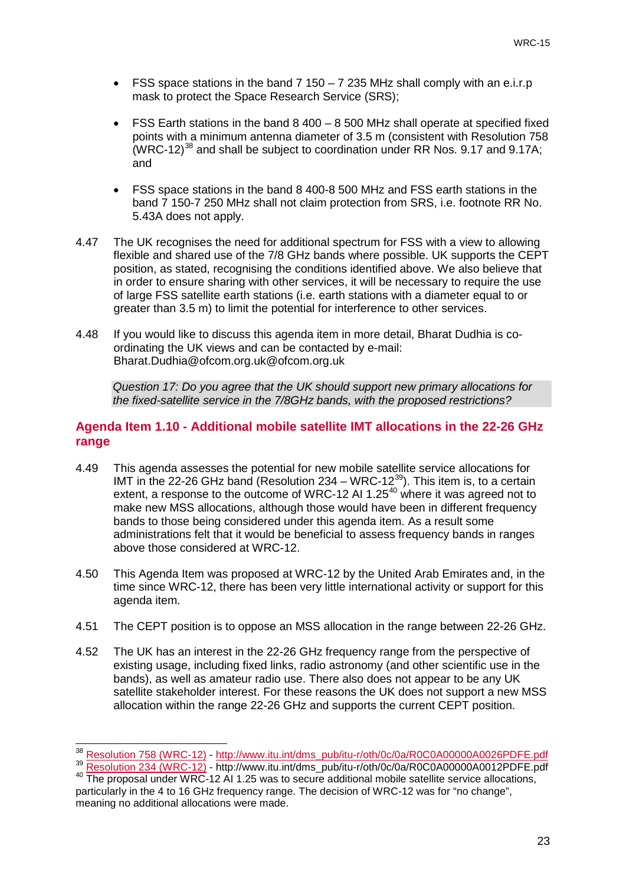- FSS space stations in the band 7 150 – 7 235 MHz shall comply with an e.i.r.p mask to protect the Space Research Service (SRS);

- FSS Earth stations in the band 8 400 – 8 500 MHz shall operate at specified fixed points with a minimum antenna diameter of 3.5 m (consistent with Resolution 758 (WRC-12)[38] and shall be subject to coordination under RR Nos. 9.17 and 9.17A; and

- FSS space stations in the band 8 400-8 500 MHz and FSS earth stations in the band 7 150-7 250 MHz shall not claim protection from SRS, i.e. footnote RR No. 5.43A does not apply.

4.47 The UK recognises the need for additional spectrum for FSS with a view to allowing flexible and shared use of the 7/8 GHz bands where possible. UK supports the CEPT position, as stated, recognising the conditions identified above. We also believe that in order to ensure sharing with other services, it will be necessary to require the use of large FSS satellite earth stations (i.e. earth stations with a diameter equal to or greater than 3.5 m) to limit the potential for interference to other services.

4.48 If you would like to discuss this agenda item in more detail, Bharat Dudhia is co-ordinating the UK views and can be contacted by e-mail: Bharat.Dudhia@ofcom.org.uk@ofcom.org.uk

*Question 17: Do you agree that the UK should support new primary allocations for the fixed-satellite service in the 7/8GHz bands, with the proposed restrictions?*

## Agenda Item 1.10 - Additional mobile satellite IMT allocations in the 22-26 GHz range

4.49 This agenda assesses the potential for new mobile satellite service allocations for IMT in the 22-26 GHz band (Resolution 234 – WRC-12[39]). This item is, to a certain extent, a response to the outcome of WRC-12 AI 1.25[40] where it was agreed not to make new MSS allocations, although those would have been in different frequency bands to those being considered under this agenda item. As a result some administrations felt that it would be beneficial to assess frequency bands in ranges above those considered at WRC-12.

4.50 This Agenda Item was proposed at WRC-12 by the United Arab Emirates and, in the time since WRC-12, there has been very little international activity or support for this agenda item.

4.51 The CEPT position is to oppose an MSS allocation in the range between 22-26 GHz.

4.52 The UK has an interest in the 22-26 GHz frequency range from the perspective of existing usage, including fixed links, radio astronomy (and other scientific use in the bands), as well as amateur radio use. There also does not appear to be any UK satellite stakeholder interest. For these reasons the UK does not support a new MSS allocation within the range 22-26 GHz and supports the current CEPT position.

---

[38] Resolution 758 (WRC-12) - http://www.itu.int/dms_pub/itu-r/oth/0c/0a/R0C0A00000A0026PDFE.pdf

[39] Resolution 234 (WRC-12) - http://www.itu.int/dms_pub/itu-r/oth/0c/0a/R0C0A00000A0012PDFE.pdf

[40] The proposal under WRC-12 AI 1.25 was to secure additional mobile satellite service allocations, particularly in the 4 to 16 GHz frequency range. The decision of WRC-12 was for "no change", meaning no additional allocations were made.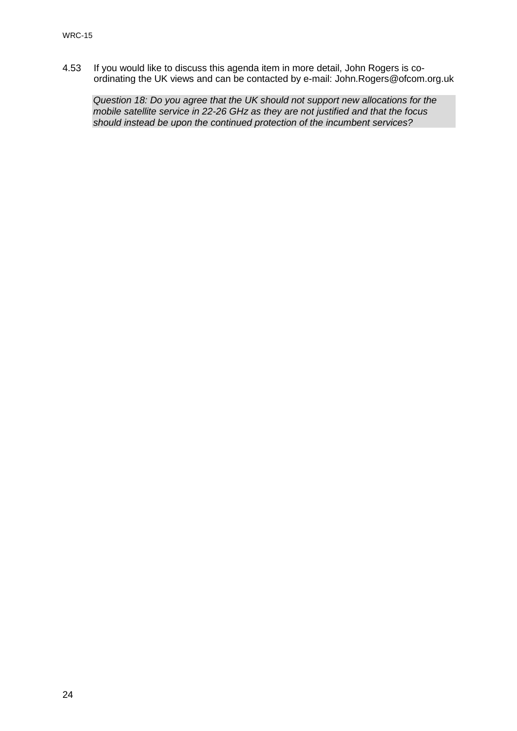4.53 If you would like to discuss this agenda item in more detail, John Rogers is co-ordinating the UK views and can be contacted by e-mail: John.Rogers@ofcom.org.uk

> *Question 18: Do you agree that the UK should not support new allocations for the mobile satellite service in 22-26 GHz as they are not justified and that the focus should instead be upon the continued protection of the incumbent services?*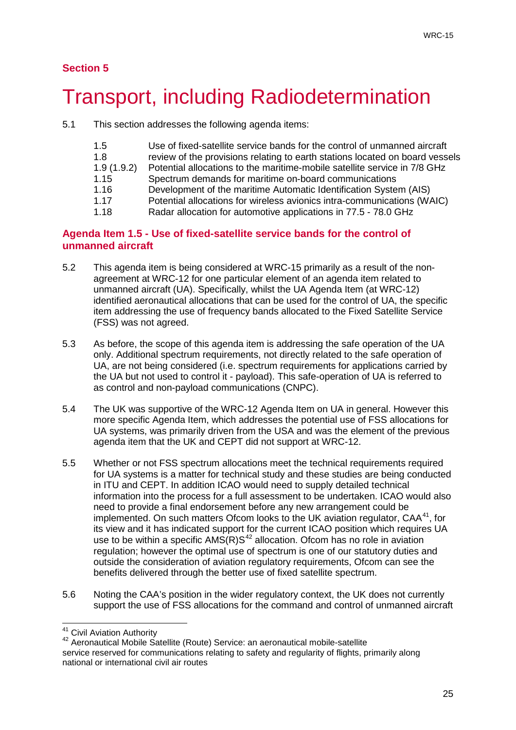**Section 5**

# Transport, including Radiodetermination

5.1 This section addresses the following agenda items:

| | |
|---|---|
| 1.5 | Use of fixed-satellite service bands for the control of unmanned aircraft |
| 1.8 | review of the provisions relating to earth stations located on board vessels |
| 1.9 (1.9.2) | Potential allocations to the maritime-mobile satellite service in 7/8 GHz |
| 1.15 | Spectrum demands for maritime on-board communications |
| 1.16 | Development of the maritime Automatic Identification System (AIS) |
| 1.17 | Potential allocations for wireless avionics intra-communications (WAIC) |
| 1.18 | Radar allocation for automotive applications in 77.5 - 78.0 GHz |

## Agenda Item 1.5 - Use of fixed-satellite service bands for the control of unmanned aircraft

5.2 This agenda item is being considered at WRC-15 primarily as a result of the non-agreement at WRC-12 for one particular element of an agenda item related to unmanned aircraft (UA). Specifically, whilst the UA Agenda Item (at WRC-12) identified aeronautical allocations that can be used for the control of UA, the specific item addressing the use of frequency bands allocated to the Fixed Satellite Service (FSS) was not agreed.

5.3 As before, the scope of this agenda item is addressing the safe operation of the UA only. Additional spectrum requirements, not directly related to the safe operation of UA, are not being considered (i.e. spectrum requirements for applications carried by the UA but not used to control it - payload). This safe-operation of UA is referred to as control and non-payload communications (CNPC).

5.4 The UK was supportive of the WRC-12 Agenda Item on UA in general. However this more specific Agenda Item, which addresses the potential use of FSS allocations for UA systems, was primarily driven from the USA and was the element of the previous agenda item that the UK and CEPT did not support at WRC-12.

5.5 Whether or not FSS spectrum allocations meet the technical requirements required for UA systems is a matter for technical study and these studies are being conducted in ITU and CEPT. In addition ICAO would need to supply detailed technical information into the process for a full assessment to be undertaken. ICAO would also need to provide a final endorsement before any new arrangement could be implemented. On such matters Ofcom looks to the UK aviation regulator, CAA[41], for its view and it has indicated support for the current ICAO position which requires UA use to be within a specific AMS(R)S[42] allocation. Ofcom has no role in aviation regulation; however the optimal use of spectrum is one of our statutory duties and outside the consideration of aviation regulatory requirements, Ofcom can see the benefits delivered through the better use of fixed satellite spectrum.

5.6 Noting the CAA's position in the wider regulatory context, the UK does not currently support the use of FSS allocations for the command and control of unmanned aircraft

[41] Civil Aviation Authority

[42] Aeronautical Mobile Satellite (Route) Service: an aeronautical mobile-satellite service reserved for communications relating to safety and regularity of flights, primarily along national or international civil air routes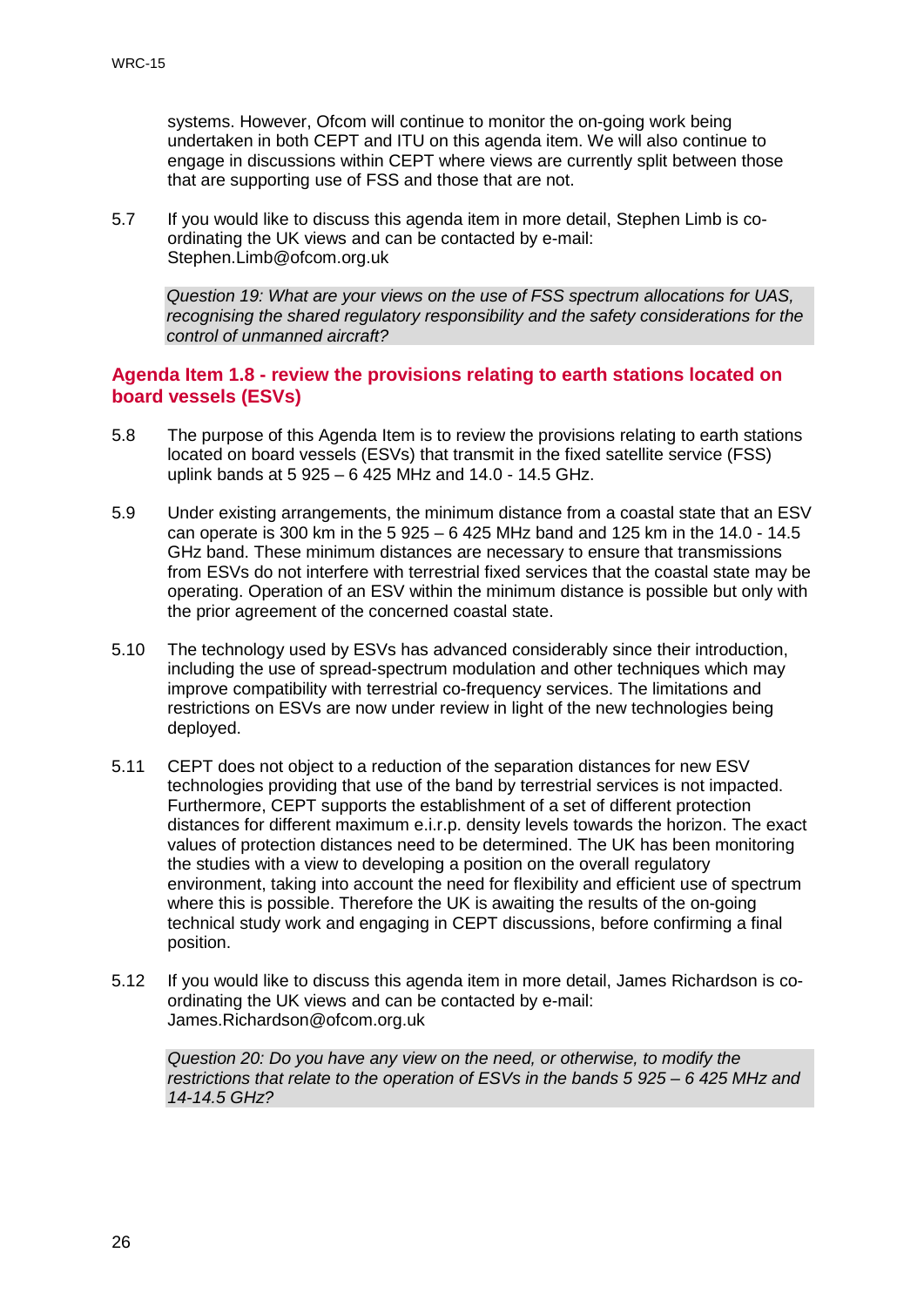systems. However, Ofcom will continue to monitor the on-going work being undertaken in both CEPT and ITU on this agenda item. We will also continue to engage in discussions within CEPT where views are currently split between those that are supporting use of FSS and those that are not.

5.7 If you would like to discuss this agenda item in more detail, Stephen Limb is co-ordinating the UK views and can be contacted by e-mail: Stephen.Limb@ofcom.org.uk

*Question 19: What are your views on the use of FSS spectrum allocations for UAS, recognising the shared regulatory responsibility and the safety considerations for the control of unmanned aircraft?*

## Agenda Item 1.8 - review the provisions relating to earth stations located on board vessels (ESVs)

5.8 The purpose of this Agenda Item is to review the provisions relating to earth stations located on board vessels (ESVs) that transmit in the fixed satellite service (FSS) uplink bands at 5 925 – 6 425 MHz and 14.0 - 14.5 GHz.

5.9 Under existing arrangements, the minimum distance from a coastal state that an ESV can operate is 300 km in the 5 925 – 6 425 MHz band and 125 km in the 14.0 - 14.5 GHz band. These minimum distances are necessary to ensure that transmissions from ESVs do not interfere with terrestrial fixed services that the coastal state may be operating. Operation of an ESV within the minimum distance is possible but only with the prior agreement of the concerned coastal state.

5.10 The technology used by ESVs has advanced considerably since their introduction, including the use of spread-spectrum modulation and other techniques which may improve compatibility with terrestrial co-frequency services. The limitations and restrictions on ESVs are now under review in light of the new technologies being deployed.

5.11 CEPT does not object to a reduction of the separation distances for new ESV technologies providing that use of the band by terrestrial services is not impacted. Furthermore, CEPT supports the establishment of a set of different protection distances for different maximum e.i.r.p. density levels towards the horizon. The exact values of protection distances need to be determined. The UK has been monitoring the studies with a view to developing a position on the overall regulatory environment, taking into account the need for flexibility and efficient use of spectrum where this is possible. Therefore the UK is awaiting the results of the on-going technical study work and engaging in CEPT discussions, before confirming a final position.

5.12 If you would like to discuss this agenda item in more detail, James Richardson is co-ordinating the UK views and can be contacted by e-mail: James.Richardson@ofcom.org.uk

*Question 20: Do you have any view on the need, or otherwise, to modify the restrictions that relate to the operation of ESVs in the bands 5 925 – 6 425 MHz and 14-14.5 GHz?*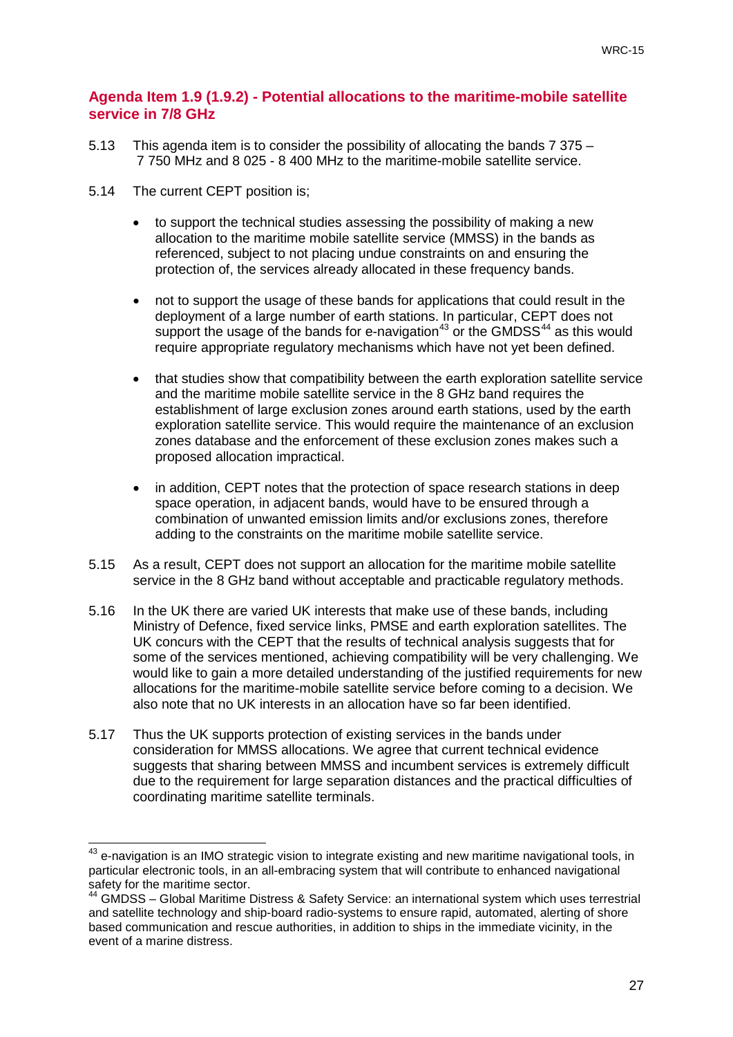## Agenda Item 1.9 (1.9.2) - Potential allocations to the maritime-mobile satellite service in 7/8 GHz

5.13 This agenda item is to consider the possibility of allocating the bands 7 375 – 7 750 MHz and 8 025 - 8 400 MHz to the maritime-mobile satellite service.

5.14 The current CEPT position is;

- to support the technical studies assessing the possibility of making a new allocation to the maritime mobile satellite service (MMSS) in the bands as referenced, subject to not placing undue constraints on and ensuring the protection of, the services already allocated in these frequency bands.
- not to support the usage of these bands for applications that could result in the deployment of a large number of earth stations. In particular, CEPT does not support the usage of the bands for e-navigation[43] or the GMDSS[44] as this would require appropriate regulatory mechanisms which have not yet been defined.
- that studies show that compatibility between the earth exploration satellite service and the maritime mobile satellite service in the 8 GHz band requires the establishment of large exclusion zones around earth stations, used by the earth exploration satellite service. This would require the maintenance of an exclusion zones database and the enforcement of these exclusion zones makes such a proposed allocation impractical.
- in addition, CEPT notes that the protection of space research stations in deep space operation, in adjacent bands, would have to be ensured through a combination of unwanted emission limits and/or exclusions zones, therefore adding to the constraints on the maritime mobile satellite service.

5.15 As a result, CEPT does not support an allocation for the maritime mobile satellite service in the 8 GHz band without acceptable and practicable regulatory methods.

5.16 In the UK there are varied UK interests that make use of these bands, including Ministry of Defence, fixed service links, PMSE and earth exploration satellites. The UK concurs with the CEPT that the results of technical analysis suggests that for some of the services mentioned, achieving compatibility will be very challenging. We would like to gain a more detailed understanding of the justified requirements for new allocations for the maritime-mobile satellite service before coming to a decision. We also note that no UK interests in an allocation have so far been identified.

5.17 Thus the UK supports protection of existing services in the bands under consideration for MMSS allocations. We agree that current technical evidence suggests that sharing between MMSS and incumbent services is extremely difficult due to the requirement for large separation distances and the practical difficulties of coordinating maritime satellite terminals.

---

[43] e-navigation is an IMO strategic vision to integrate existing and new maritime navigational tools, in particular electronic tools, in an all-embracing system that will contribute to enhanced navigational safety for the maritime sector.

[44] GMDSS – Global Maritime Distress & Safety Service: an international system which uses terrestrial and satellite technology and ship-board radio-systems to ensure rapid, automated, alerting of shore based communication and rescue authorities, in addition to ships in the immediate vicinity, in the event of a marine distress.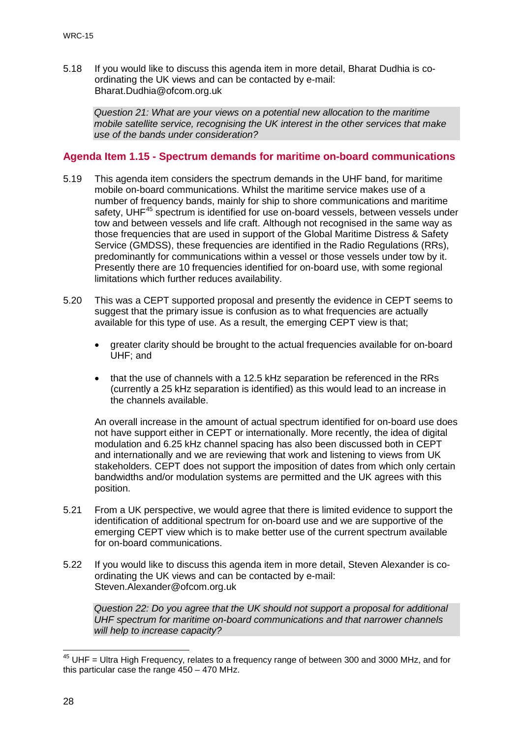5.18 If you would like to discuss this agenda item in more detail, Bharat Dudhia is co-ordinating the UK views and can be contacted by e-mail: Bharat.Dudhia@ofcom.org.uk

*Question 21: What are your views on a potential new allocation to the maritime mobile satellite service, recognising the UK interest in the other services that make use of the bands under consideration?*

## Agenda Item 1.15 - Spectrum demands for maritime on-board communications

5.19 This agenda item considers the spectrum demands in the UHF band, for maritime mobile on-board communications. Whilst the maritime service makes use of a number of frequency bands, mainly for ship to shore communications and maritime safety, UHF[45] spectrum is identified for use on-board vessels, between vessels under tow and between vessels and life craft. Although not recognised in the same way as those frequencies that are used in support of the Global Maritime Distress & Safety Service (GMDSS), these frequencies are identified in the Radio Regulations (RRs), predominantly for communications within a vessel or those vessels under tow by it. Presently there are 10 frequencies identified for on-board use, with some regional limitations which further reduces availability.

5.20 This was a CEPT supported proposal and presently the evidence in CEPT seems to suggest that the primary issue is confusion as to what frequencies are actually available for this type of use. As a result, the emerging CEPT view is that;

- greater clarity should be brought to the actual frequencies available for on-board UHF; and
- that the use of channels with a 12.5 kHz separation be referenced in the RRs (currently a 25 kHz separation is identified) as this would lead to an increase in the channels available.

An overall increase in the amount of actual spectrum identified for on-board use does not have support either in CEPT or internationally. More recently, the idea of digital modulation and 6.25 kHz channel spacing has also been discussed both in CEPT and internationally and we are reviewing that work and listening to views from UK stakeholders. CEPT does not support the imposition of dates from which only certain bandwidths and/or modulation systems are permitted and the UK agrees with this position.

5.21 From a UK perspective, we would agree that there is limited evidence to support the identification of additional spectrum for on-board use and we are supportive of the emerging CEPT view which is to make better use of the current spectrum available for on-board communications.

5.22 If you would like to discuss this agenda item in more detail, Steven Alexander is co-ordinating the UK views and can be contacted by e-mail: Steven.Alexander@ofcom.org.uk

*Question 22: Do you agree that the UK should not support a proposal for additional UHF spectrum for maritime on-board communications and that narrower channels will help to increase capacity?*

---

[45] UHF = Ultra High Frequency, relates to a frequency range of between 300 and 3000 MHz, and for this particular case the range 450 – 470 MHz.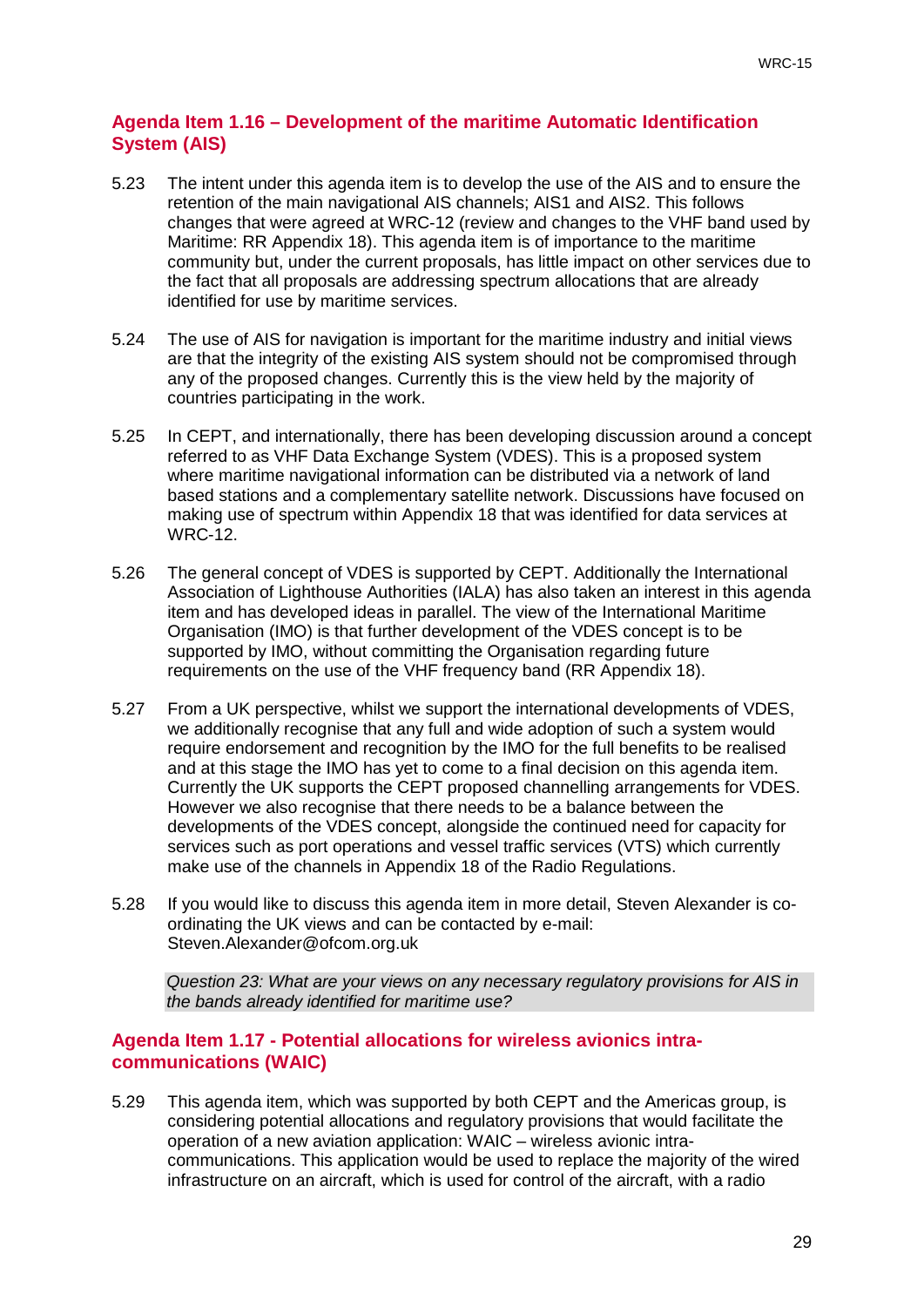### Agenda Item 1.16 – Development of the maritime Automatic Identification System (AIS)

5.23 The intent under this agenda item is to develop the use of the AIS and to ensure the retention of the main navigational AIS channels; AIS1 and AIS2. This follows changes that were agreed at WRC-12 (review and changes to the VHF band used by Maritime: RR Appendix 18). This agenda item is of importance to the maritime community but, under the current proposals, has little impact on other services due to the fact that all proposals are addressing spectrum allocations that are already identified for use by maritime services.

5.24 The use of AIS for navigation is important for the maritime industry and initial views are that the integrity of the existing AIS system should not be compromised through any of the proposed changes. Currently this is the view held by the majority of countries participating in the work.

5.25 In CEPT, and internationally, there has been developing discussion around a concept referred to as VHF Data Exchange System (VDES). This is a proposed system where maritime navigational information can be distributed via a network of land based stations and a complementary satellite network. Discussions have focused on making use of spectrum within Appendix 18 that was identified for data services at WRC-12.

5.26 The general concept of VDES is supported by CEPT. Additionally the International Association of Lighthouse Authorities (IALA) has also taken an interest in this agenda item and has developed ideas in parallel. The view of the International Maritime Organisation (IMO) is that further development of the VDES concept is to be supported by IMO, without committing the Organisation regarding future requirements on the use of the VHF frequency band (RR Appendix 18).

5.27 From a UK perspective, whilst we support the international developments of VDES, we additionally recognise that any full and wide adoption of such a system would require endorsement and recognition by the IMO for the full benefits to be realised and at this stage the IMO has yet to come to a final decision on this agenda item. Currently the UK supports the CEPT proposed channelling arrangements for VDES. However we also recognise that there needs to be a balance between the developments of the VDES concept, alongside the continued need for capacity for services such as port operations and vessel traffic services (VTS) which currently make use of the channels in Appendix 18 of the Radio Regulations.

5.28 If you would like to discuss this agenda item in more detail, Steven Alexander is co-ordinating the UK views and can be contacted by e-mail: Steven.Alexander@ofcom.org.uk

*Question 23: What are your views on any necessary regulatory provisions for AIS in the bands already identified for maritime use?*

### Agenda Item 1.17 - Potential allocations for wireless avionics intra-communications (WAIC)

5.29 This agenda item, which was supported by both CEPT and the Americas group, is considering potential allocations and regulatory provisions that would facilitate the operation of a new aviation application: WAIC – wireless avionic intra-communications. This application would be used to replace the majority of the wired infrastructure on an aircraft, which is used for control of the aircraft, with a radio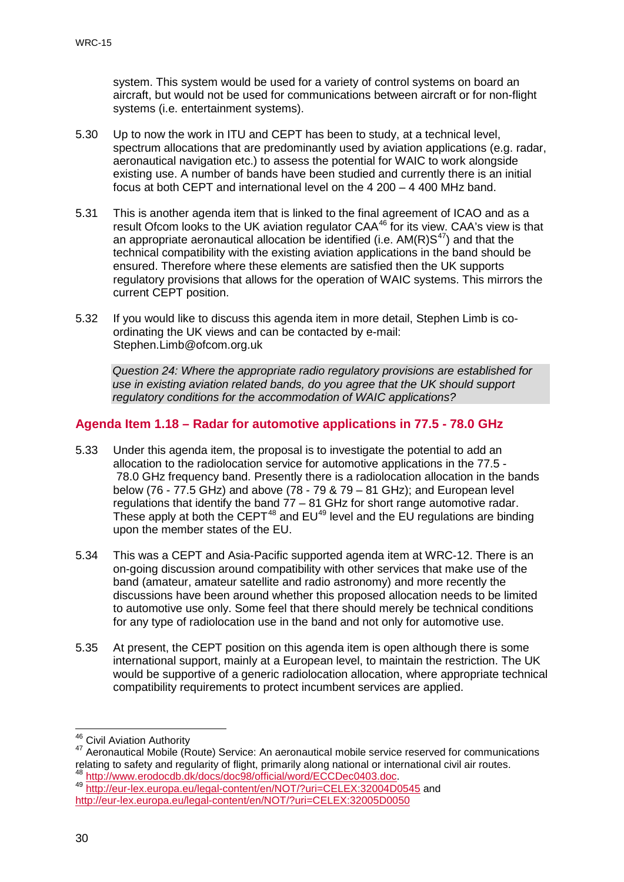system. This system would be used for a variety of control systems on board an aircraft, but would not be used for communications between aircraft or for non-flight systems (i.e. entertainment systems).

5.30 Up to now the work in ITU and CEPT has been to study, at a technical level, spectrum allocations that are predominantly used by aviation applications (e.g. radar, aeronautical navigation etc.) to assess the potential for WAIC to work alongside existing use. A number of bands have been studied and currently there is an initial focus at both CEPT and international level on the 4 200 – 4 400 MHz band.

5.31 This is another agenda item that is linked to the final agreement of ICAO and as a result Ofcom looks to the UK aviation regulator CAA[46] for its view. CAA's view is that an appropriate aeronautical allocation be identified (i.e. AM(R)S[47]) and that the technical compatibility with the existing aviation applications in the band should be ensured. Therefore where these elements are satisfied then the UK supports regulatory provisions that allows for the operation of WAIC systems. This mirrors the current CEPT position.

5.32 If you would like to discuss this agenda item in more detail, Stephen Limb is co-ordinating the UK views and can be contacted by e-mail: Stephen.Limb@ofcom.org.uk

*Question 24: Where the appropriate radio regulatory provisions are established for use in existing aviation related bands, do you agree that the UK should support regulatory conditions for the accommodation of WAIC applications?*

## Agenda Item 1.18 – Radar for automotive applications in 77.5 - 78.0 GHz

5.33 Under this agenda item, the proposal is to investigate the potential to add an allocation to the radiolocation service for automotive applications in the 77.5 - 78.0 GHz frequency band. Presently there is a radiolocation allocation in the bands below (76 - 77.5 GHz) and above (78 - 79 & 79 – 81 GHz); and European level regulations that identify the band 77 – 81 GHz for short range automotive radar. These apply at both the CEPT[48] and EU[49] level and the EU regulations are binding upon the member states of the EU.

5.34 This was a CEPT and Asia-Pacific supported agenda item at WRC-12. There is an on-going discussion around compatibility with other services that make use of the band (amateur, amateur satellite and radio astronomy) and more recently the discussions have been around whether this proposed allocation needs to be limited to automotive use only. Some feel that there should merely be technical conditions for any type of radiolocation use in the band and not only for automotive use.

5.35 At present, the CEPT position on this agenda item is open although there is some international support, mainly at a European level, to maintain the restriction. The UK would be supportive of a generic radiolocation allocation, where appropriate technical compatibility requirements to protect incumbent services are applied.

---

[46] Civil Aviation Authority

[47] Aeronautical Mobile (Route) Service: An aeronautical mobile service reserved for communications relating to safety and regularity of flight, primarily along national or international civil air routes.

[48] http://www.erodocdb.dk/docs/doc98/official/word/ECCDec0403.doc.

[49] http://eur-lex.europa.eu/legal-content/en/NOT/?uri=CELEX:32004D0545 and http://eur-lex.europa.eu/legal-content/en/NOT/?uri=CELEX:32005D0050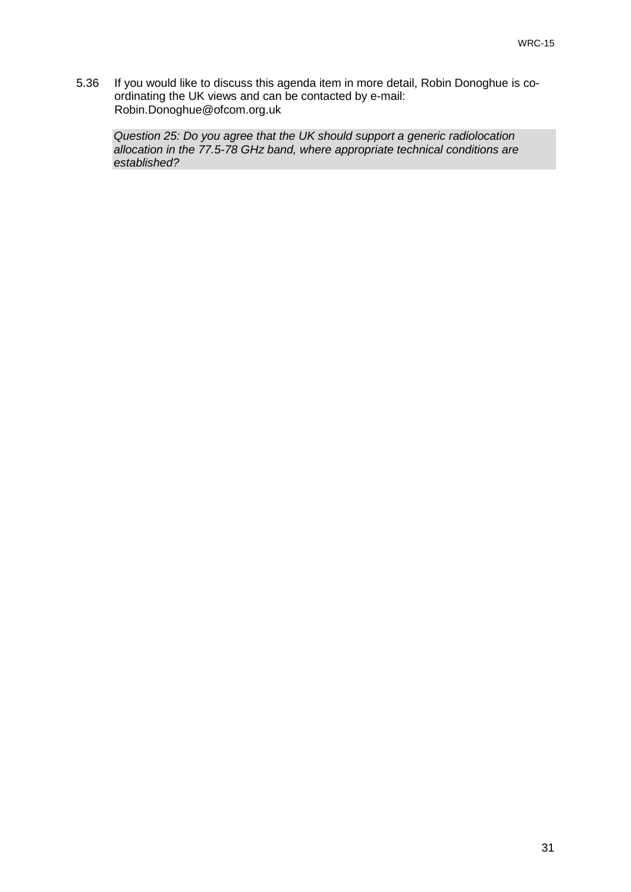5.36 If you would like to discuss this agenda item in more detail, Robin Donoghue is co-ordinating the UK views and can be contacted by e-mail: Robin.Donoghue@ofcom.org.uk

*Question 25: Do you agree that the UK should support a generic radiolocation allocation in the 77.5-78 GHz band, where appropriate technical conditions are established?*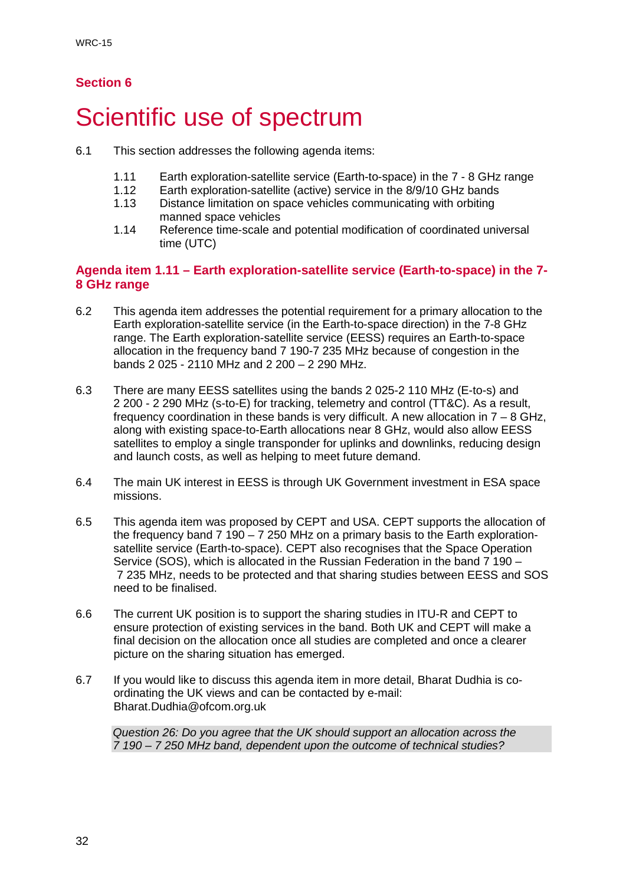## Section 6

# Scientific use of spectrum

6.1 This section addresses the following agenda items:

1.11 Earth exploration-satellite service (Earth-to-space) in the 7 - 8 GHz range
1.12 Earth exploration-satellite (active) service in the 8/9/10 GHz bands
1.13 Distance limitation on space vehicles communicating with orbiting manned space vehicles
1.14 Reference time-scale and potential modification of coordinated universal time (UTC)

### Agenda item 1.11 – Earth exploration-satellite service (Earth-to-space) in the 7-8 GHz range

6.2 This agenda item addresses the potential requirement for a primary allocation to the Earth exploration-satellite service (in the Earth-to-space direction) in the 7-8 GHz range. The Earth exploration-satellite service (EESS) requires an Earth-to-space allocation in the frequency band 7 190-7 235 MHz because of congestion in the bands 2 025 - 2110 MHz and 2 200 – 2 290 MHz.

6.3 There are many EESS satellites using the bands 2 025-2 110 MHz (E-to-s) and 2 200 - 2 290 MHz (s-to-E) for tracking, telemetry and control (TT&C). As a result, frequency coordination in these bands is very difficult. A new allocation in 7 – 8 GHz, along with existing space-to-Earth allocations near 8 GHz, would also allow EESS satellites to employ a single transponder for uplinks and downlinks, reducing design and launch costs, as well as helping to meet future demand.

6.4 The main UK interest in EESS is through UK Government investment in ESA space missions.

6.5 This agenda item was proposed by CEPT and USA. CEPT supports the allocation of the frequency band 7 190 – 7 250 MHz on a primary basis to the Earth exploration-satellite service (Earth-to-space). CEPT also recognises that the Space Operation Service (SOS), which is allocated in the Russian Federation in the band 7 190 – 7 235 MHz, needs to be protected and that sharing studies between EESS and SOS need to be finalised.

6.6 The current UK position is to support the sharing studies in ITU-R and CEPT to ensure protection of existing services in the band. Both UK and CEPT will make a final decision on the allocation once all studies are completed and once a clearer picture on the sharing situation has emerged.

6.7 If you would like to discuss this agenda item in more detail, Bharat Dudhia is co-ordinating the UK views and can be contacted by e-mail: Bharat.Dudhia@ofcom.org.uk

*Question 26: Do you agree that the UK should support an allocation across the 7 190 – 7 250 MHz band, dependent upon the outcome of technical studies?*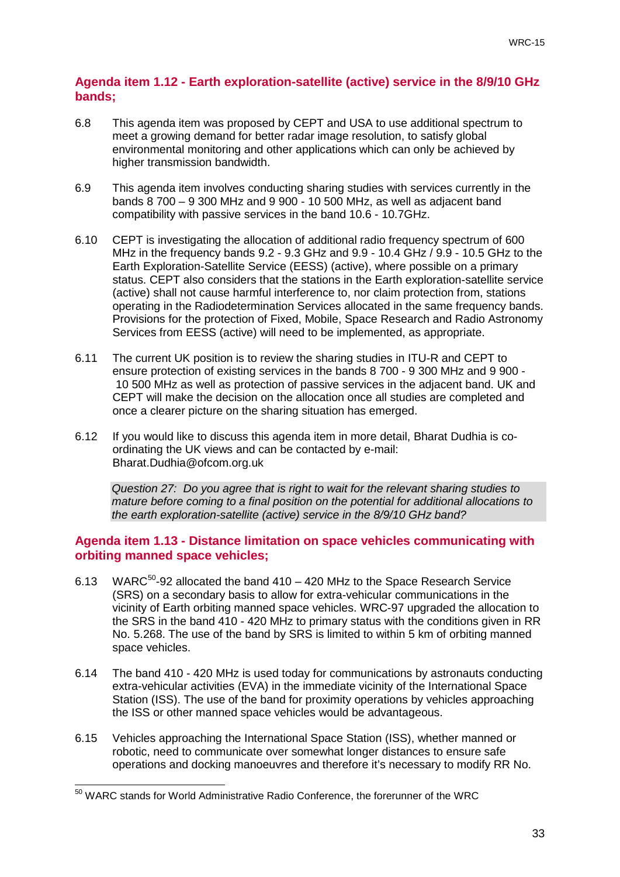## Agenda item 1.12 - Earth exploration-satellite (active) service in the 8/9/10 GHz bands;

6.8 This agenda item was proposed by CEPT and USA to use additional spectrum to meet a growing demand for better radar image resolution, to satisfy global environmental monitoring and other applications which can only be achieved by higher transmission bandwidth.

6.9 This agenda item involves conducting sharing studies with services currently in the bands 8 700 – 9 300 MHz and 9 900 - 10 500 MHz, as well as adjacent band compatibility with passive services in the band 10.6 - 10.7GHz.

6.10 CEPT is investigating the allocation of additional radio frequency spectrum of 600 MHz in the frequency bands 9.2 - 9.3 GHz and 9.9 - 10.4 GHz / 9.9 - 10.5 GHz to the Earth Exploration-Satellite Service (EESS) (active), where possible on a primary status. CEPT also considers that the stations in the Earth exploration-satellite service (active) shall not cause harmful interference to, nor claim protection from, stations operating in the Radiodetermination Services allocated in the same frequency bands. Provisions for the protection of Fixed, Mobile, Space Research and Radio Astronomy Services from EESS (active) will need to be implemented, as appropriate.

6.11 The current UK position is to review the sharing studies in ITU-R and CEPT to ensure protection of existing services in the bands 8 700 - 9 300 MHz and 9 900 - 10 500 MHz as well as protection of passive services in the adjacent band. UK and CEPT will make the decision on the allocation once all studies are completed and once a clearer picture on the sharing situation has emerged.

6.12 If you would like to discuss this agenda item in more detail, Bharat Dudhia is co-ordinating the UK views and can be contacted by e-mail: Bharat.Dudhia@ofcom.org.uk

*Question 27: Do you agree that is right to wait for the relevant sharing studies to mature before coming to a final position on the potential for additional allocations to the earth exploration-satellite (active) service in the 8/9/10 GHz band?*

## Agenda item 1.13 - Distance limitation on space vehicles communicating with orbiting manned space vehicles;

6.13 WARC[50]-92 allocated the band 410 – 420 MHz to the Space Research Service (SRS) on a secondary basis to allow for extra-vehicular communications in the vicinity of Earth orbiting manned space vehicles. WRC-97 upgraded the allocation to the SRS in the band 410 - 420 MHz to primary status with the conditions given in RR No. 5.268. The use of the band by SRS is limited to within 5 km of orbiting manned space vehicles.

6.14 The band 410 - 420 MHz is used today for communications by astronauts conducting extra-vehicular activities (EVA) in the immediate vicinity of the International Space Station (ISS). The use of the band for proximity operations by vehicles approaching the ISS or other manned space vehicles would be advantageous.

6.15 Vehicles approaching the International Space Station (ISS), whether manned or robotic, need to communicate over somewhat longer distances to ensure safe operations and docking manoeuvres and therefore it's necessary to modify RR No.

[50] WARC stands for World Administrative Radio Conference, the forerunner of the WRC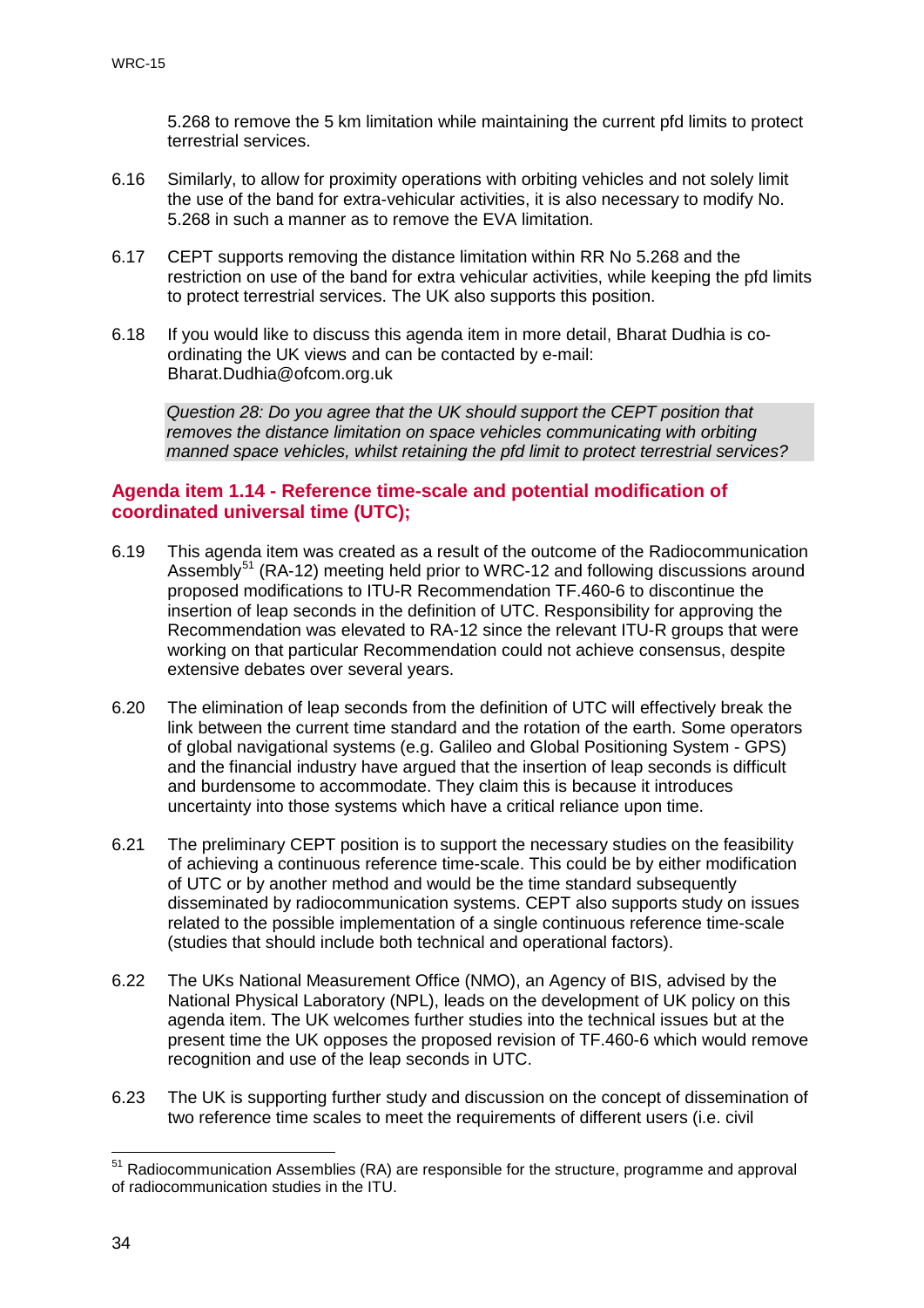5.268 to remove the 5 km limitation while maintaining the current pfd limits to protect terrestrial services.

6.16 Similarly, to allow for proximity operations with orbiting vehicles and not solely limit the use of the band for extra-vehicular activities, it is also necessary to modify No. 5.268 in such a manner as to remove the EVA limitation.

6.17 CEPT supports removing the distance limitation within RR No 5.268 and the restriction on use of the band for extra vehicular activities, while keeping the pfd limits to protect terrestrial services. The UK also supports this position.

6.18 If you would like to discuss this agenda item in more detail, Bharat Dudhia is co-ordinating the UK views and can be contacted by e-mail: Bharat.Dudhia@ofcom.org.uk

*Question 28: Do you agree that the UK should support the CEPT position that removes the distance limitation on space vehicles communicating with orbiting manned space vehicles, whilst retaining the pfd limit to protect terrestrial services?*

## Agenda item 1.14 - Reference time-scale and potential modification of coordinated universal time (UTC);

6.19 This agenda item was created as a result of the outcome of the Radiocommunication Assembly[51] (RA-12) meeting held prior to WRC-12 and following discussions around proposed modifications to ITU-R Recommendation TF.460-6 to discontinue the insertion of leap seconds in the definition of UTC. Responsibility for approving the Recommendation was elevated to RA-12 since the relevant ITU-R groups that were working on that particular Recommendation could not achieve consensus, despite extensive debates over several years.

6.20 The elimination of leap seconds from the definition of UTC will effectively break the link between the current time standard and the rotation of the earth. Some operators of global navigational systems (e.g. Galileo and Global Positioning System - GPS) and the financial industry have argued that the insertion of leap seconds is difficult and burdensome to accommodate. They claim this is because it introduces uncertainty into those systems which have a critical reliance upon time.

6.21 The preliminary CEPT position is to support the necessary studies on the feasibility of achieving a continuous reference time-scale. This could be by either modification of UTC or by another method and would be the time standard subsequently disseminated by radiocommunication systems. CEPT also supports study on issues related to the possible implementation of a single continuous reference time-scale (studies that should include both technical and operational factors).

6.22 The UKs National Measurement Office (NMO), an Agency of BIS, advised by the National Physical Laboratory (NPL), leads on the development of UK policy on this agenda item. The UK welcomes further studies into the technical issues but at the present time the UK opposes the proposed revision of TF.460-6 which would remove recognition and use of the leap seconds in UTC.

6.23 The UK is supporting further study and discussion on the concept of dissemination of two reference time scales to meet the requirements of different users (i.e. civil

[51] Radiocommunication Assemblies (RA) are responsible for the structure, programme and approval of radiocommunication studies in the ITU.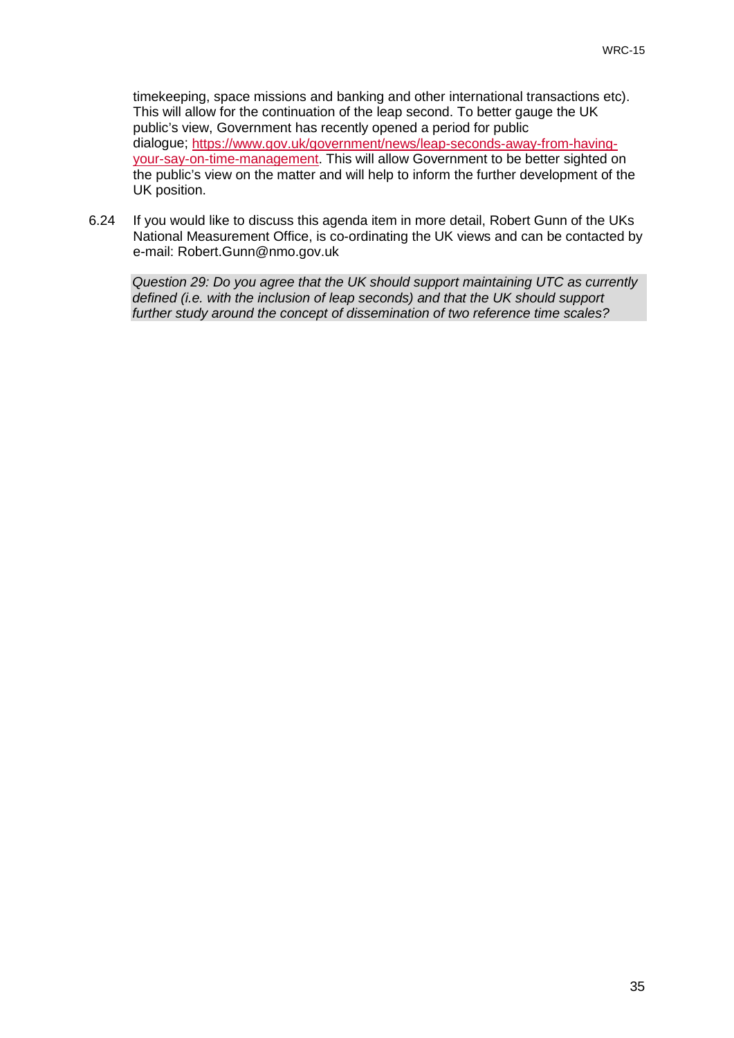timekeeping, space missions and banking and other international transactions etc). This will allow for the continuation of the leap second. To better gauge the UK public's view, Government has recently opened a period for public dialogue; [https://www.gov.uk/government/news/leap-seconds-away-from-having-your-say-on-time-management](https://www.gov.uk/government/news/leap-seconds-away-from-having-your-say-on-time-management). This will allow Government to be better sighted on the public's view on the matter and will help to inform the further development of the UK position.

6.24 If you would like to discuss this agenda item in more detail, Robert Gunn of the UKs National Measurement Office, is co-ordinating the UK views and can be contacted by e-mail: Robert.Gunn@nmo.gov.uk

*Question 29: Do you agree that the UK should support maintaining UTC as currently defined (i.e. with the inclusion of leap seconds) and that the UK should support further study around the concept of dissemination of two reference time scales?*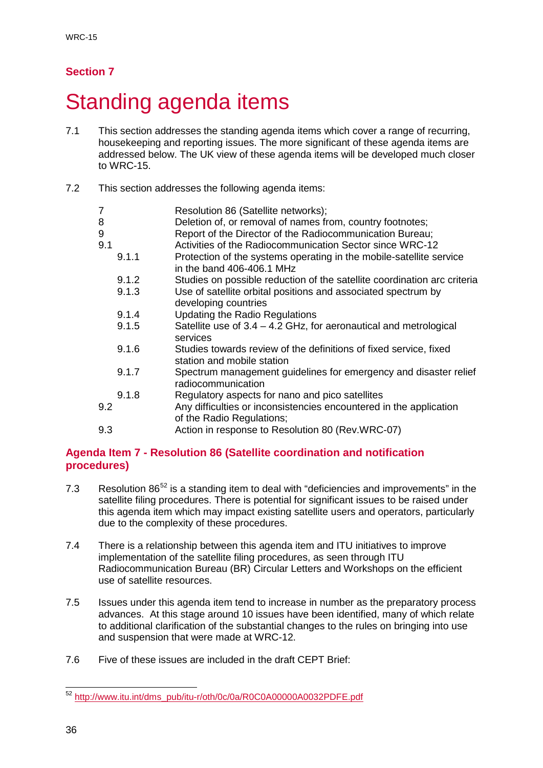## Section 7

# Standing agenda items

7.1 This section addresses the standing agenda items which cover a range of recurring, housekeeping and reporting issues. The more significant of these agenda items are addressed below. The UK view of these agenda items will be developed much closer to WRC-15.

7.2 This section addresses the following agenda items:

| | |
|---|---|
| 7 | Resolution 86 (Satellite networks); |
| 8 | Deletion of, or removal of names from, country footnotes; |
| 9 | Report of the Director of the Radiocommunication Bureau; |
| 9.1 | Activities of the Radiocommunication Sector since WRC-12 |
| 9.1.1 | Protection of the systems operating in the mobile-satellite service in the band 406-406.1 MHz |
| 9.1.2 | Studies on possible reduction of the satellite coordination arc criteria |
| 9.1.3 | Use of satellite orbital positions and associated spectrum by developing countries |
| 9.1.4 | Updating the Radio Regulations |
| 9.1.5 | Satellite use of 3.4 – 4.2 GHz, for aeronautical and metrological services |
| 9.1.6 | Studies towards review of the definitions of fixed service, fixed station and mobile station |
| 9.1.7 | Spectrum management guidelines for emergency and disaster relief radiocommunication |
| 9.1.8 | Regulatory aspects for nano and pico satellites |
| 9.2 | Any difficulties or inconsistencies encountered in the application of the Radio Regulations; |
| 9.3 | Action in response to Resolution 80 (Rev.WRC-07) |

### Agenda Item 7 - Resolution 86 (Satellite coordination and notification procedures)

7.3 Resolution 86[52] is a standing item to deal with "deficiencies and improvements" in the satellite filing procedures. There is potential for significant issues to be raised under this agenda item which may impact existing satellite users and operators, particularly due to the complexity of these procedures.

7.4 There is a relationship between this agenda item and ITU initiatives to improve implementation of the satellite filing procedures, as seen through ITU Radiocommunication Bureau (BR) Circular Letters and Workshops on the efficient use of satellite resources.

7.5 Issues under this agenda item tend to increase in number as the preparatory process advances. At this stage around 10 issues have been identified, many of which relate to additional clarification of the substantial changes to the rules on bringing into use and suspension that were made at WRC-12.

7.6 Five of these issues are included in the draft CEPT Brief:

[52] http://www.itu.int/dms_pub/itu-r/oth/0c/0a/R0C0A00000A0032PDFE.pdf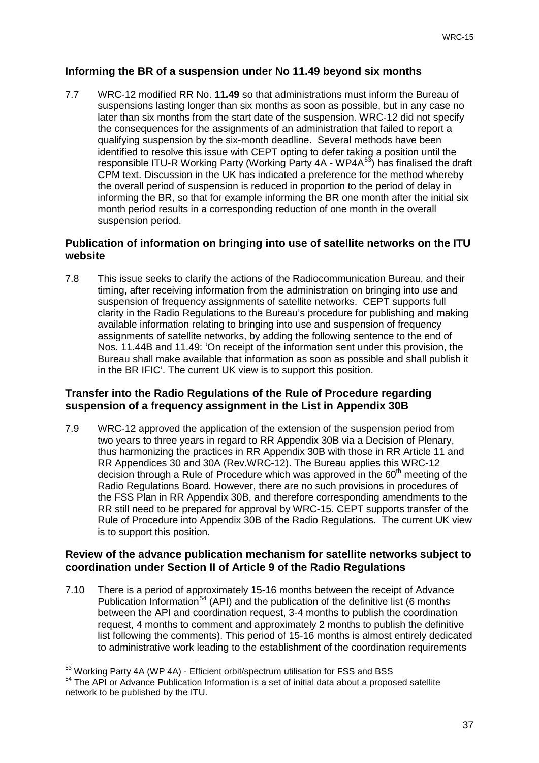### Informing the BR of a suspension under No 11.49 beyond six months

7.7 WRC-12 modified RR No. **11.49** so that administrations must inform the Bureau of suspensions lasting longer than six months as soon as possible, but in any case no later than six months from the start date of the suspension. WRC-12 did not specify the consequences for the assignments of an administration that failed to report a qualifying suspension by the six-month deadline. Several methods have been identified to resolve this issue with CEPT opting to defer taking a position until the responsible ITU-R Working Party (Working Party 4A - WP4A[53]) has finalised the draft CPM text. Discussion in the UK has indicated a preference for the method whereby the overall period of suspension is reduced in proportion to the period of delay in informing the BR, so that for example informing the BR one month after the initial six month period results in a corresponding reduction of one month in the overall suspension period.

### Publication of information on bringing into use of satellite networks on the ITU website

7.8 This issue seeks to clarify the actions of the Radiocommunication Bureau, and their timing, after receiving information from the administration on bringing into use and suspension of frequency assignments of satellite networks. CEPT supports full clarity in the Radio Regulations to the Bureau's procedure for publishing and making available information relating to bringing into use and suspension of frequency assignments of satellite networks, by adding the following sentence to the end of Nos. 11.44B and 11.49: 'On receipt of the information sent under this provision, the Bureau shall make available that information as soon as possible and shall publish it in the BR IFIC'. The current UK view is to support this position.

### Transfer into the Radio Regulations of the Rule of Procedure regarding suspension of a frequency assignment in the List in Appendix 30B

7.9 WRC-12 approved the application of the extension of the suspension period from two years to three years in regard to RR Appendix 30B via a Decision of Plenary, thus harmonizing the practices in RR Appendix 30B with those in RR Article 11 and RR Appendices 30 and 30A (Rev.WRC-12). The Bureau applies this WRC-12 decision through a Rule of Procedure which was approved in the 60th meeting of the Radio Regulations Board. However, there are no such provisions in procedures of the FSS Plan in RR Appendix 30B, and therefore corresponding amendments to the RR still need to be prepared for approval by WRC-15. CEPT supports transfer of the Rule of Procedure into Appendix 30B of the Radio Regulations. The current UK view is to support this position.

### Review of the advance publication mechanism for satellite networks subject to coordination under Section II of Article 9 of the Radio Regulations

7.10 There is a period of approximately 15-16 months between the receipt of Advance Publication Information[54] (API) and the publication of the definitive list (6 months between the API and coordination request, 3-4 months to publish the coordination request, 4 months to comment and approximately 2 months to publish the definitive list following the comments). This period of 15-16 months is almost entirely dedicated to administrative work leading to the establishment of the coordination requirements

---

[53] Working Party 4A (WP 4A) - Efficient orbit/spectrum utilisation for FSS and BSS

[54] The API or Advance Publication Information is a set of initial data about a proposed satellite network to be published by the ITU.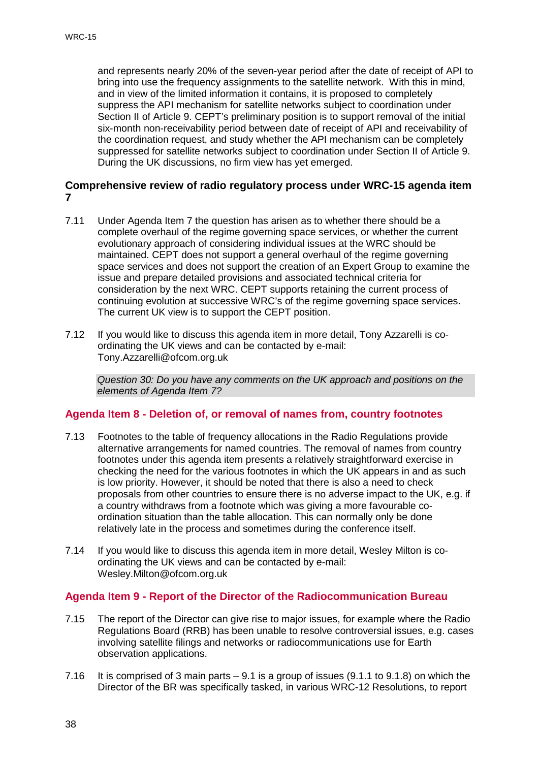and represents nearly 20% of the seven-year period after the date of receipt of API to bring into use the frequency assignments to the satellite network. With this in mind, and in view of the limited information it contains, it is proposed to completely suppress the API mechanism for satellite networks subject to coordination under Section II of Article 9. CEPT's preliminary position is to support removal of the initial six-month non-receivability period between date of receipt of API and receivability of the coordination request, and study whether the API mechanism can be completely suppressed for satellite networks subject to coordination under Section II of Article 9. During the UK discussions, no firm view has yet emerged.

### Comprehensive review of radio regulatory process under WRC-15 agenda item 7

7.11 Under Agenda Item 7 the question has arisen as to whether there should be a complete overhaul of the regime governing space services, or whether the current evolutionary approach of considering individual issues at the WRC should be maintained. CEPT does not support a general overhaul of the regime governing space services and does not support the creation of an Expert Group to examine the issue and prepare detailed provisions and associated technical criteria for consideration by the next WRC. CEPT supports retaining the current process of continuing evolution at successive WRC's of the regime governing space services. The current UK view is to support the CEPT position.

7.12 If you would like to discuss this agenda item in more detail, Tony Azzarelli is co-ordinating the UK views and can be contacted by e-mail: Tony.Azzarelli@ofcom.org.uk

*Question 30: Do you have any comments on the UK approach and positions on the elements of Agenda Item 7?*

## Agenda Item 8 - Deletion of, or removal of names from, country footnotes

7.13 Footnotes to the table of frequency allocations in the Radio Regulations provide alternative arrangements for named countries. The removal of names from country footnotes under this agenda item presents a relatively straightforward exercise in checking the need for the various footnotes in which the UK appears in and as such is low priority. However, it should be noted that there is also a need to check proposals from other countries to ensure there is no adverse impact to the UK, e.g. if a country withdraws from a footnote which was giving a more favourable co-ordination situation than the table allocation. This can normally only be done relatively late in the process and sometimes during the conference itself.

7.14 If you would like to discuss this agenda item in more detail, Wesley Milton is co-ordinating the UK views and can be contacted by e-mail: Wesley.Milton@ofcom.org.uk

## Agenda Item 9 - Report of the Director of the Radiocommunication Bureau

7.15 The report of the Director can give rise to major issues, for example where the Radio Regulations Board (RRB) has been unable to resolve controversial issues, e.g. cases involving satellite filings and networks or radiocommunications use for Earth observation applications.

7.16 It is comprised of 3 main parts – 9.1 is a group of issues (9.1.1 to 9.1.8) on which the Director of the BR was specifically tasked, in various WRC-12 Resolutions, to report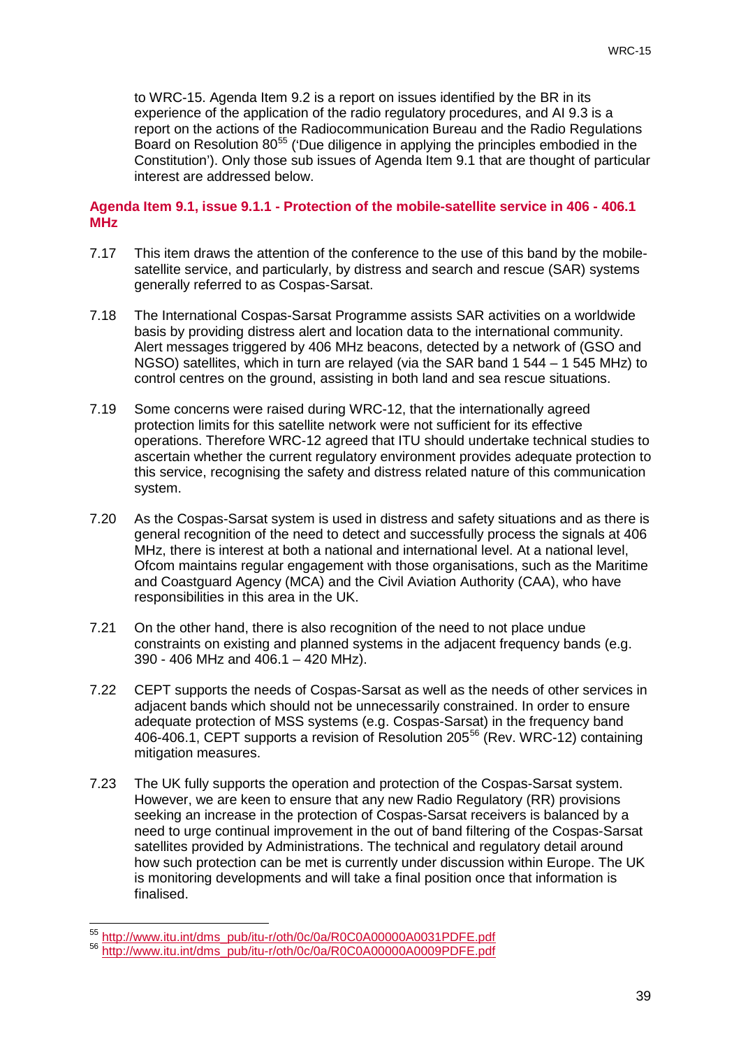to WRC-15. Agenda Item 9.2 is a report on issues identified by the BR in its experience of the application of the radio regulatory procedures, and AI 9.3 is a report on the actions of the Radiocommunication Bureau and the Radio Regulations Board on Resolution 80[55] ('Due diligence in applying the principles embodied in the Constitution'). Only those sub issues of Agenda Item 9.1 that are thought of particular interest are addressed below.

#### Agenda Item 9.1, issue 9.1.1 - Protection of the mobile-satellite service in 406 - 406.1 MHz

7.17 This item draws the attention of the conference to the use of this band by the mobile-satellite service, and particularly, by distress and search and rescue (SAR) systems generally referred to as Cospas-Sarsat.

7.18 The International Cospas-Sarsat Programme assists SAR activities on a worldwide basis by providing distress alert and location data to the international community. Alert messages triggered by 406 MHz beacons, detected by a network of (GSO and NGSO) satellites, which in turn are relayed (via the SAR band 1 544 – 1 545 MHz) to control centres on the ground, assisting in both land and sea rescue situations.

7.19 Some concerns were raised during WRC-12, that the internationally agreed protection limits for this satellite network were not sufficient for its effective operations. Therefore WRC-12 agreed that ITU should undertake technical studies to ascertain whether the current regulatory environment provides adequate protection to this service, recognising the safety and distress related nature of this communication system.

7.20 As the Cospas-Sarsat system is used in distress and safety situations and as there is general recognition of the need to detect and successfully process the signals at 406 MHz, there is interest at both a national and international level. At a national level, Ofcom maintains regular engagement with those organisations, such as the Maritime and Coastguard Agency (MCA) and the Civil Aviation Authority (CAA), who have responsibilities in this area in the UK.

7.21 On the other hand, there is also recognition of the need to not place undue constraints on existing and planned systems in the adjacent frequency bands (e.g. 390 - 406 MHz and 406.1 – 420 MHz).

7.22 CEPT supports the needs of Cospas-Sarsat as well as the needs of other services in adjacent bands which should not be unnecessarily constrained. In order to ensure adequate protection of MSS systems (e.g. Cospas-Sarsat) in the frequency band 406-406.1, CEPT supports a revision of Resolution 205[56] (Rev. WRC-12) containing mitigation measures.

7.23 The UK fully supports the operation and protection of the Cospas-Sarsat system. However, we are keen to ensure that any new Radio Regulatory (RR) provisions seeking an increase in the protection of Cospas-Sarsat receivers is balanced by a need to urge continual improvement in the out of band filtering of the Cospas-Sarsat satellites provided by Administrations. The technical and regulatory detail around how such protection can be met is currently under discussion within Europe. The UK is monitoring developments and will take a final position once that information is finalised.

---

[55] http://www.itu.int/dms_pub/itu-r/oth/0c/0a/R0C0A00000A0031PDFE.pdf

[56] http://www.itu.int/dms_pub/itu-r/oth/0c/0a/R0C0A00000A0009PDFE.pdf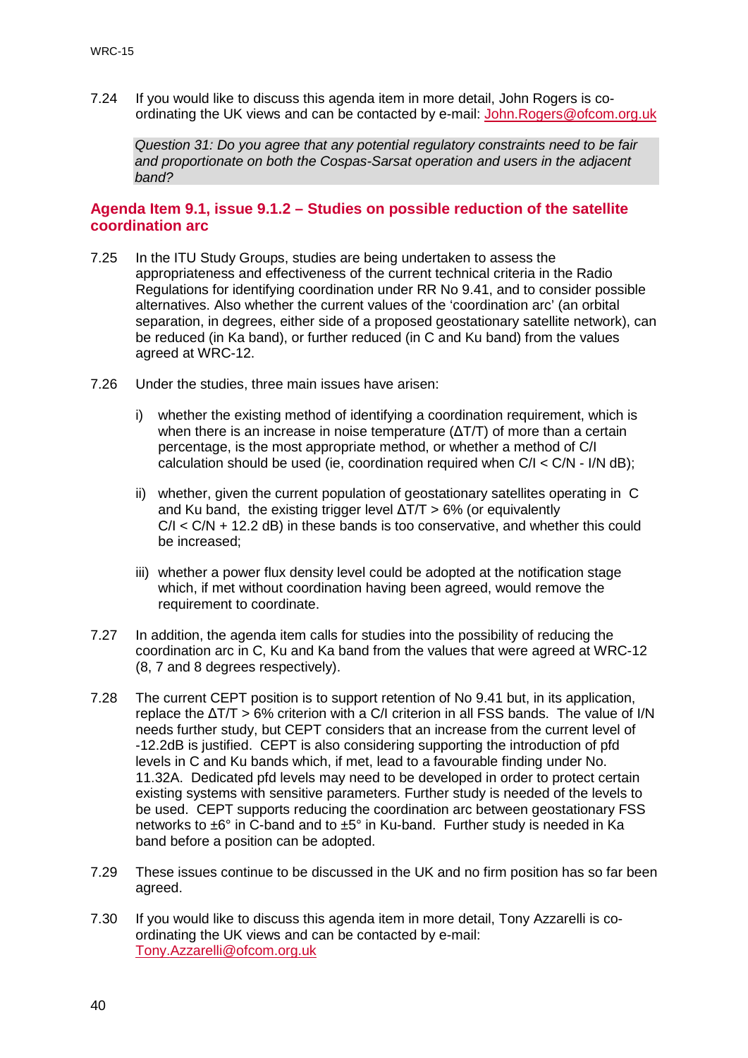7.24 If you would like to discuss this agenda item in more detail, John Rogers is co-ordinating the UK views and can be contacted by e-mail: John.Rogers@ofcom.org.uk

*Question 31: Do you agree that any potential regulatory constraints need to be fair and proportionate on both the Cospas-Sarsat operation and users in the adjacent band?*

## Agenda Item 9.1, issue 9.1.2 – Studies on possible reduction of the satellite coordination arc

7.25 In the ITU Study Groups, studies are being undertaken to assess the appropriateness and effectiveness of the current technical criteria in the Radio Regulations for identifying coordination under RR No 9.41, and to consider possible alternatives. Also whether the current values of the 'coordination arc' (an orbital separation, in degrees, either side of a proposed geostationary satellite network), can be reduced (in Ka band), or further reduced (in C and Ku band) from the values agreed at WRC-12.

7.26 Under the studies, three main issues have arisen:

i) whether the existing method of identifying a coordination requirement, which is when there is an increase in noise temperature ($\Delta T/T$) of more than a certain percentage, is the most appropriate method, or whether a method of C/I calculation should be used (ie, coordination required when $C/I < C/N - I/N$ dB);

ii) whether, given the current population of geostationary satellites operating in C and Ku band, the existing trigger level $\Delta T/T > 6\%$ (or equivalently $C/I < C/N + 12.2$ dB) in these bands is too conservative, and whether this could be increased;

iii) whether a power flux density level could be adopted at the notification stage which, if met without coordination having been agreed, would remove the requirement to coordinate.

7.27 In addition, the agenda item calls for studies into the possibility of reducing the coordination arc in C, Ku and Ka band from the values that were agreed at WRC-12 (8, 7 and 8 degrees respectively).

7.28 The current CEPT position is to support retention of No 9.41 but, in its application, replace the $\Delta T/T > 6\%$ criterion with a C/I criterion in all FSS bands. The value of I/N needs further study, but CEPT considers that an increase from the current level of -12.2dB is justified. CEPT is also considering supporting the introduction of pfd levels in C and Ku bands which, if met, lead to a favourable finding under No. 11.32A. Dedicated pfd levels may need to be developed in order to protect certain existing systems with sensitive parameters. Further study is needed of the levels to be used. CEPT supports reducing the coordination arc between geostationary FSS networks to ±6° in C-band and to ±5° in Ku-band. Further study is needed in Ka band before a position can be adopted.

7.29 These issues continue to be discussed in the UK and no firm position has so far been agreed.

7.30 If you would like to discuss this agenda item in more detail, Tony Azzarelli is co-ordinating the UK views and can be contacted by e-mail: Tony.Azzarelli@ofcom.org.uk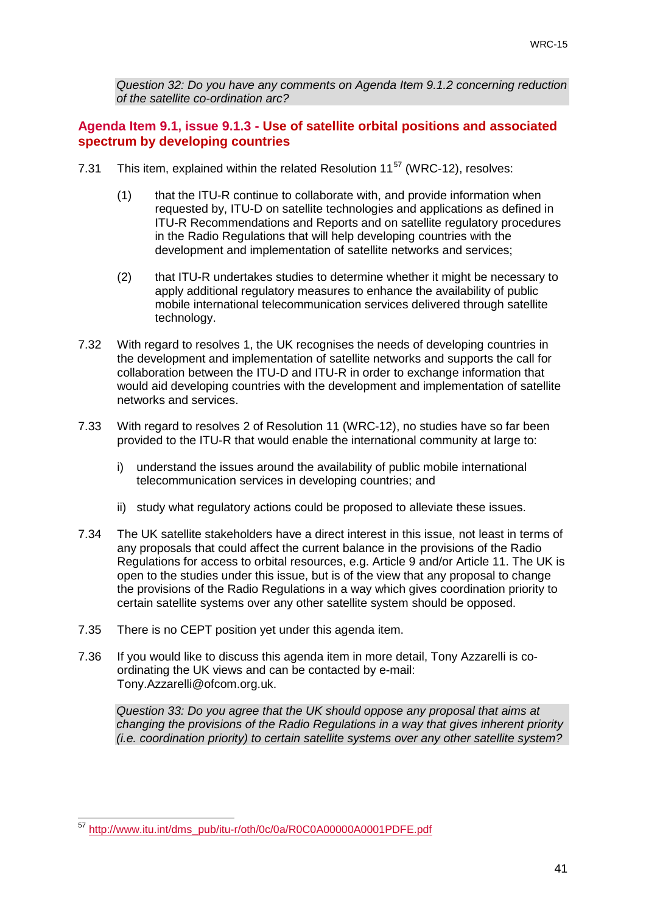*Question 32: Do you have any comments on Agenda Item 9.1.2 concerning reduction of the satellite co-ordination arc?*

## Agenda Item 9.1, issue 9.1.3 - Use of satellite orbital positions and associated spectrum by developing countries

7.31 This item, explained within the related Resolution 11[57] (WRC-12), resolves:

(1) that the ITU-R continue to collaborate with, and provide information when requested by, ITU-D on satellite technologies and applications as defined in ITU-R Recommendations and Reports and on satellite regulatory procedures in the Radio Regulations that will help developing countries with the development and implementation of satellite networks and services;

(2) that ITU-R undertakes studies to determine whether it might be necessary to apply additional regulatory measures to enhance the availability of public mobile international telecommunication services delivered through satellite technology.

7.32 With regard to resolves 1, the UK recognises the needs of developing countries in the development and implementation of satellite networks and supports the call for collaboration between the ITU-D and ITU-R in order to exchange information that would aid developing countries with the development and implementation of satellite networks and services.

7.33 With regard to resolves 2 of Resolution 11 (WRC-12), no studies have so far been provided to the ITU-R that would enable the international community at large to:

i) understand the issues around the availability of public mobile international telecommunication services in developing countries; and

ii) study what regulatory actions could be proposed to alleviate these issues.

7.34 The UK satellite stakeholders have a direct interest in this issue, not least in terms of any proposals that could affect the current balance in the provisions of the Radio Regulations for access to orbital resources, e.g. Article 9 and/or Article 11. The UK is open to the studies under this issue, but is of the view that any proposal to change the provisions of the Radio Regulations in a way which gives coordination priority to certain satellite systems over any other satellite system should be opposed.

7.35 There is no CEPT position yet under this agenda item.

7.36 If you would like to discuss this agenda item in more detail, Tony Azzarelli is co-ordinating the UK views and can be contacted by e-mail: Tony.Azzarelli@ofcom.org.uk.

*Question 33: Do you agree that the UK should oppose any proposal that aims at changing the provisions of the Radio Regulations in a way that gives inherent priority (i.e. coordination priority) to certain satellite systems over any other satellite system?*

---

[57] http://www.itu.int/dms_pub/itu-r/oth/0c/0a/R0C0A00000A0001PDFE.pdf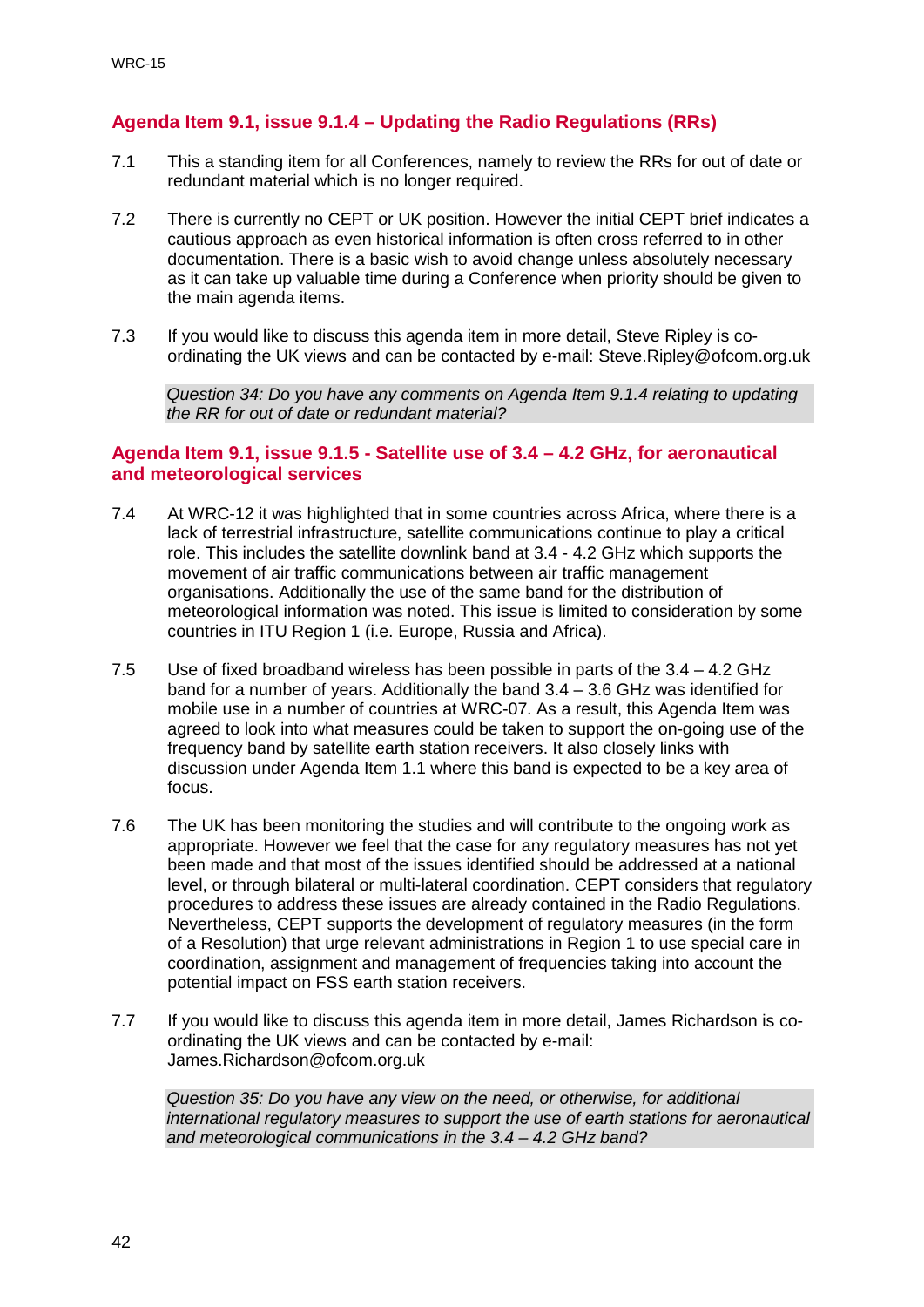## Agenda Item 9.1, issue 9.1.4 – Updating the Radio Regulations (RRs)

7.1 This a standing item for all Conferences, namely to review the RRs for out of date or redundant material which is no longer required.

7.2 There is currently no CEPT or UK position. However the initial CEPT brief indicates a cautious approach as even historical information is often cross referred to in other documentation. There is a basic wish to avoid change unless absolutely necessary as it can take up valuable time during a Conference when priority should be given to the main agenda items.

7.3 If you would like to discuss this agenda item in more detail, Steve Ripley is co-ordinating the UK views and can be contacted by e-mail: Steve.Ripley@ofcom.org.uk

*Question 34: Do you have any comments on Agenda Item 9.1.4 relating to updating the RR for out of date or redundant material?*

## Agenda Item 9.1, issue 9.1.5 - Satellite use of 3.4 – 4.2 GHz, for aeronautical and meteorological services

7.4 At WRC-12 it was highlighted that in some countries across Africa, where there is a lack of terrestrial infrastructure, satellite communications continue to play a critical role. This includes the satellite downlink band at 3.4 - 4.2 GHz which supports the movement of air traffic communications between air traffic management organisations. Additionally the use of the same band for the distribution of meteorological information was noted. This issue is limited to consideration by some countries in ITU Region 1 (i.e. Europe, Russia and Africa).

7.5 Use of fixed broadband wireless has been possible in parts of the 3.4 – 4.2 GHz band for a number of years. Additionally the band 3.4 – 3.6 GHz was identified for mobile use in a number of countries at WRC-07. As a result, this Agenda Item was agreed to look into what measures could be taken to support the on-going use of the frequency band by satellite earth station receivers. It also closely links with discussion under Agenda Item 1.1 where this band is expected to be a key area of focus.

7.6 The UK has been monitoring the studies and will contribute to the ongoing work as appropriate. However we feel that the case for any regulatory measures has not yet been made and that most of the issues identified should be addressed at a national level, or through bilateral or multi-lateral coordination. CEPT considers that regulatory procedures to address these issues are already contained in the Radio Regulations. Nevertheless, CEPT supports the development of regulatory measures (in the form of a Resolution) that urge relevant administrations in Region 1 to use special care in coordination, assignment and management of frequencies taking into account the potential impact on FSS earth station receivers.

7.7 If you would like to discuss this agenda item in more detail, James Richardson is co-ordinating the UK views and can be contacted by e-mail: James.Richardson@ofcom.org.uk

*Question 35: Do you have any view on the need, or otherwise, for additional international regulatory measures to support the use of earth stations for aeronautical and meteorological communications in the 3.4 – 4.2 GHz band?*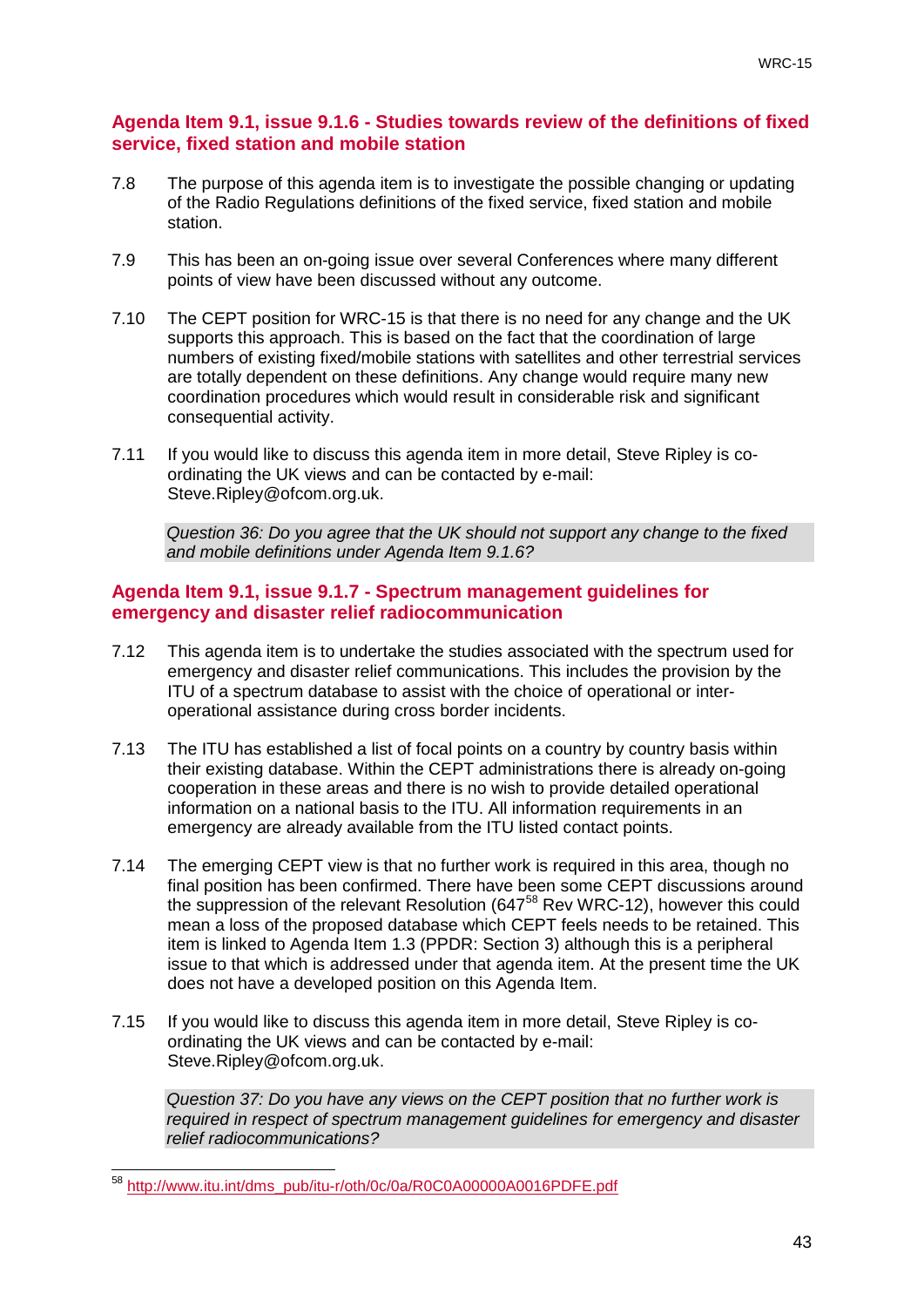## Agenda Item 9.1, issue 9.1.6 - Studies towards review of the definitions of fixed service, fixed station and mobile station

7.8 The purpose of this agenda item is to investigate the possible changing or updating of the Radio Regulations definitions of the fixed service, fixed station and mobile station.

7.9 This has been an on-going issue over several Conferences where many different points of view have been discussed without any outcome.

7.10 The CEPT position for WRC-15 is that there is no need for any change and the UK supports this approach. This is based on the fact that the coordination of large numbers of existing fixed/mobile stations with satellites and other terrestrial services are totally dependent on these definitions. Any change would require many new coordination procedures which would result in considerable risk and significant consequential activity.

7.11 If you would like to discuss this agenda item in more detail, Steve Ripley is co-ordinating the UK views and can be contacted by e-mail: Steve.Ripley@ofcom.org.uk.

*Question 36: Do you agree that the UK should not support any change to the fixed and mobile definitions under Agenda Item 9.1.6?*

## Agenda Item 9.1, issue 9.1.7 - Spectrum management guidelines for emergency and disaster relief radiocommunication

7.12 This agenda item is to undertake the studies associated with the spectrum used for emergency and disaster relief communications. This includes the provision by the ITU of a spectrum database to assist with the choice of operational or inter-operational assistance during cross border incidents.

7.13 The ITU has established a list of focal points on a country by country basis within their existing database. Within the CEPT administrations there is already on-going cooperation in these areas and there is no wish to provide detailed operational information on a national basis to the ITU. All information requirements in an emergency are already available from the ITU listed contact points.

7.14 The emerging CEPT view is that no further work is required in this area, though no final position has been confirmed. There have been some CEPT discussions around the suppression of the relevant Resolution (647[58] Rev WRC-12), however this could mean a loss of the proposed database which CEPT feels needs to be retained. This item is linked to Agenda Item 1.3 (PPDR: Section 3) although this is a peripheral issue to that which is addressed under that agenda item. At the present time the UK does not have a developed position on this Agenda Item.

7.15 If you would like to discuss this agenda item in more detail, Steve Ripley is co-ordinating the UK views and can be contacted by e-mail: Steve.Ripley@ofcom.org.uk.

*Question 37: Do you have any views on the CEPT position that no further work is required in respect of spectrum management guidelines for emergency and disaster relief radiocommunications?*

---

[58] http://www.itu.int/dms_pub/itu-r/oth/0c/0a/R0C0A00000A0016PDFE.pdf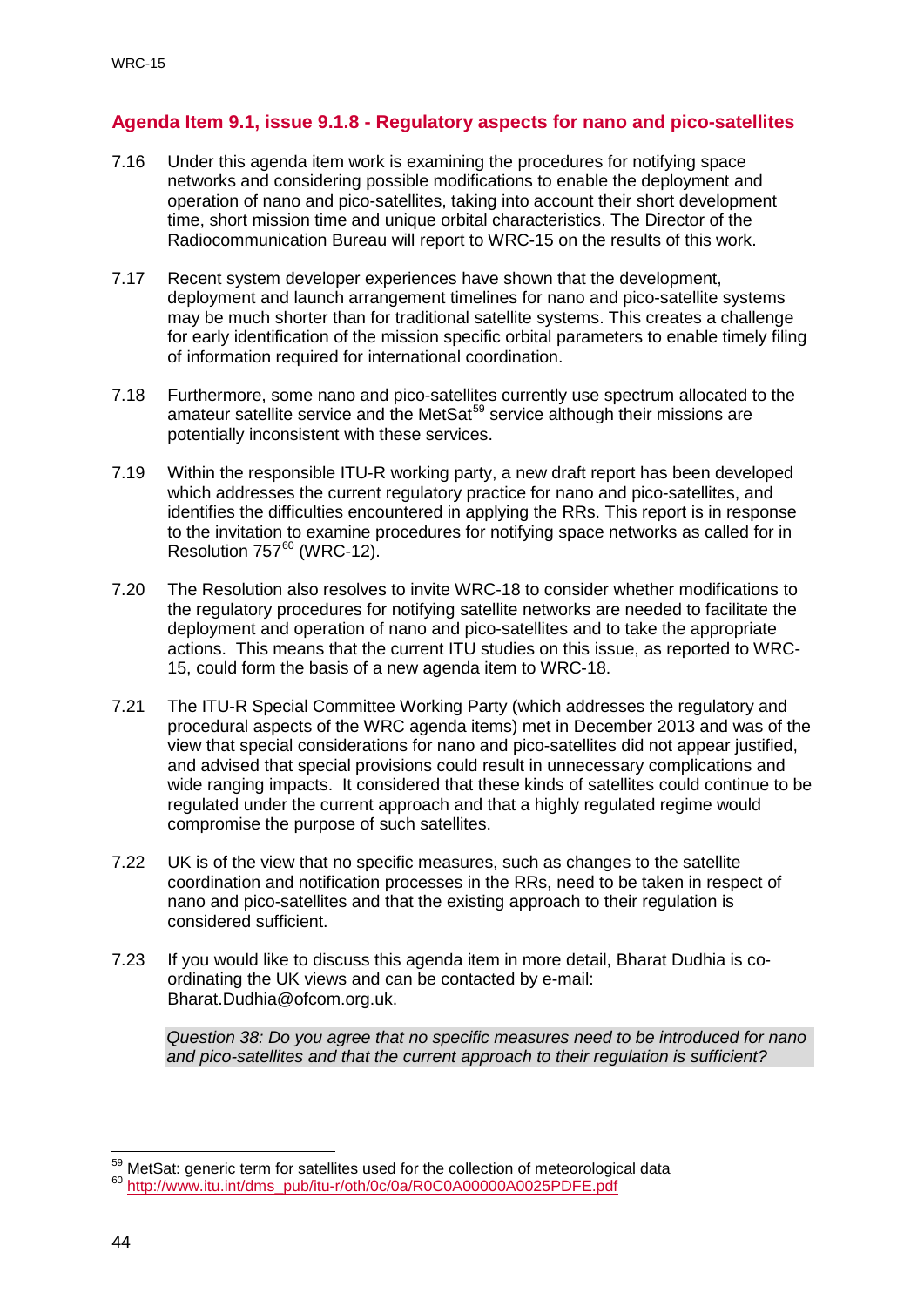## Agenda Item 9.1, issue 9.1.8 - Regulatory aspects for nano and pico-satellites

7.16 Under this agenda item work is examining the procedures for notifying space networks and considering possible modifications to enable the deployment and operation of nano and pico-satellites, taking into account their short development time, short mission time and unique orbital characteristics. The Director of the Radiocommunication Bureau will report to WRC-15 on the results of this work.

7.17 Recent system developer experiences have shown that the development, deployment and launch arrangement timelines for nano and pico-satellite systems may be much shorter than for traditional satellite systems. This creates a challenge for early identification of the mission specific orbital parameters to enable timely filing of information required for international coordination.

7.18 Furthermore, some nano and pico-satellites currently use spectrum allocated to the amateur satellite service and the MetSat[59] service although their missions are potentially inconsistent with these services.

7.19 Within the responsible ITU-R working party, a new draft report has been developed which addresses the current regulatory practice for nano and pico-satellites, and identifies the difficulties encountered in applying the RRs. This report is in response to the invitation to examine procedures for notifying space networks as called for in Resolution 757[60] (WRC-12).

7.20 The Resolution also resolves to invite WRC-18 to consider whether modifications to the regulatory procedures for notifying satellite networks are needed to facilitate the deployment and operation of nano and pico-satellites and to take the appropriate actions. This means that the current ITU studies on this issue, as reported to WRC-15, could form the basis of a new agenda item to WRC-18.

7.21 The ITU-R Special Committee Working Party (which addresses the regulatory and procedural aspects of the WRC agenda items) met in December 2013 and was of the view that special considerations for nano and pico-satellites did not appear justified, and advised that special provisions could result in unnecessary complications and wide ranging impacts. It considered that these kinds of satellites could continue to be regulated under the current approach and that a highly regulated regime would compromise the purpose of such satellites.

7.22 UK is of the view that no specific measures, such as changes to the satellite coordination and notification processes in the RRs, need to be taken in respect of nano and pico-satellites and that the existing approach to their regulation is considered sufficient.

7.23 If you would like to discuss this agenda item in more detail, Bharat Dudhia is co-ordinating the UK views and can be contacted by e-mail: Bharat.Dudhia@ofcom.org.uk.

*Question 38: Do you agree that no specific measures need to be introduced for nano and pico-satellites and that the current approach to their regulation is sufficient?*

---

[59] MetSat: generic term for satellites used for the collection of meteorological data

[60] http://www.itu.int/dms_pub/itu-r/oth/0c/0a/R0C0A00000A0025PDFE.pdf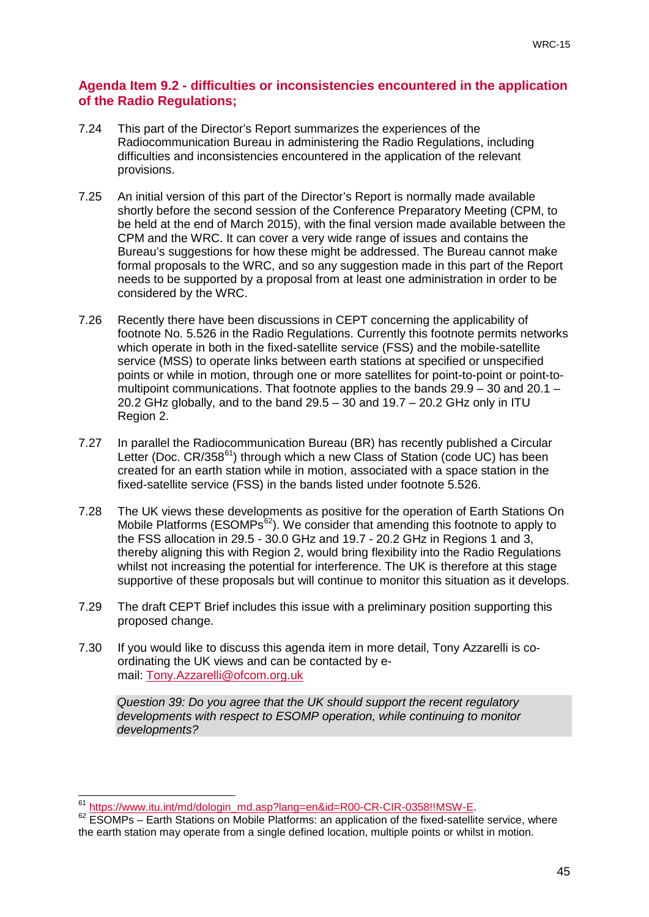## Agenda Item 9.2 - difficulties or inconsistencies encountered in the application of the Radio Regulations;

7.24 This part of the Director's Report summarizes the experiences of the Radiocommunication Bureau in administering the Radio Regulations, including difficulties and inconsistencies encountered in the application of the relevant provisions.

7.25 An initial version of this part of the Director's Report is normally made available shortly before the second session of the Conference Preparatory Meeting (CPM, to be held at the end of March 2015), with the final version made available between the CPM and the WRC. It can cover a very wide range of issues and contains the Bureau's suggestions for how these might be addressed. The Bureau cannot make formal proposals to the WRC, and so any suggestion made in this part of the Report needs to be supported by a proposal from at least one administration in order to be considered by the WRC.

7.26 Recently there have been discussions in CEPT concerning the applicability of footnote No. 5.526 in the Radio Regulations. Currently this footnote permits networks which operate in both in the fixed-satellite service (FSS) and the mobile-satellite service (MSS) to operate links between earth stations at specified or unspecified points or while in motion, through one or more satellites for point-to-point or point-to-multipoint communications. That footnote applies to the bands 29.9 – 30 and 20.1 – 20.2 GHz globally, and to the band 29.5 – 30 and 19.7 – 20.2 GHz only in ITU Region 2.

7.27 In parallel the Radiocommunication Bureau (BR) has recently published a Circular Letter (Doc. CR/358[61]) through which a new Class of Station (code UC) has been created for an earth station while in motion, associated with a space station in the fixed-satellite service (FSS) in the bands listed under footnote 5.526.

7.28 The UK views these developments as positive for the operation of Earth Stations On Mobile Platforms (ESOMPs[62]). We consider that amending this footnote to apply to the FSS allocation in 29.5 - 30.0 GHz and 19.7 - 20.2 GHz in Regions 1 and 3, thereby aligning this with Region 2, would bring flexibility into the Radio Regulations whilst not increasing the potential for interference. The UK is therefore at this stage supportive of these proposals but will continue to monitor this situation as it develops.

7.29 The draft CEPT Brief includes this issue with a preliminary position supporting this proposed change.

7.30 If you would like to discuss this agenda item in more detail, Tony Azzarelli is co-ordinating the UK views and can be contacted by e-mail: Tony.Azzarelli@ofcom.org.uk

*Question 39: Do you agree that the UK should support the recent regulatory developments with respect to ESOMP operation, while continuing to monitor developments?*

---

[61] https://www.itu.int/md/dologin_md.asp?lang=en&id=R00-CR-CIR-0358!!MSW-E.

[62] ESOMPs – Earth Stations on Mobile Platforms: an application of the fixed-satellite service, where the earth station may operate from a single defined location, multiple points or whilst in motion.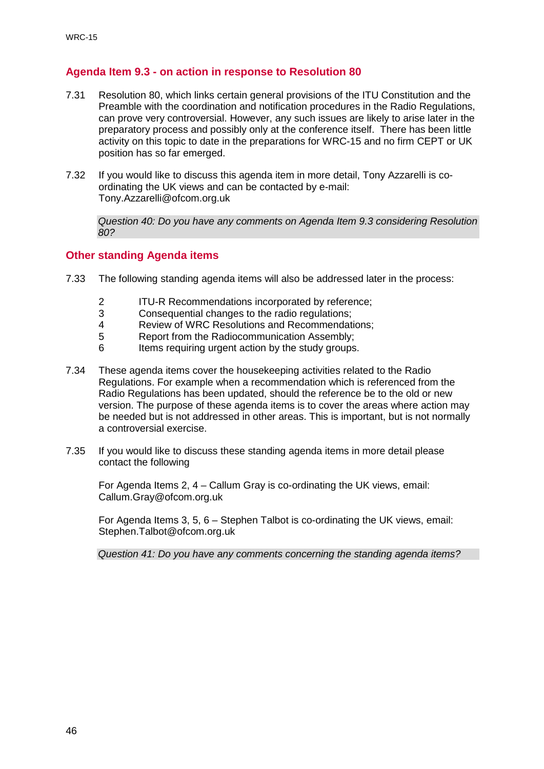## Agenda Item 9.3 - on action in response to Resolution 80

7.31 Resolution 80, which links certain general provisions of the ITU Constitution and the Preamble with the coordination and notification procedures in the Radio Regulations, can prove very controversial. However, any such issues are likely to arise later in the preparatory process and possibly only at the conference itself. There has been little activity on this topic to date in the preparations for WRC-15 and no firm CEPT or UK position has so far emerged.

7.32 If you would like to discuss this agenda item in more detail, Tony Azzarelli is co-ordinating the UK views and can be contacted by e-mail: Tony.Azzarelli@ofcom.org.uk

*Question 40: Do you have any comments on Agenda Item 9.3 considering Resolution 80?*

## Other standing Agenda items

7.33 The following standing agenda items will also be addressed later in the process:

- 2 ITU-R Recommendations incorporated by reference;
- 3 Consequential changes to the radio regulations;
- 4 Review of WRC Resolutions and Recommendations;
- 5 Report from the Radiocommunication Assembly;
- 6 Items requiring urgent action by the study groups.

7.34 These agenda items cover the housekeeping activities related to the Radio Regulations. For example when a recommendation which is referenced from the Radio Regulations has been updated, should the reference be to the old or new version. The purpose of these agenda items is to cover the areas where action may be needed but is not addressed in other areas. This is important, but is not normally a controversial exercise.

7.35 If you would like to discuss these standing agenda items in more detail please contact the following

For Agenda Items 2, 4 – Callum Gray is co-ordinating the UK views, email: Callum.Gray@ofcom.org.uk

For Agenda Items 3, 5, 6 – Stephen Talbot is co-ordinating the UK views, email: Stephen.Talbot@ofcom.org.uk

*Question 41: Do you have any comments concerning the standing agenda items?*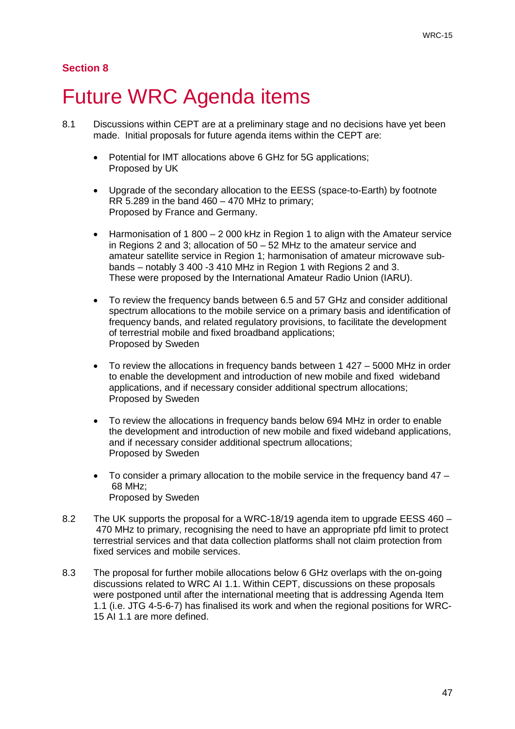**Section 8**

# Future WRC Agenda items

8.1 Discussions within CEPT are at a preliminary stage and no decisions have yet been made. Initial proposals for future agenda items within the CEPT are:

- Potential for IMT allocations above 6 GHz for 5G applications;
  Proposed by UK

- Upgrade of the secondary allocation to the EESS (space-to-Earth) by footnote RR 5.289 in the band 460 – 470 MHz to primary;
  Proposed by France and Germany.

- Harmonisation of 1 800 – 2 000 kHz in Region 1 to align with the Amateur service in Regions 2 and 3; allocation of 50 – 52 MHz to the amateur service and amateur satellite service in Region 1; harmonisation of amateur microwave sub-bands – notably 3 400 -3 410 MHz in Region 1 with Regions 2 and 3.
  These were proposed by the International Amateur Radio Union (IARU).

- To review the frequency bands between 6.5 and 57 GHz and consider additional spectrum allocations to the mobile service on a primary basis and identification of frequency bands, and related regulatory provisions, to facilitate the development of terrestrial mobile and fixed broadband applications;
  Proposed by Sweden

- To review the allocations in frequency bands between 1 427 – 5000 MHz in order to enable the development and introduction of new mobile and fixed wideband applications, and if necessary consider additional spectrum allocations;
  Proposed by Sweden

- To review the allocations in frequency bands below 694 MHz in order to enable the development and introduction of new mobile and fixed wideband applications, and if necessary consider additional spectrum allocations;
  Proposed by Sweden

- To consider a primary allocation to the mobile service in the frequency band 47 – 68 MHz;
  Proposed by Sweden

8.2 The UK supports the proposal for a WRC-18/19 agenda item to upgrade EESS 460 – 470 MHz to primary, recognising the need to have an appropriate pfd limit to protect terrestrial services and that data collection platforms shall not claim protection from fixed services and mobile services.

8.3 The proposal for further mobile allocations below 6 GHz overlaps with the on-going discussions related to WRC AI 1.1. Within CEPT, discussions on these proposals were postponed until after the international meeting that is addressing Agenda Item 1.1 (i.e. JTG 4-5-6-7) has finalised its work and when the regional positions for WRC-15 AI 1.1 are more defined.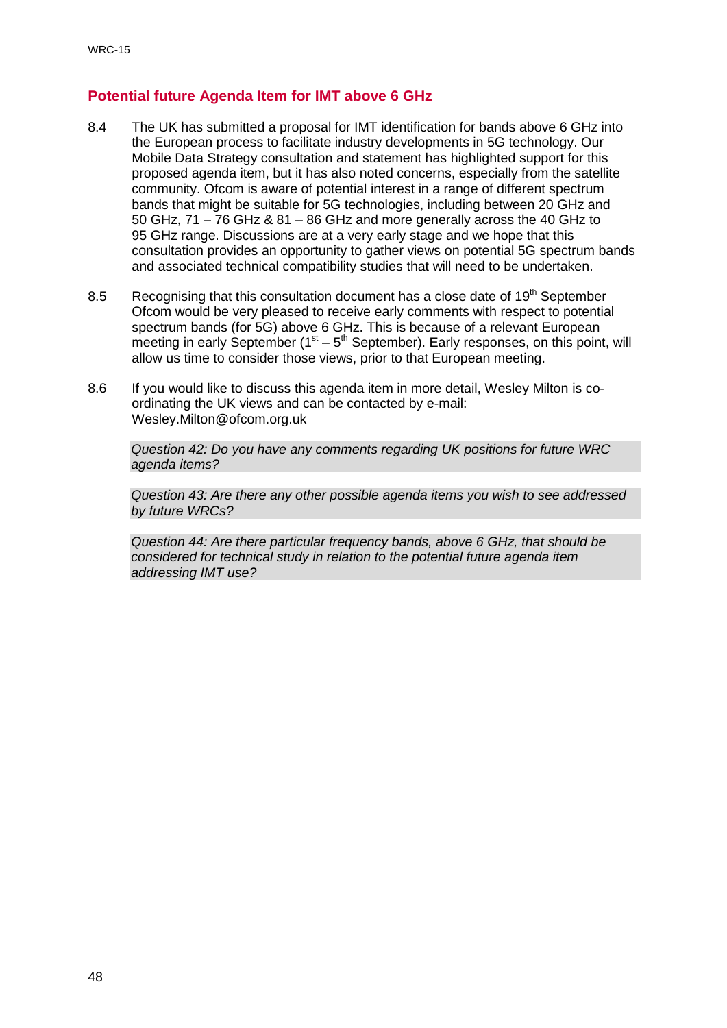## Potential future Agenda Item for IMT above 6 GHz

8.4 The UK has submitted a proposal for IMT identification for bands above 6 GHz into the European process to facilitate industry developments in 5G technology. Our Mobile Data Strategy consultation and statement has highlighted support for this proposed agenda item, but it has also noted concerns, especially from the satellite community. Ofcom is aware of potential interest in a range of different spectrum bands that might be suitable for 5G technologies, including between 20 GHz and 50 GHz, 71 – 76 GHz & 81 – 86 GHz and more generally across the 40 GHz to 95 GHz range. Discussions are at a very early stage and we hope that this consultation provides an opportunity to gather views on potential 5G spectrum bands and associated technical compatibility studies that will need to be undertaken.

8.5 Recognising that this consultation document has a close date of 19th September Ofcom would be very pleased to receive early comments with respect to potential spectrum bands (for 5G) above 6 GHz. This is because of a relevant European meeting in early September (1st – 5th September). Early responses, on this point, will allow us time to consider those views, prior to that European meeting.

8.6 If you would like to discuss this agenda item in more detail, Wesley Milton is co-ordinating the UK views and can be contacted by e-mail: Wesley.Milton@ofcom.org.uk

*Question 42: Do you have any comments regarding UK positions for future WRC agenda items?*

*Question 43: Are there any other possible agenda items you wish to see addressed by future WRCs?*

*Question 44: Are there particular frequency bands, above 6 GHz, that should be considered for technical study in relation to the potential future agenda item addressing IMT use?*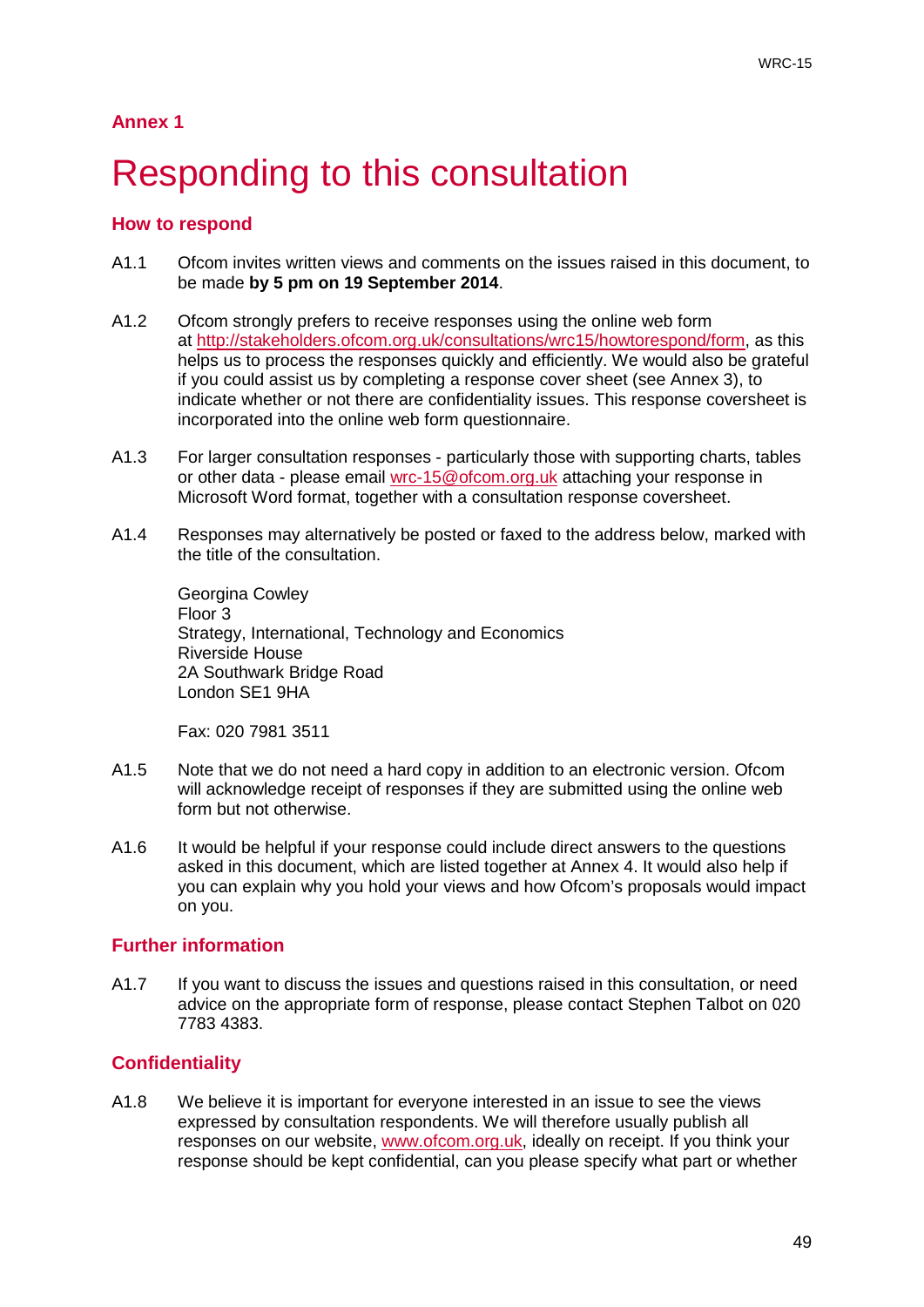## Annex 1

# Responding to this consultation

### How to respond

A1.1 Ofcom invites written views and comments on the issues raised in this document, to be made **by 5 pm on 19 September 2014**.

A1.2 Ofcom strongly prefers to receive responses using the online web form at http://stakeholders.ofcom.org.uk/consultations/wrc15/howtorespond/form, as this helps us to process the responses quickly and efficiently. We would also be grateful if you could assist us by completing a response cover sheet (see Annex 3), to indicate whether or not there are confidentiality issues. This response coversheet is incorporated into the online web form questionnaire.

A1.3 For larger consultation responses - particularly those with supporting charts, tables or other data - please email wrc-15@ofcom.org.uk attaching your response in Microsoft Word format, together with a consultation response coversheet.

A1.4 Responses may alternatively be posted or faxed to the address below, marked with the title of the consultation.

Georgina Cowley
Floor 3
Strategy, International, Technology and Economics
Riverside House
2A Southwark Bridge Road
London SE1 9HA

Fax: 020 7981 3511

A1.5 Note that we do not need a hard copy in addition to an electronic version. Ofcom will acknowledge receipt of responses if they are submitted using the online web form but not otherwise.

A1.6 It would be helpful if your response could include direct answers to the questions asked in this document, which are listed together at Annex 4. It would also help if you can explain why you hold your views and how Ofcom's proposals would impact on you.

### Further information

A1.7 If you want to discuss the issues and questions raised in this consultation, or need advice on the appropriate form of response, please contact Stephen Talbot on 020 7783 4383.

### Confidentiality

A1.8 We believe it is important for everyone interested in an issue to see the views expressed by consultation respondents. We will therefore usually publish all responses on our website, www.ofcom.org.uk, ideally on receipt. If you think your response should be kept confidential, can you please specify what part or whether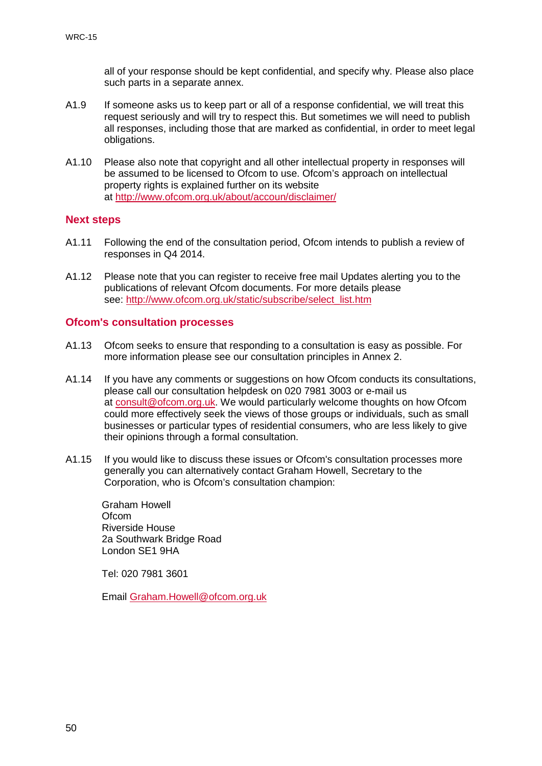all of your response should be kept confidential, and specify why. Please also place such parts in a separate annex.

A1.9 If someone asks us to keep part or all of a response confidential, we will treat this request seriously and will try to respect this. But sometimes we will need to publish all responses, including those that are marked as confidential, in order to meet legal obligations.

A1.10 Please also note that copyright and all other intellectual property in responses will be assumed to be licensed to Ofcom to use. Ofcom's approach on intellectual property rights is explained further on its website at http://www.ofcom.org.uk/about/accoun/disclaimer/

## Next steps

A1.11 Following the end of the consultation period, Ofcom intends to publish a review of responses in Q4 2014.

A1.12 Please note that you can register to receive free mail Updates alerting you to the publications of relevant Ofcom documents. For more details please see: http://www.ofcom.org.uk/static/subscribe/select_list.htm

## Ofcom's consultation processes

A1.13 Ofcom seeks to ensure that responding to a consultation is easy as possible. For more information please see our consultation principles in Annex 2.

A1.14 If you have any comments or suggestions on how Ofcom conducts its consultations, please call our consultation helpdesk on 020 7981 3003 or e-mail us at consult@ofcom.org.uk. We would particularly welcome thoughts on how Ofcom could more effectively seek the views of those groups or individuals, such as small businesses or particular types of residential consumers, who are less likely to give their opinions through a formal consultation.

A1.15 If you would like to discuss these issues or Ofcom's consultation processes more generally you can alternatively contact Graham Howell, Secretary to the Corporation, who is Ofcom's consultation champion:

Graham Howell
Ofcom
Riverside House
2a Southwark Bridge Road
London SE1 9HA

Tel: 020 7981 3601

Email Graham.Howell@ofcom.org.uk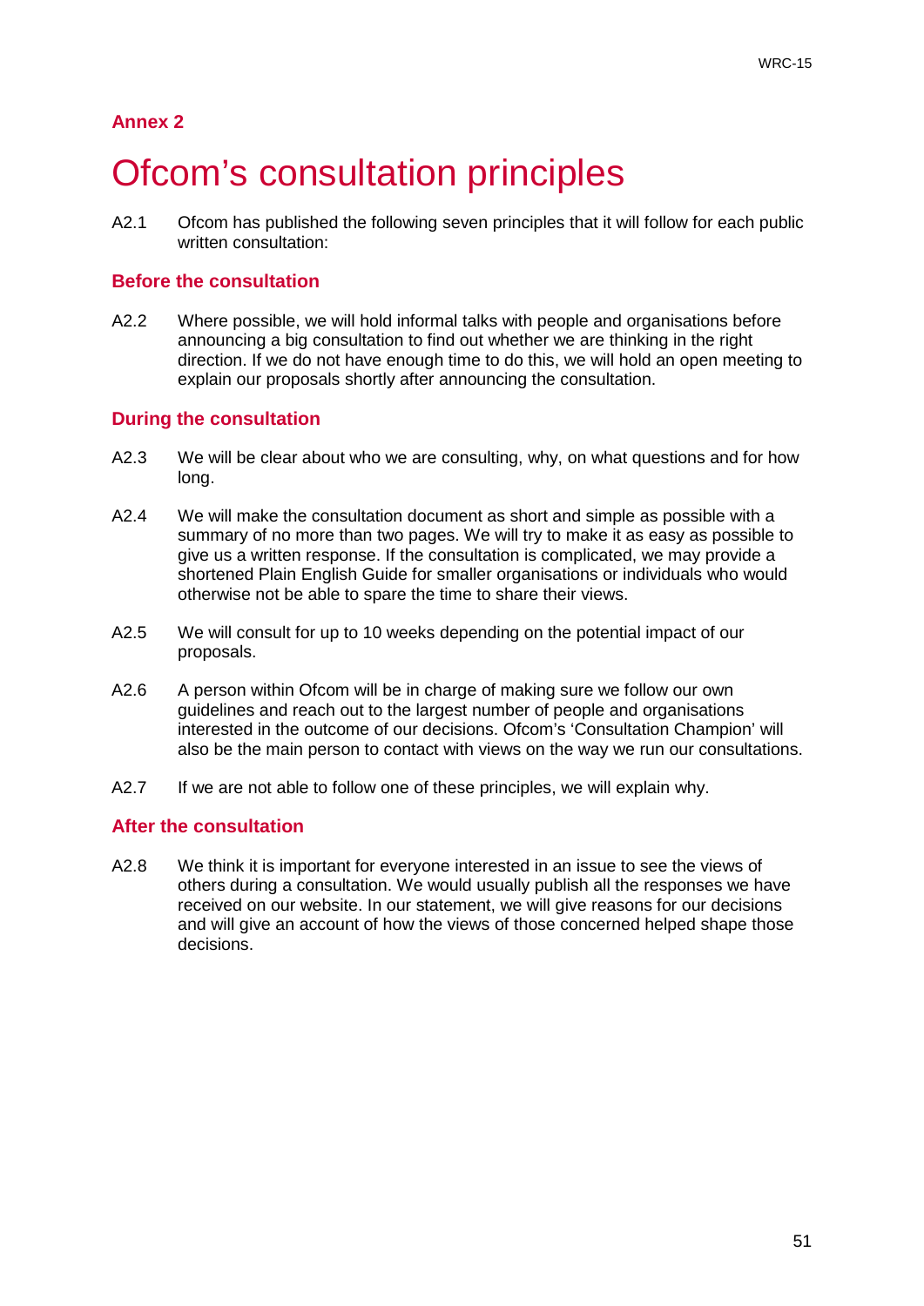## Annex 2

# Ofcom's consultation principles

A2.1 Ofcom has published the following seven principles that it will follow for each public written consultation:

### Before the consultation

A2.2 Where possible, we will hold informal talks with people and organisations before announcing a big consultation to find out whether we are thinking in the right direction. If we do not have enough time to do this, we will hold an open meeting to explain our proposals shortly after announcing the consultation.

### During the consultation

A2.3 We will be clear about who we are consulting, why, on what questions and for how long.

A2.4 We will make the consultation document as short and simple as possible with a summary of no more than two pages. We will try to make it as easy as possible to give us a written response. If the consultation is complicated, we may provide a shortened Plain English Guide for smaller organisations or individuals who would otherwise not be able to spare the time to share their views.

A2.5 We will consult for up to 10 weeks depending on the potential impact of our proposals.

A2.6 A person within Ofcom will be in charge of making sure we follow our own guidelines and reach out to the largest number of people and organisations interested in the outcome of our decisions. Ofcom's 'Consultation Champion' will also be the main person to contact with views on the way we run our consultations.

A2.7 If we are not able to follow one of these principles, we will explain why.

### After the consultation

A2.8 We think it is important for everyone interested in an issue to see the views of others during a consultation. We would usually publish all the responses we have received on our website. In our statement, we will give reasons for our decisions and will give an account of how the views of those concerned helped shape those decisions.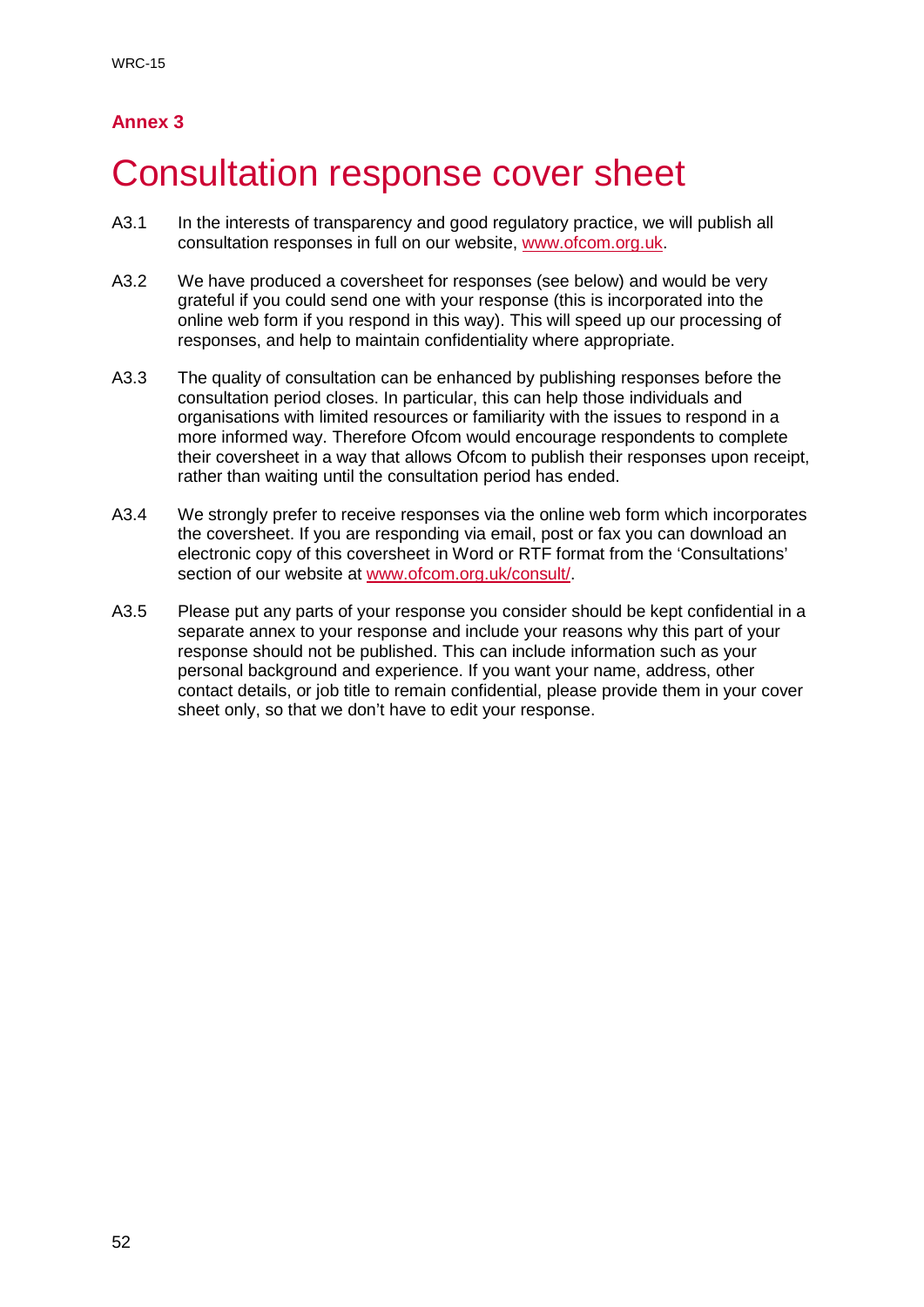**Annex 3**

# Consultation response cover sheet

A3.1 In the interests of transparency and good regulatory practice, we will publish all consultation responses in full on our website, www.ofcom.org.uk.

A3.2 We have produced a coversheet for responses (see below) and would be very grateful if you could send one with your response (this is incorporated into the online web form if you respond in this way). This will speed up our processing of responses, and help to maintain confidentiality where appropriate.

A3.3 The quality of consultation can be enhanced by publishing responses before the consultation period closes. In particular, this can help those individuals and organisations with limited resources or familiarity with the issues to respond in a more informed way. Therefore Ofcom would encourage respondents to complete their coversheet in a way that allows Ofcom to publish their responses upon receipt, rather than waiting until the consultation period has ended.

A3.4 We strongly prefer to receive responses via the online web form which incorporates the coversheet. If you are responding via email, post or fax you can download an electronic copy of this coversheet in Word or RTF format from the 'Consultations' section of our website at www.ofcom.org.uk/consult/.

A3.5 Please put any parts of your response you consider should be kept confidential in a separate annex to your response and include your reasons why this part of your response should not be published. This can include information such as your personal background and experience. If you want your name, address, other contact details, or job title to remain confidential, please provide them in your cover sheet only, so that we don't have to edit your response.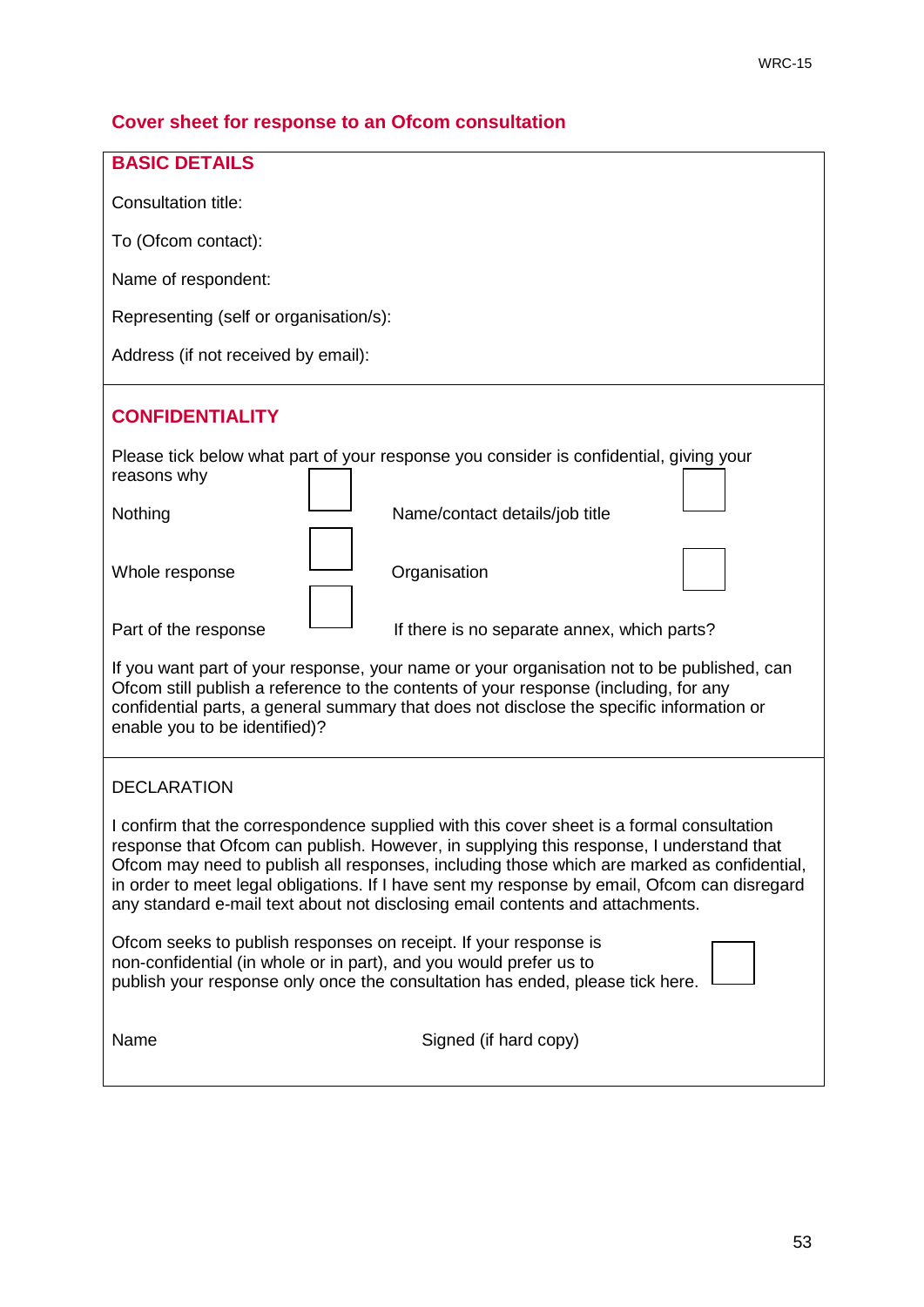## Cover sheet for response to an Ofcom consultation

### BASIC DETAILS

Consultation title:

To (Ofcom contact):

Name of respondent:

Representing (self or organisation/s):

Address (if not received by email):

### CONFIDENTIALITY

Please tick below what part of your response you consider is confidential, giving your reasons why

| | | | |
|---|---|---|---|
| Nothing | ☐ | Name/contact details/job title | ☐ |
| Whole response | ☐ | Organisation | ☐ |
| Part of the response | ☐ | If there is no separate annex, which parts? | |

If you want part of your response, your name or your organisation not to be published, can Ofcom still publish a reference to the contents of your response (including, for any confidential parts, a general summary that does not disclose the specific information or enable you to be identified)?

DECLARATION

I confirm that the correspondence supplied with this cover sheet is a formal consultation response that Ofcom can publish. However, in supplying this response, I understand that Ofcom may need to publish all responses, including those which are marked as confidential, in order to meet legal obligations. If I have sent my response by email, Ofcom can disregard any standard e-mail text about not disclosing email contents and attachments.

Ofcom seeks to publish responses on receipt. If your response is non-confidential (in whole or in part), and you would prefer us to publish your response only once the consultation has ended, please tick here. ☐

Name                                        Signed (if hard copy)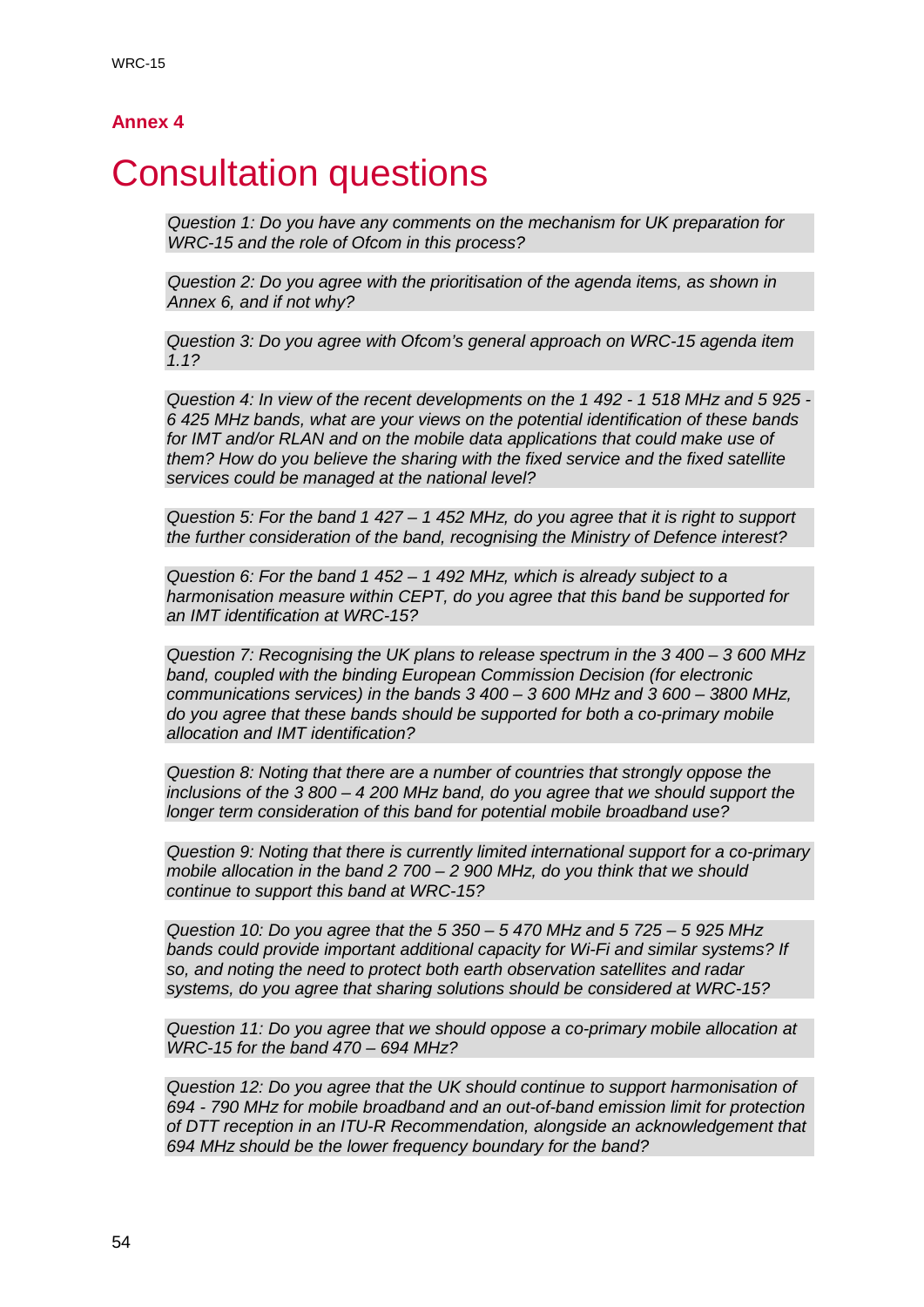## Annex 4

# Consultation questions

*Question 1: Do you have any comments on the mechanism for UK preparation for WRC-15 and the role of Ofcom in this process?*

*Question 2: Do you agree with the prioritisation of the agenda items, as shown in Annex 6, and if not why?*

*Question 3: Do you agree with Ofcom's general approach on WRC-15 agenda item 1.1?*

*Question 4: In view of the recent developments on the 1 492 - 1 518 MHz and 5 925 - 6 425 MHz bands, what are your views on the potential identification of these bands for IMT and/or RLAN and on the mobile data applications that could make use of them? How do you believe the sharing with the fixed service and the fixed satellite services could be managed at the national level?*

*Question 5: For the band 1 427 – 1 452 MHz, do you agree that it is right to support the further consideration of the band, recognising the Ministry of Defence interest?*

*Question 6: For the band 1 452 – 1 492 MHz, which is already subject to a harmonisation measure within CEPT, do you agree that this band be supported for an IMT identification at WRC-15?*

*Question 7: Recognising the UK plans to release spectrum in the 3 400 – 3 600 MHz band, coupled with the binding European Commission Decision (for electronic communications services) in the bands 3 400 – 3 600 MHz and 3 600 – 3800 MHz, do you agree that these bands should be supported for both a co-primary mobile allocation and IMT identification?*

*Question 8: Noting that there are a number of countries that strongly oppose the inclusions of the 3 800 – 4 200 MHz band, do you agree that we should support the longer term consideration of this band for potential mobile broadband use?*

*Question 9: Noting that there is currently limited international support for a co-primary mobile allocation in the band 2 700 – 2 900 MHz, do you think that we should continue to support this band at WRC-15?*

*Question 10: Do you agree that the 5 350 – 5 470 MHz and 5 725 – 5 925 MHz bands could provide important additional capacity for Wi-Fi and similar systems? If so, and noting the need to protect both earth observation satellites and radar systems, do you agree that sharing solutions should be considered at WRC-15?*

*Question 11: Do you agree that we should oppose a co-primary mobile allocation at WRC-15 for the band 470 – 694 MHz?*

*Question 12: Do you agree that the UK should continue to support harmonisation of 694 - 790 MHz for mobile broadband and an out-of-band emission limit for protection of DTT reception in an ITU-R Recommendation, alongside an acknowledgement that 694 MHz should be the lower frequency boundary for the band?*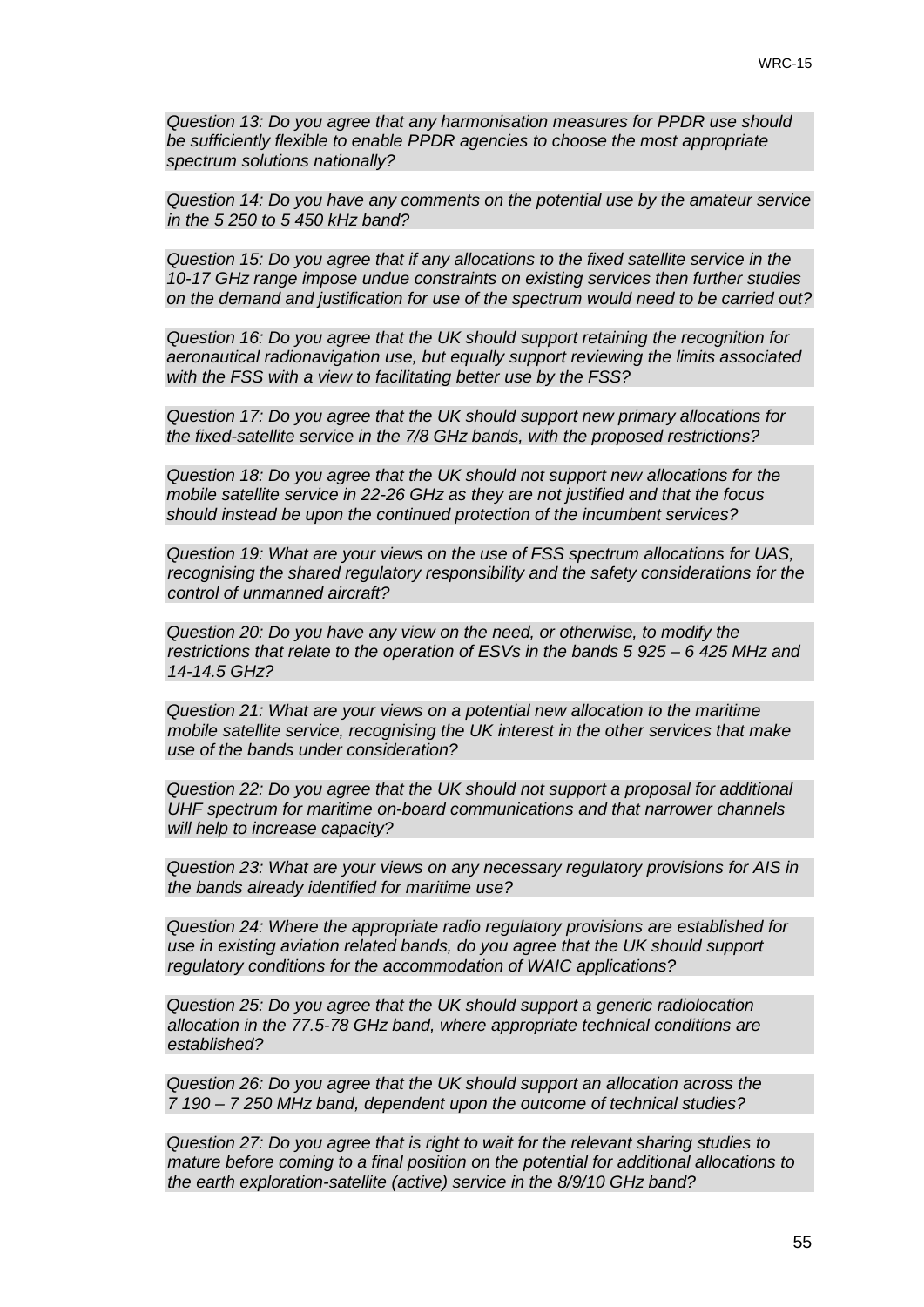*Question 13: Do you agree that any harmonisation measures for PPDR use should be sufficiently flexible to enable PPDR agencies to choose the most appropriate spectrum solutions nationally?*

*Question 14: Do you have any comments on the potential use by the amateur service in the 5 250 to 5 450 kHz band?*

*Question 15: Do you agree that if any allocations to the fixed satellite service in the 10-17 GHz range impose undue constraints on existing services then further studies on the demand and justification for use of the spectrum would need to be carried out?*

*Question 16: Do you agree that the UK should support retaining the recognition for aeronautical radionavigation use, but equally support reviewing the limits associated with the FSS with a view to facilitating better use by the FSS?*

*Question 17: Do you agree that the UK should support new primary allocations for the fixed-satellite service in the 7/8 GHz bands, with the proposed restrictions?*

*Question 18: Do you agree that the UK should not support new allocations for the mobile satellite service in 22-26 GHz as they are not justified and that the focus should instead be upon the continued protection of the incumbent services?*

*Question 19: What are your views on the use of FSS spectrum allocations for UAS, recognising the shared regulatory responsibility and the safety considerations for the control of unmanned aircraft?*

*Question 20: Do you have any view on the need, or otherwise, to modify the restrictions that relate to the operation of ESVs in the bands 5 925 – 6 425 MHz and 14-14.5 GHz?*

*Question 21: What are your views on a potential new allocation to the maritime mobile satellite service, recognising the UK interest in the other services that make use of the bands under consideration?*

*Question 22: Do you agree that the UK should not support a proposal for additional UHF spectrum for maritime on-board communications and that narrower channels will help to increase capacity?*

*Question 23: What are your views on any necessary regulatory provisions for AIS in the bands already identified for maritime use?*

*Question 24: Where the appropriate radio regulatory provisions are established for use in existing aviation related bands, do you agree that the UK should support regulatory conditions for the accommodation of WAIC applications?*

*Question 25: Do you agree that the UK should support a generic radiolocation allocation in the 77.5-78 GHz band, where appropriate technical conditions are established?*

*Question 26: Do you agree that the UK should support an allocation across the 7 190 – 7 250 MHz band, dependent upon the outcome of technical studies?*

*Question 27: Do you agree that is right to wait for the relevant sharing studies to mature before coming to a final position on the potential for additional allocations to the earth exploration-satellite (active) service in the 8/9/10 GHz band?*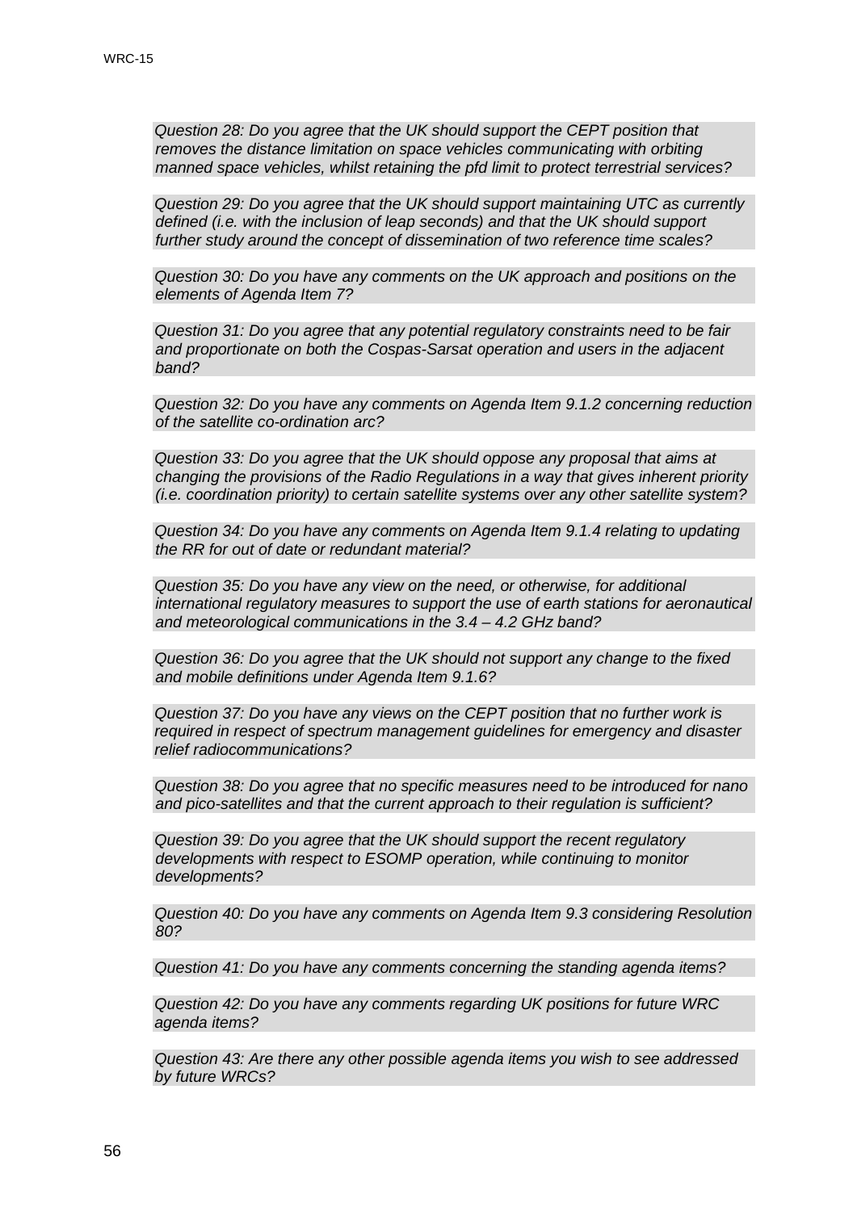*Question 28: Do you agree that the UK should support the CEPT position that removes the distance limitation on space vehicles communicating with orbiting manned space vehicles, whilst retaining the pfd limit to protect terrestrial services?*

*Question 29: Do you agree that the UK should support maintaining UTC as currently defined (i.e. with the inclusion of leap seconds) and that the UK should support further study around the concept of dissemination of two reference time scales?*

*Question 30: Do you have any comments on the UK approach and positions on the elements of Agenda Item 7?*

*Question 31: Do you agree that any potential regulatory constraints need to be fair and proportionate on both the Cospas-Sarsat operation and users in the adjacent band?*

*Question 32: Do you have any comments on Agenda Item 9.1.2 concerning reduction of the satellite co-ordination arc?*

*Question 33: Do you agree that the UK should oppose any proposal that aims at changing the provisions of the Radio Regulations in a way that gives inherent priority (i.e. coordination priority) to certain satellite systems over any other satellite system?*

*Question 34: Do you have any comments on Agenda Item 9.1.4 relating to updating the RR for out of date or redundant material?*

*Question 35: Do you have any view on the need, or otherwise, for additional international regulatory measures to support the use of earth stations for aeronautical and meteorological communications in the 3.4 – 4.2 GHz band?*

*Question 36: Do you agree that the UK should not support any change to the fixed and mobile definitions under Agenda Item 9.1.6?*

*Question 37: Do you have any views on the CEPT position that no further work is required in respect of spectrum management guidelines for emergency and disaster relief radiocommunications?*

*Question 38: Do you agree that no specific measures need to be introduced for nano and pico-satellites and that the current approach to their regulation is sufficient?*

*Question 39: Do you agree that the UK should support the recent regulatory developments with respect to ESOMP operation, while continuing to monitor developments?*

*Question 40: Do you have any comments on Agenda Item 9.3 considering Resolution 80?*

*Question 41: Do you have any comments concerning the standing agenda items?*

*Question 42: Do you have any comments regarding UK positions for future WRC agenda items?*

*Question 43: Are there any other possible agenda items you wish to see addressed by future WRCs?*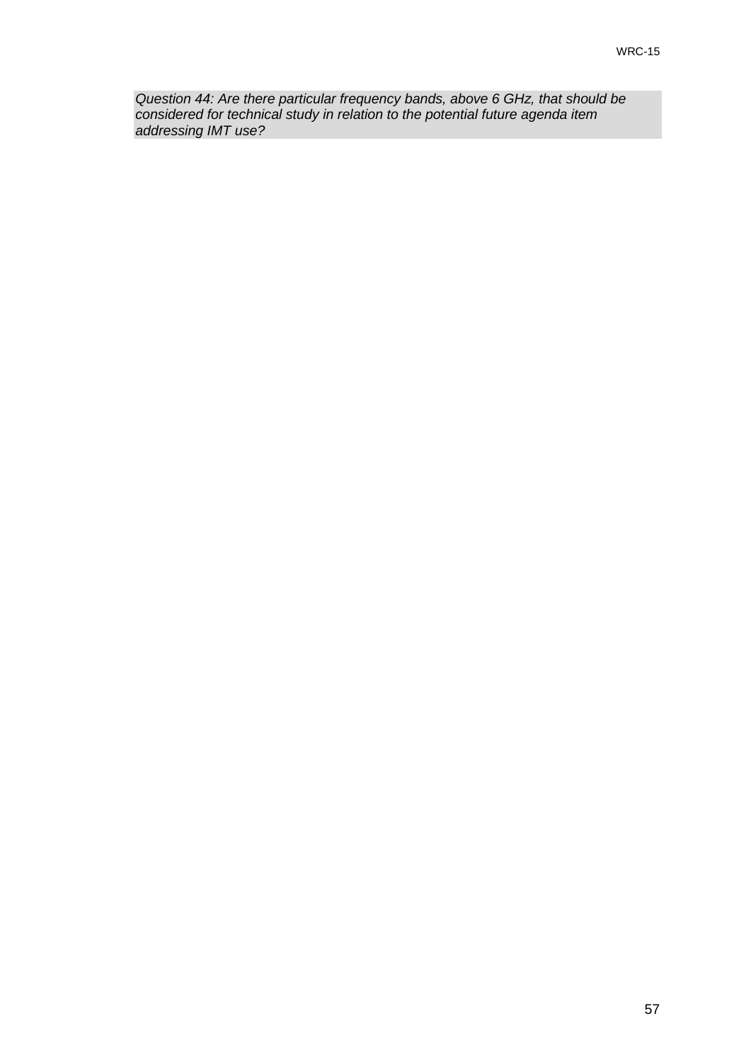*Question 44: Are there particular frequency bands, above 6 GHz, that should be considered for technical study in relation to the potential future agenda item addressing IMT use?*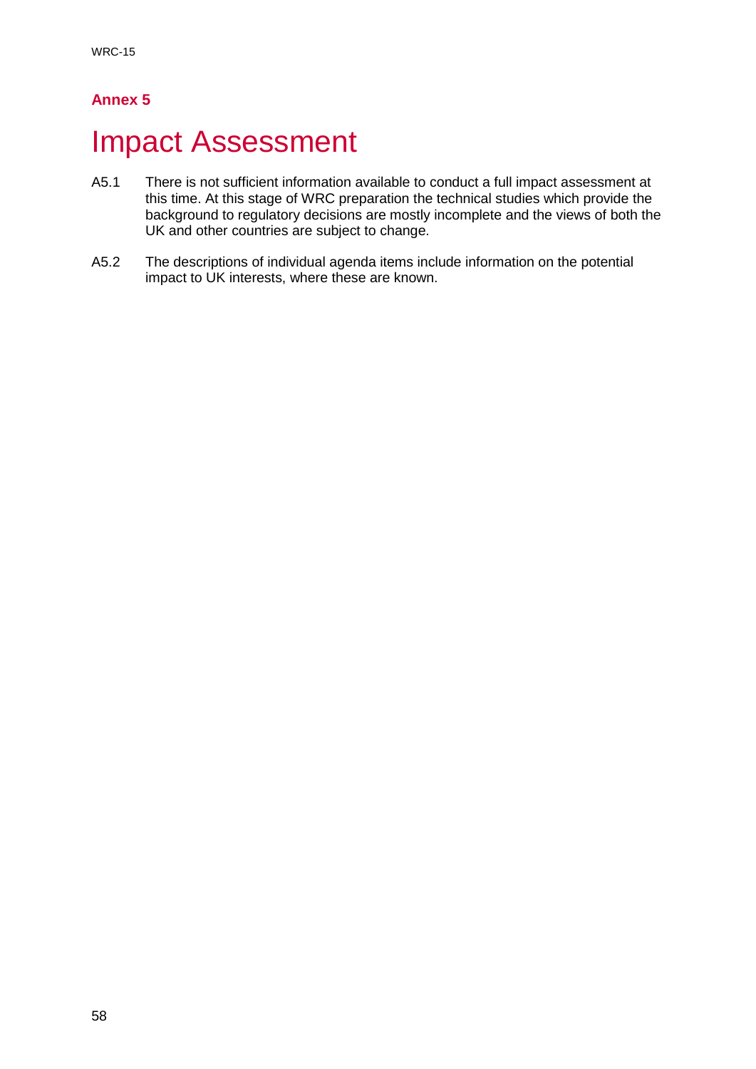## Annex 5

# Impact Assessment

A5.1 There is not sufficient information available to conduct a full impact assessment at this time. At this stage of WRC preparation the technical studies which provide the background to regulatory decisions are mostly incomplete and the views of both the UK and other countries are subject to change.

A5.2 The descriptions of individual agenda items include information on the potential impact to UK interests, where these are known.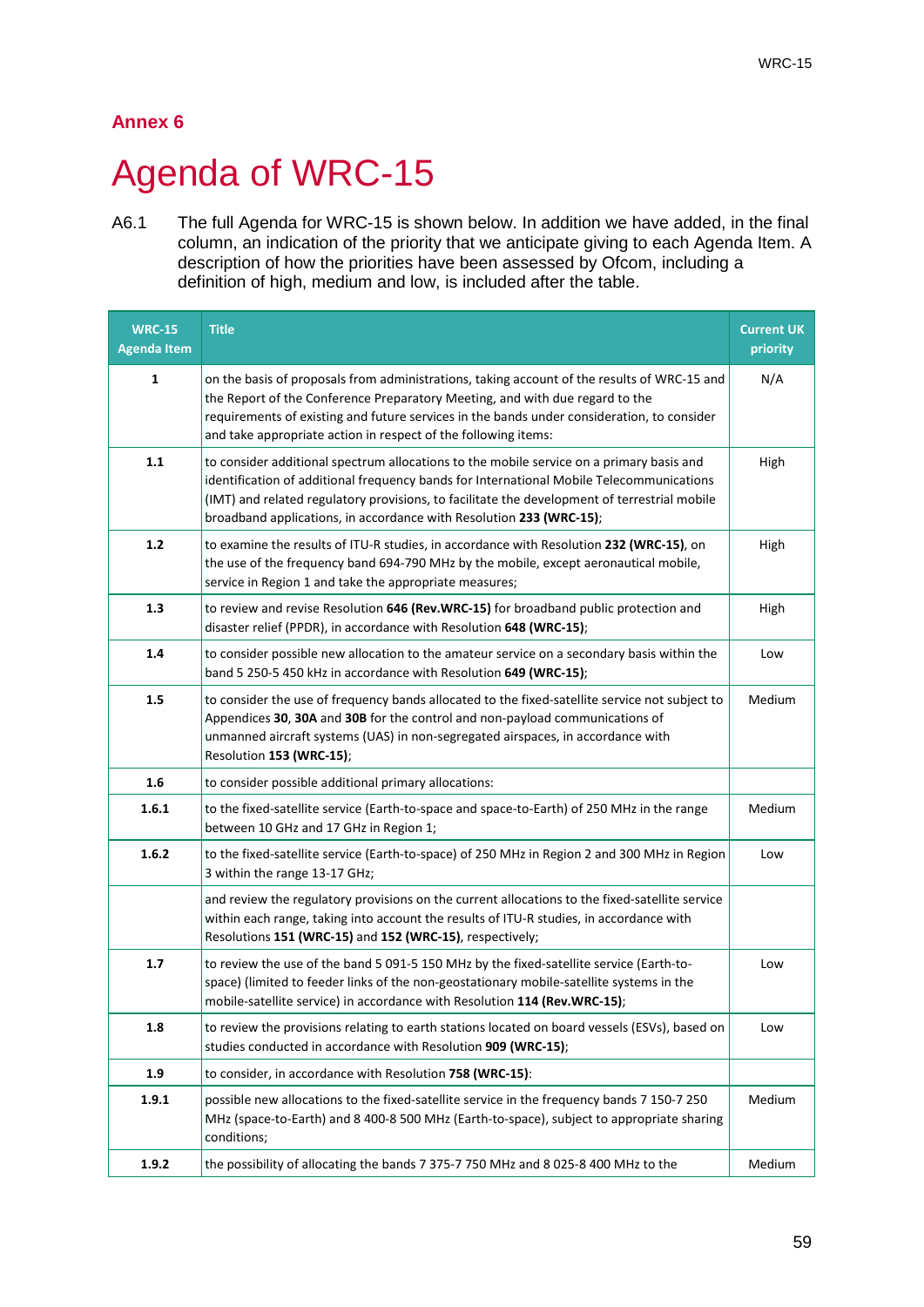## Annex 6

# Agenda of WRC-15

A6.1 The full Agenda for WRC-15 is shown below. In addition we have added, in the final column, an indication of the priority that we anticipate giving to each Agenda Item. A description of how the priorities have been assessed by Ofcom, including a definition of high, medium and low, is included after the table.

| WRC-15 Agenda Item | Title | Current UK priority |
|---|---|---|
| **1** | on the basis of proposals from administrations, taking account of the results of WRC-15 and the Report of the Conference Preparatory Meeting, and with due regard to the requirements of existing and future services in the bands under consideration, to consider and take appropriate action in respect of the following items: | N/A |
| **1.1** | to consider additional spectrum allocations to the mobile service on a primary basis and identification of additional frequency bands for International Mobile Telecommunications (IMT) and related regulatory provisions, to facilitate the development of terrestrial mobile broadband applications, in accordance with Resolution **233 (WRC-15)**; | High |
| **1.2** | to examine the results of ITU-R studies, in accordance with Resolution **232 (WRC-15)**, on the use of the frequency band 694-790 MHz by the mobile, except aeronautical mobile, service in Region 1 and take the appropriate measures; | High |
| **1.3** | to review and revise Resolution **646 (Rev.WRC-15)** for broadband public protection and disaster relief (PPDR), in accordance with Resolution **648 (WRC-15)**; | High |
| **1.4** | to consider possible new allocation to the amateur service on a secondary basis within the band 5 250-5 450 kHz in accordance with Resolution **649 (WRC-15)**; | Low |
| **1.5** | to consider the use of frequency bands allocated to the fixed-satellite service not subject to Appendices **30**, **30A** and **30B** for the control and non-payload communications of unmanned aircraft systems (UAS) in non-segregated airspaces, in accordance with Resolution **153 (WRC-15)**; | Medium |
| **1.6** | to consider possible additional primary allocations: | |
| **1.6.1** | to the fixed-satellite service (Earth-to-space and space-to-Earth) of 250 MHz in the range between 10 GHz and 17 GHz in Region 1; | Medium |
| **1.6.2** | to the fixed-satellite service (Earth-to-space) of 250 MHz in Region 2 and 300 MHz in Region 3 within the range 13-17 GHz; | Low |
| | and review the regulatory provisions on the current allocations to the fixed-satellite service within each range, taking into account the results of ITU-R studies, in accordance with Resolutions **151 (WRC-15)** and **152 (WRC-15)**, respectively; | |
| **1.7** | to review the use of the band 5 091-5 150 MHz by the fixed-satellite service (Earth-to-space) (limited to feeder links of the non-geostationary mobile-satellite systems in the mobile-satellite service) in accordance with Resolution **114 (Rev.WRC-15)**; | Low |
| **1.8** | to review the provisions relating to earth stations located on board vessels (ESVs), based on studies conducted in accordance with Resolution **909 (WRC-15)**; | Low |
| **1.9** | to consider, in accordance with Resolution **758 (WRC-15)**: | |
| **1.9.1** | possible new allocations to the fixed-satellite service in the frequency bands 7 150-7 250 MHz (space-to-Earth) and 8 400-8 500 MHz (Earth-to-space), subject to appropriate sharing conditions; | Medium |
| **1.9.2** | the possibility of allocating the bands 7 375-7 750 MHz and 8 025-8 400 MHz to the | Medium |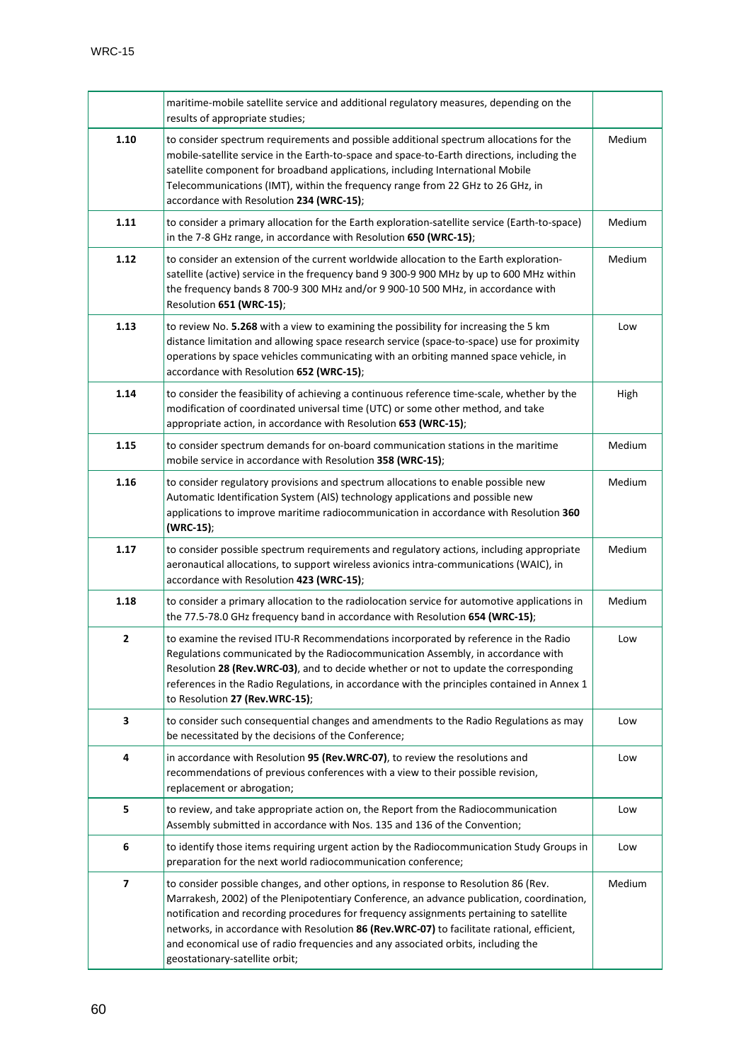| | | |
|---|---|---|
| | maritime-mobile satellite service and additional regulatory measures, depending on the results of appropriate studies; | |
| **1.10** | to consider spectrum requirements and possible additional spectrum allocations for the mobile-satellite service in the Earth-to-space and space-to-Earth directions, including the satellite component for broadband applications, including International Mobile Telecommunications (IMT), within the frequency range from 22 GHz to 26 GHz, in accordance with Resolution **234 (WRC-15)**; | Medium |
| **1.11** | to consider a primary allocation for the Earth exploration-satellite service (Earth-to-space) in the 7-8 GHz range, in accordance with Resolution **650 (WRC-15)**; | Medium |
| **1.12** | to consider an extension of the current worldwide allocation to the Earth exploration-satellite (active) service in the frequency band 9 300-9 900 MHz by up to 600 MHz within the frequency bands 8 700-9 300 MHz and/or 9 900-10 500 MHz, in accordance with Resolution **651 (WRC-15)**; | Medium |
| **1.13** | to review No. **5.268** with a view to examining the possibility for increasing the 5 km distance limitation and allowing space research service (space-to-space) use for proximity operations by space vehicles communicating with an orbiting manned space vehicle, in accordance with Resolution **652 (WRC-15)**; | Low |
| **1.14** | to consider the feasibility of achieving a continuous reference time-scale, whether by the modification of coordinated universal time (UTC) or some other method, and take appropriate action, in accordance with Resolution **653 (WRC-15)**; | High |
| **1.15** | to consider spectrum demands for on-board communication stations in the maritime mobile service in accordance with Resolution **358 (WRC-15)**; | Medium |
| **1.16** | to consider regulatory provisions and spectrum allocations to enable possible new Automatic Identification System (AIS) technology applications and possible new applications to improve maritime radiocommunication in accordance with Resolution **360 (WRC-15)**; | Medium |
| **1.17** | to consider possible spectrum requirements and regulatory actions, including appropriate aeronautical allocations, to support wireless avionics intra-communications (WAIC), in accordance with Resolution **423 (WRC-15)**; | Medium |
| **1.18** | to consider a primary allocation to the radiolocation service for automotive applications in the 77.5-78.0 GHz frequency band in accordance with Resolution **654 (WRC-15)**; | Medium |
| **2** | to examine the revised ITU-R Recommendations incorporated by reference in the Radio Regulations communicated by the Radiocommunication Assembly, in accordance with Resolution **28 (Rev.WRC-03)**, and to decide whether or not to update the corresponding references in the Radio Regulations, in accordance with the principles contained in Annex 1 to Resolution **27 (Rev.WRC-15)**; | Low |
| **3** | to consider such consequential changes and amendments to the Radio Regulations as may be necessitated by the decisions of the Conference; | Low |
| **4** | in accordance with Resolution **95 (Rev.WRC-07)**, to review the resolutions and recommendations of previous conferences with a view to their possible revision, replacement or abrogation; | Low |
| **5** | to review, and take appropriate action on, the Report from the Radiocommunication Assembly submitted in accordance with Nos. 135 and 136 of the Convention; | Low |
| **6** | to identify those items requiring urgent action by the Radiocommunication Study Groups in preparation for the next world radiocommunication conference; | Low |
| **7** | to consider possible changes, and other options, in response to Resolution 86 (Rev. Marrakesh, 2002) of the Plenipotentiary Conference, an advance publication, coordination, notification and recording procedures for frequency assignments pertaining to satellite networks, in accordance with Resolution **86 (Rev.WRC-07)** to facilitate rational, efficient, and economical use of radio frequencies and any associated orbits, including the geostationary-satellite orbit; | Medium |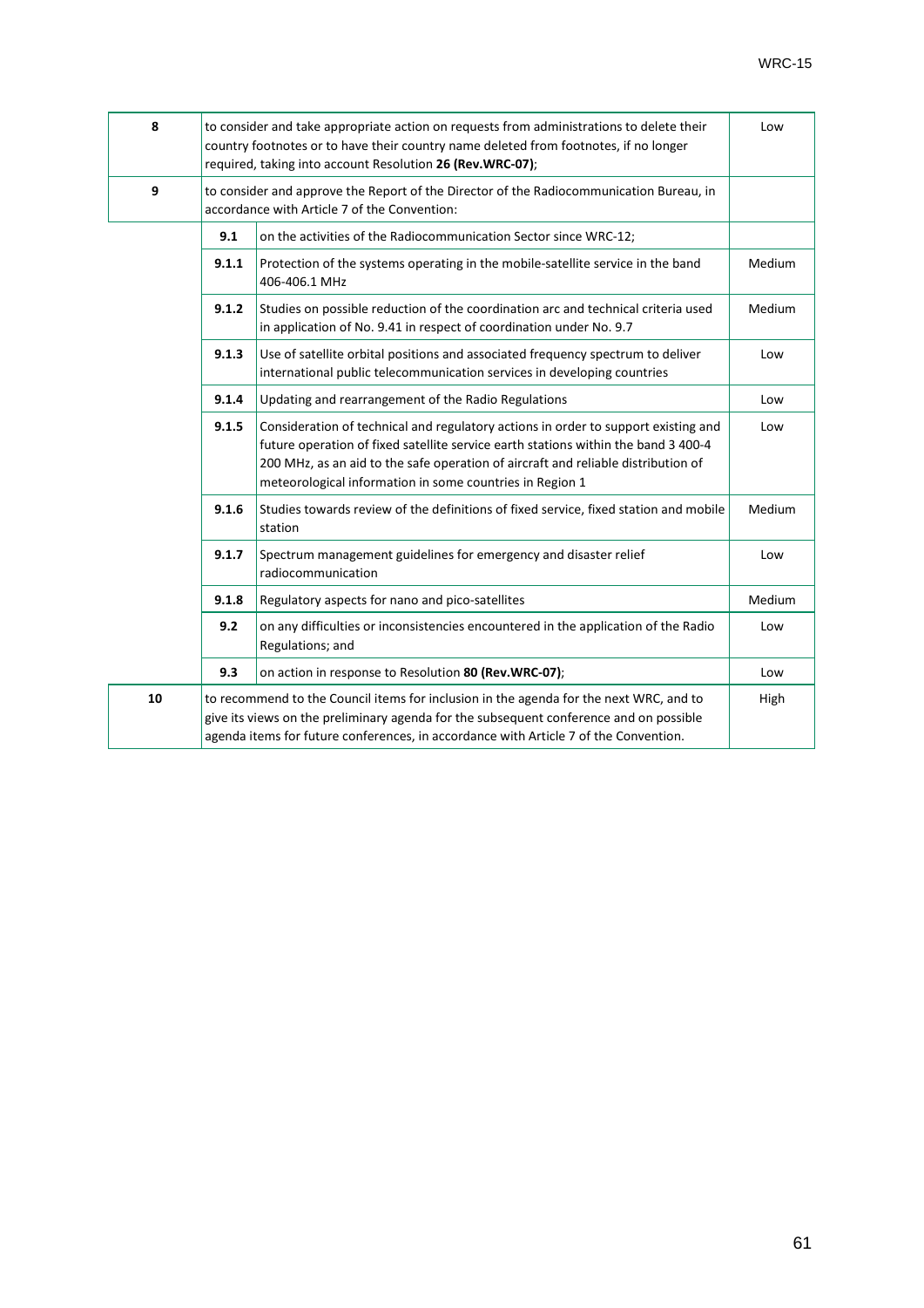| | | | |
|---|---|---|---|
| **8** | to consider and take appropriate action on requests from administrations to delete their country footnotes or to have their country name deleted from footnotes, if no longer required, taking into account Resolution **26 (Rev.WRC-07)**; | | Low |
| **9** | to consider and approve the Report of the Director of the Radiocommunication Bureau, in accordance with Article 7 of the Convention: | | |
| | **9.1** | on the activities of the Radiocommunication Sector since WRC-12; | |
| | **9.1.1** | Protection of the systems operating in the mobile-satellite service in the band 406-406.1 MHz | Medium |
| | **9.1.2** | Studies on possible reduction of the coordination arc and technical criteria used in application of No. 9.41 in respect of coordination under No. 9.7 | Medium |
| | **9.1.3** | Use of satellite orbital positions and associated frequency spectrum to deliver international public telecommunication services in developing countries | Low |
| | **9.1.4** | Updating and rearrangement of the Radio Regulations | Low |
| | **9.1.5** | Consideration of technical and regulatory actions in order to support existing and future operation of fixed satellite service earth stations within the band 3 400-4 200 MHz, as an aid to the safe operation of aircraft and reliable distribution of meteorological information in some countries in Region 1 | Low |
| | **9.1.6** | Studies towards review of the definitions of fixed service, fixed station and mobile station | Medium |
| | **9.1.7** | Spectrum management guidelines for emergency and disaster relief radiocommunication | Low |
| | **9.1.8** | Regulatory aspects for nano and pico-satellites | Medium |
| | **9.2** | on any difficulties or inconsistencies encountered in the application of the Radio Regulations; and | Low |
| | **9.3** | on action in response to Resolution **80 (Rev.WRC-07)**; | Low |
| **10** | to recommend to the Council items for inclusion in the agenda for the next WRC, and to give its views on the preliminary agenda for the subsequent conference and on possible agenda items for future conferences, in accordance with Article 7 of the Convention. | | High |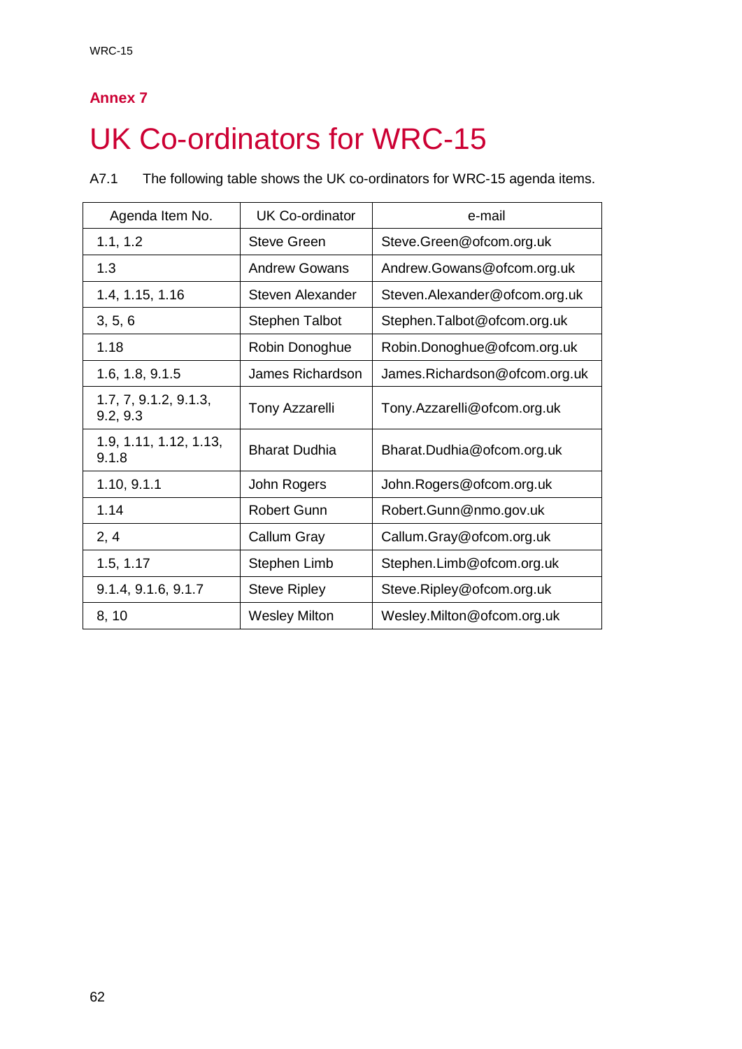## Annex 7

# UK Co-ordinators for WRC-15

A7.1 The following table shows the UK co-ordinators for WRC-15 agenda items.

| Agenda Item No. | UK Co-ordinator | e-mail |
|---|---|---|
| 1.1, 1.2 | Steve Green | Steve.Green@ofcom.org.uk |
| 1.3 | Andrew Gowans | Andrew.Gowans@ofcom.org.uk |
| 1.4, 1.15, 1.16 | Steven Alexander | Steven.Alexander@ofcom.org.uk |
| 3, 5, 6 | Stephen Talbot | Stephen.Talbot@ofcom.org.uk |
| 1.18 | Robin Donoghue | Robin.Donoghue@ofcom.org.uk |
| 1.6, 1.8, 9.1.5 | James Richardson | James.Richardson@ofcom.org.uk |
| 1.7, 7, 9.1.2, 9.1.3, 9.2, 9.3 | Tony Azzarelli | Tony.Azzarelli@ofcom.org.uk |
| 1.9, 1.11, 1.12, 1.13, 9.1.8 | Bharat Dudhia | Bharat.Dudhia@ofcom.org.uk |
| 1.10, 9.1.1 | John Rogers | John.Rogers@ofcom.org.uk |
| 1.14 | Robert Gunn | Robert.Gunn@nmo.gov.uk |
| 2, 4 | Callum Gray | Callum.Gray@ofcom.org.uk |
| 1.5, 1.17 | Stephen Limb | Stephen.Limb@ofcom.org.uk |
| 9.1.4, 9.1.6, 9.1.7 | Steve Ripley | Steve.Ripley@ofcom.org.uk |
| 8, 10 | Wesley Milton | Wesley.Milton@ofcom.org.uk |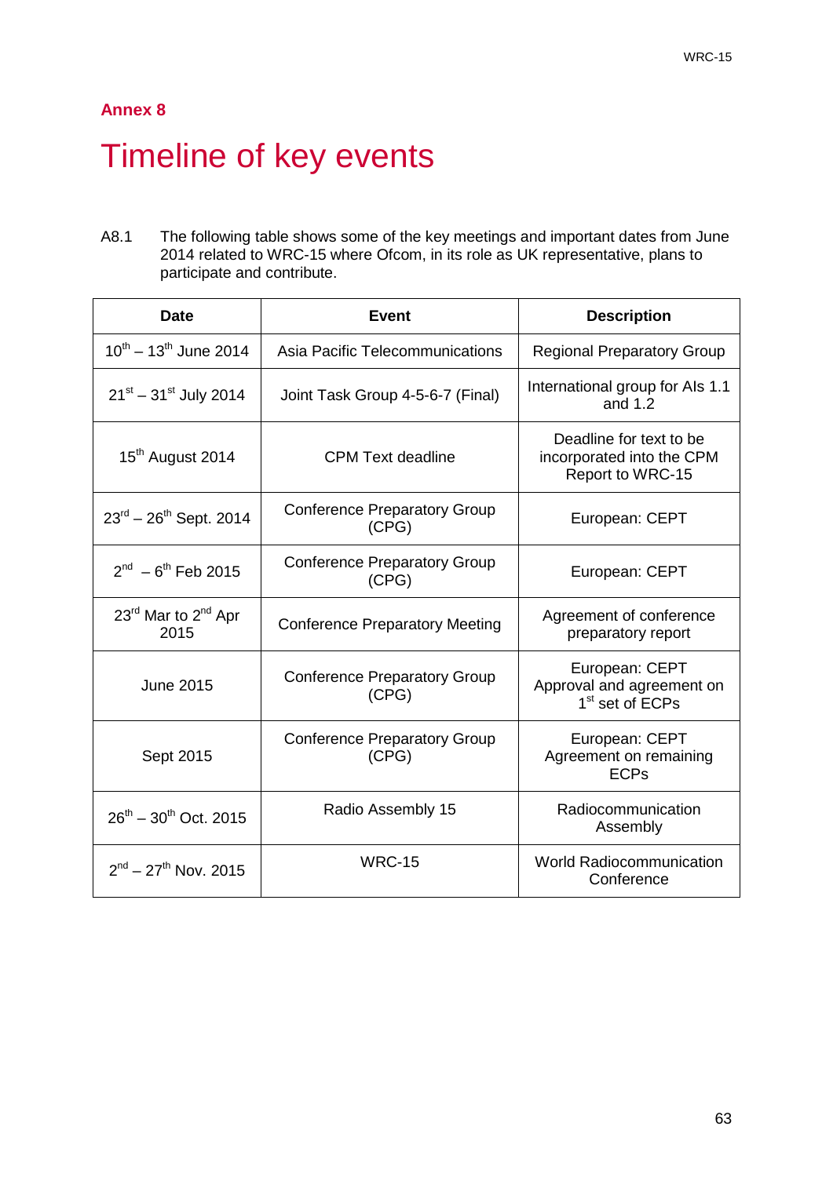## Annex 8

# Timeline of key events

A8.1 The following table shows some of the key meetings and important dates from June 2014 related to WRC-15 where Ofcom, in its role as UK representative, plans to participate and contribute.

| Date | Event | Description |
|---|---|---|
| 10th – 13th June 2014 | Asia Pacific Telecommunications | Regional Preparatory Group |
| 21st – 31st July 2014 | Joint Task Group 4-5-6-7 (Final) | International group for AIs 1.1 and 1.2 |
| 15th August 2014 | CPM Text deadline | Deadline for text to be incorporated into the CPM Report to WRC-15 |
| 23rd – 26th Sept. 2014 | Conference Preparatory Group (CPG) | European: CEPT |
| 2nd – 6th Feb 2015 | Conference Preparatory Group (CPG) | European: CEPT |
| 23rd Mar to 2nd Apr 2015 | Conference Preparatory Meeting | Agreement of conference preparatory report |
| June 2015 | Conference Preparatory Group (CPG) | European: CEPT Approval and agreement on 1st set of ECPs |
| Sept 2015 | Conference Preparatory Group (CPG) | European: CEPT Agreement on remaining ECPs |
| 26th – 30th Oct. 2015 | Radio Assembly 15 | Radiocommunication Assembly |
| 2nd – 27th Nov. 2015 | WRC-15 | World Radiocommunication Conference |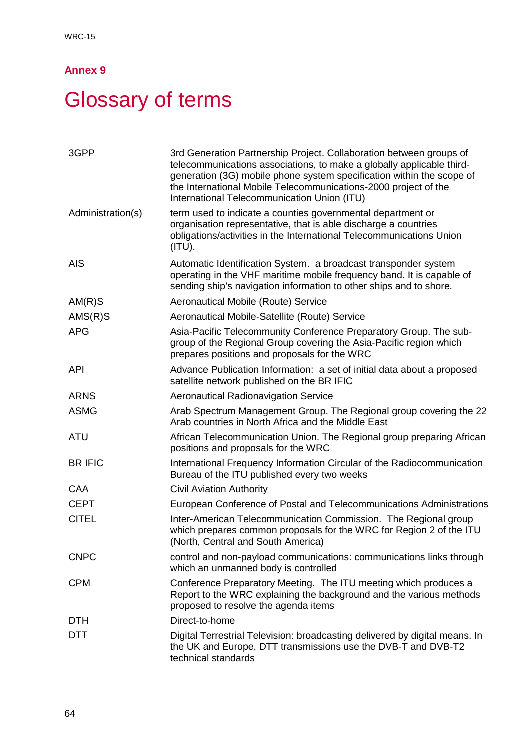## Annex 9

# Glossary of terms

| | |
|---|---|
| 3GPP | 3rd Generation Partnership Project. Collaboration between groups of telecommunications associations, to make a globally applicable third-generation (3G) mobile phone system specification within the scope of the International Mobile Telecommunications-2000 project of the International Telecommunication Union (ITU) |
| Administration(s) | term used to indicate a counties governmental department or organisation representative, that is able discharge a countries obligations/activities in the International Telecommunications Union (ITU). |
| AIS | Automatic Identification System. a broadcast transponder system operating in the VHF maritime mobile frequency band. It is capable of sending ship's navigation information to other ships and to shore. |
| AM(R)S | Aeronautical Mobile (Route) Service |
| AMS(R)S | Aeronautical Mobile-Satellite (Route) Service |
| APG | Asia-Pacific Telecommunity Conference Preparatory Group. The sub-group of the Regional Group covering the Asia-Pacific region which prepares positions and proposals for the WRC |
| API | Advance Publication Information: a set of initial data about a proposed satellite network published on the BR IFIC |
| ARNS | Aeronautical Radionavigation Service |
| ASMG | Arab Spectrum Management Group. The Regional group covering the 22 Arab countries in North Africa and the Middle East |
| ATU | African Telecommunication Union. The Regional group preparing African positions and proposals for the WRC |
| BR IFIC | International Frequency Information Circular of the Radiocommunication Bureau of the ITU published every two weeks |
| CAA | Civil Aviation Authority |
| CEPT | European Conference of Postal and Telecommunications Administrations |
| CITEL | Inter-American Telecommunication Commission. The Regional group which prepares common proposals for the WRC for Region 2 of the ITU (North, Central and South America) |
| CNPC | control and non-payload communications: communications links through which an unmanned body is controlled |
| CPM | Conference Preparatory Meeting. The ITU meeting which produces a Report to the WRC explaining the background and the various methods proposed to resolve the agenda items |
| DTH | Direct-to-home |
| DTT | Digital Terrestrial Television: broadcasting delivered by digital means. In the UK and Europe, DTT transmissions use the DVB-T and DVB-T2 technical standards |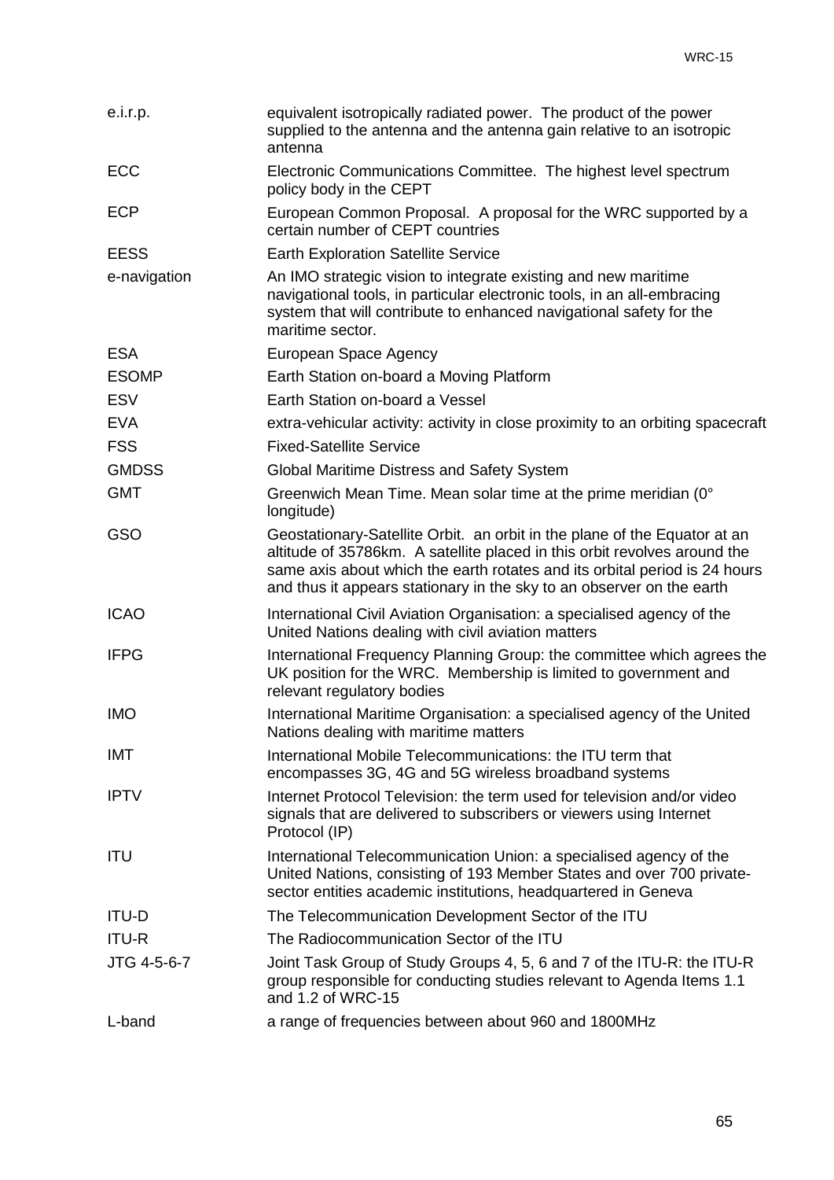| | |
|---|---|
| e.i.r.p. | equivalent isotropically radiated power. The product of the power supplied to the antenna and the antenna gain relative to an isotropic antenna |
| ECC | Electronic Communications Committee. The highest level spectrum policy body in the CEPT |
| ECP | European Common Proposal. A proposal for the WRC supported by a certain number of CEPT countries |
| EESS | Earth Exploration Satellite Service |
| e-navigation | An IMO strategic vision to integrate existing and new maritime navigational tools, in particular electronic tools, in an all-embracing system that will contribute to enhanced navigational safety for the maritime sector. |
| ESA | European Space Agency |
| ESOMP | Earth Station on-board a Moving Platform |
| ESV | Earth Station on-board a Vessel |
| EVA | extra-vehicular activity: activity in close proximity to an orbiting spacecraft |
| FSS | Fixed-Satellite Service |
| GMDSS | Global Maritime Distress and Safety System |
| GMT | Greenwich Mean Time. Mean solar time at the prime meridian (0° longitude) |
| GSO | Geostationary-Satellite Orbit. an orbit in the plane of the Equator at an altitude of 35786km. A satellite placed in this orbit revolves around the same axis about which the earth rotates and its orbital period is 24 hours and thus it appears stationary in the sky to an observer on the earth |
| ICAO | International Civil Aviation Organisation: a specialised agency of the United Nations dealing with civil aviation matters |
| IFPG | International Frequency Planning Group: the committee which agrees the UK position for the WRC. Membership is limited to government and relevant regulatory bodies |
| IMO | International Maritime Organisation: a specialised agency of the United Nations dealing with maritime matters |
| IMT | International Mobile Telecommunications: the ITU term that encompasses 3G, 4G and 5G wireless broadband systems |
| IPTV | Internet Protocol Television: the term used for television and/or video signals that are delivered to subscribers or viewers using Internet Protocol (IP) |
| ITU | International Telecommunication Union: a specialised agency of the United Nations, consisting of 193 Member States and over 700 private-sector entities academic institutions, headquartered in Geneva |
| ITU-D | The Telecommunication Development Sector of the ITU |
| ITU-R | The Radiocommunication Sector of the ITU |
| JTG 4-5-6-7 | Joint Task Group of Study Groups 4, 5, 6 and 7 of the ITU-R: the ITU-R group responsible for conducting studies relevant to Agenda Items 1.1 and 1.2 of WRC-15 |
| L-band | a range of frequencies between about 960 and 1800MHz |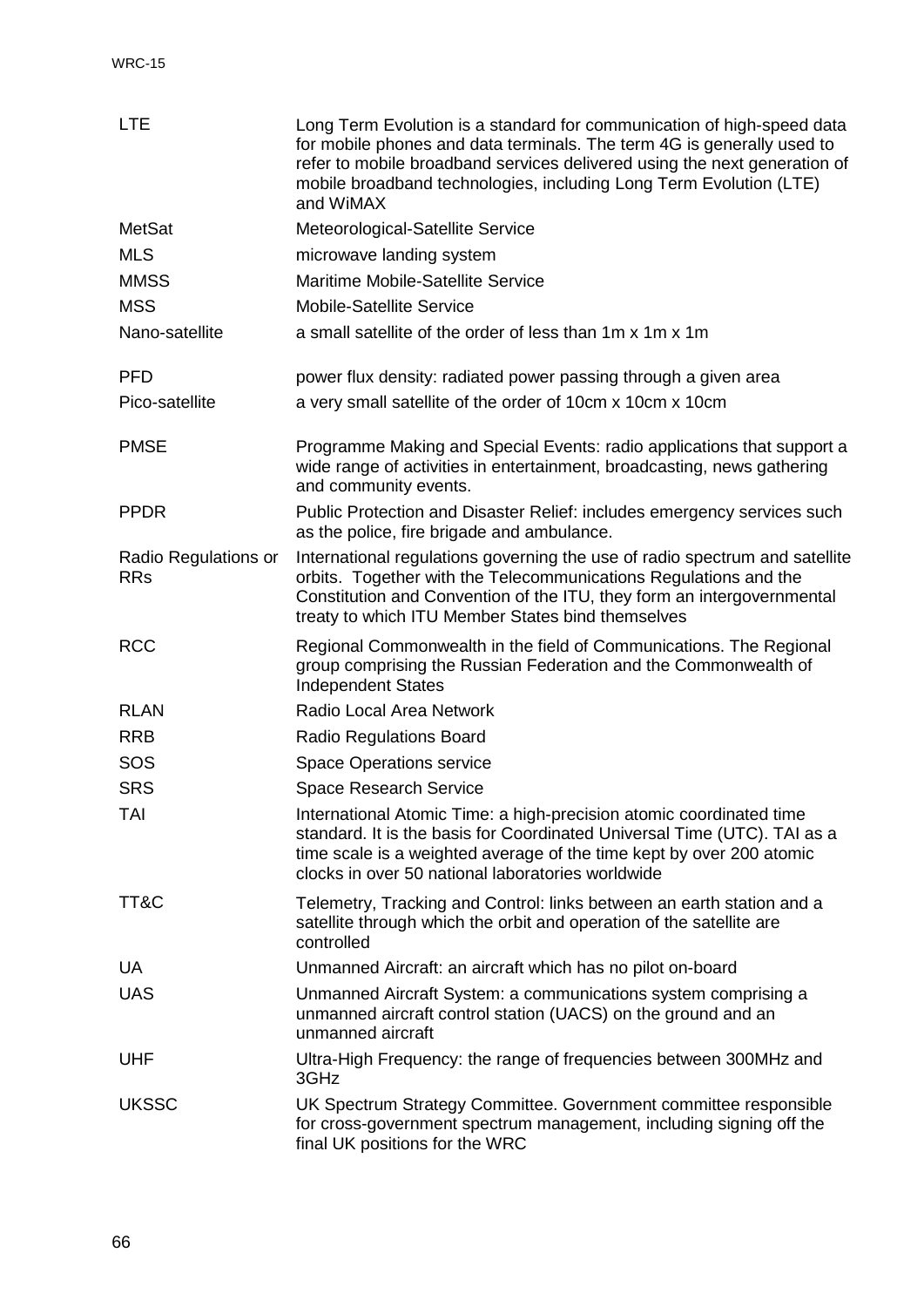| | |
|---|---|
| LTE | Long Term Evolution is a standard for communication of high-speed data for mobile phones and data terminals. The term 4G is generally used to refer to mobile broadband services delivered using the next generation of mobile broadband technologies, including Long Term Evolution (LTE) and WiMAX |
| MetSat | Meteorological-Satellite Service |
| MLS | microwave landing system |
| MMSS | Maritime Mobile-Satellite Service |
| MSS | Mobile-Satellite Service |
| Nano-satellite | a small satellite of the order of less than 1m x 1m x 1m |
| PFD | power flux density: radiated power passing through a given area |
| Pico-satellite | a very small satellite of the order of 10cm x 10cm x 10cm |
| PMSE | Programme Making and Special Events: radio applications that support a wide range of activities in entertainment, broadcasting, news gathering and community events. |
| PPDR | Public Protection and Disaster Relief: includes emergency services such as the police, fire brigade and ambulance. |
| Radio Regulations or RRs | International regulations governing the use of radio spectrum and satellite orbits. Together with the Telecommunications Regulations and the Constitution and Convention of the ITU, they form an intergovernmental treaty to which ITU Member States bind themselves |
| RCC | Regional Commonwealth in the field of Communications. The Regional group comprising the Russian Federation and the Commonwealth of Independent States |
| RLAN | Radio Local Area Network |
| RRB | Radio Regulations Board |
| SOS | Space Operations service |
| SRS | Space Research Service |
| TAI | International Atomic Time: a high-precision atomic coordinated time standard. It is the basis for Coordinated Universal Time (UTC). TAI as a time scale is a weighted average of the time kept by over 200 atomic clocks in over 50 national laboratories worldwide |
| TT&C | Telemetry, Tracking and Control: links between an earth station and a satellite through which the orbit and operation of the satellite are controlled |
| UA | Unmanned Aircraft: an aircraft which has no pilot on-board |
| UAS | Unmanned Aircraft System: a communications system comprising a unmanned aircraft control station (UACS) on the ground and an unmanned aircraft |
| UHF | Ultra-High Frequency: the range of frequencies between 300MHz and 3GHz |
| UKSSC | UK Spectrum Strategy Committee. Government committee responsible for cross-government spectrum management, including signing off the final UK positions for the WRC |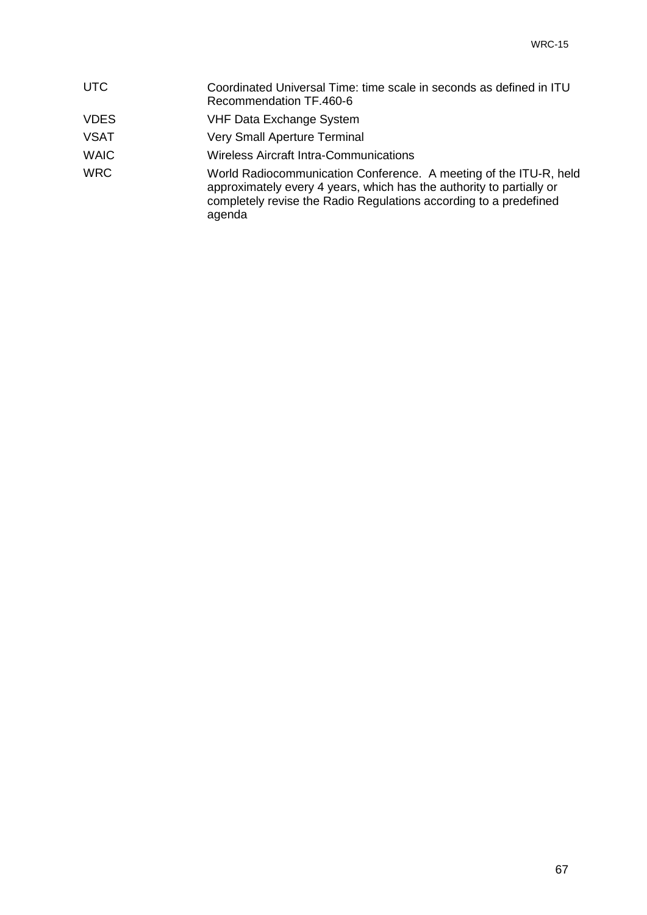| | |
|---|---|
| UTC | Coordinated Universal Time: time scale in seconds as defined in ITU Recommendation TF.460-6 |
| VDES | VHF Data Exchange System |
| VSAT | Very Small Aperture Terminal |
| WAIC | Wireless Aircraft Intra-Communications |
| WRC | World Radiocommunication Conference. A meeting of the ITU-R, held approximately every 4 years, which has the authority to partially or completely revise the Radio Regulations according to a predefined agenda |